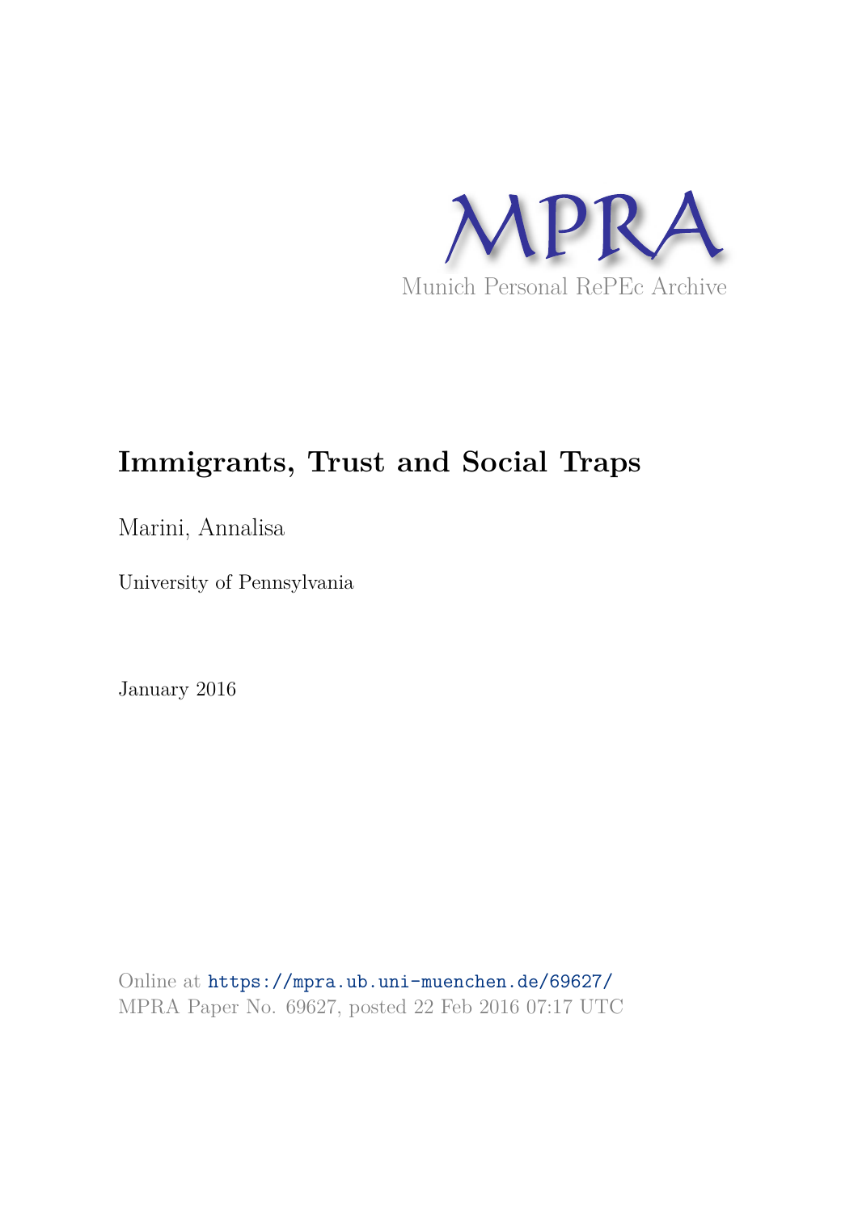MPRA

Munich Personal RePEc Archive

# Immigrants, Trust and Social Traps

Marini, Annalisa

University of Pennsylvania

January 2016

Online at https://mpra.ub.uni-muenchen.de/69627/

MPRA Paper No. 69627, posted 22 Feb 2016 07:17 UTC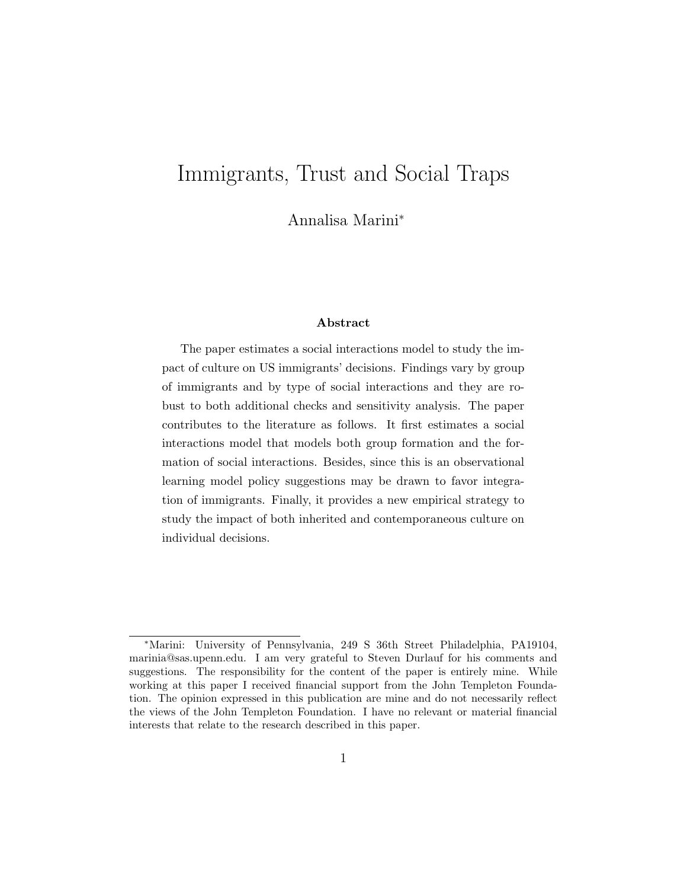# Immigrants, Trust and Social Traps

Annalisa Marini*

**Abstract**

The paper estimates a social interactions model to study the impact of culture on US immigrants' decisions. Findings vary by group of immigrants and by type of social interactions and they are robust to both additional checks and sensitivity analysis. The paper contributes to the literature as follows. It first estimates a social interactions model that models both group formation and the formation of social interactions. Besides, since this is an observational learning model policy suggestions may be drawn to favor integration of immigrants. Finally, it provides a new empirical strategy to study the impact of both inherited and contemporaneous culture on individual decisions.

---

*Marini: University of Pennsylvania, 249 S 36th Street Philadelphia, PA19104, marinia@sas.upenn.edu. I am very grateful to Steven Durlauf for his comments and suggestions. The responsibility for the content of the paper is entirely mine. While working at this paper I received financial support from the John Templeton Foundation. The opinion expressed in this publication are mine and do not necessarily reflect the views of the John Templeton Foundation. I have no relevant or material financial interests that relate to the research described in this paper.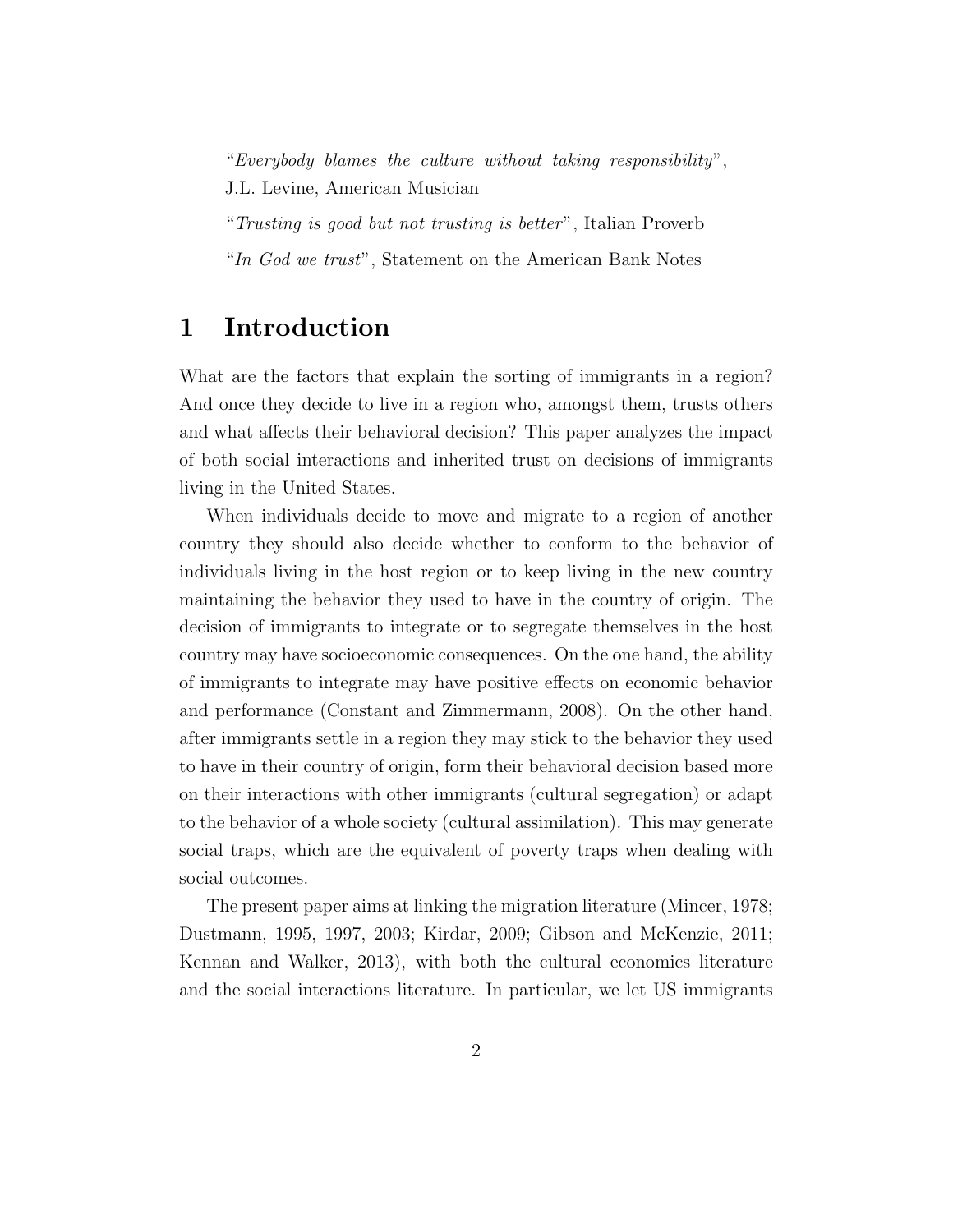"*Everybody blames the culture without taking responsibility*", J.L. Levine, American Musician

"*Trusting is good but not trusting is better*", Italian Proverb

"*In God we trust*", Statement on the American Bank Notes

# 1 Introduction

What are the factors that explain the sorting of immigrants in a region? And once they decide to live in a region who, amongst them, trusts others and what affects their behavioral decision? This paper analyzes the impact of both social interactions and inherited trust on decisions of immigrants living in the United States.

When individuals decide to move and migrate to a region of another country they should also decide whether to conform to the behavior of individuals living in the host region or to keep living in the new country maintaining the behavior they used to have in the country of origin. The decision of immigrants to integrate or to segregate themselves in the host country may have socioeconomic consequences. On the one hand, the ability of immigrants to integrate may have positive effects on economic behavior and performance (Constant and Zimmermann, 2008). On the other hand, after immigrants settle in a region they may stick to the behavior they used to have in their country of origin, form their behavioral decision based more on their interactions with other immigrants (cultural segregation) or adapt to the behavior of a whole society (cultural assimilation). This may generate social traps, which are the equivalent of poverty traps when dealing with social outcomes.

The present paper aims at linking the migration literature (Mincer, 1978; Dustmann, 1995, 1997, 2003; Kirdar, 2009; Gibson and McKenzie, 2011; Kennan and Walker, 2013), with both the cultural economics literature and the social interactions literature. In particular, we let US immigrants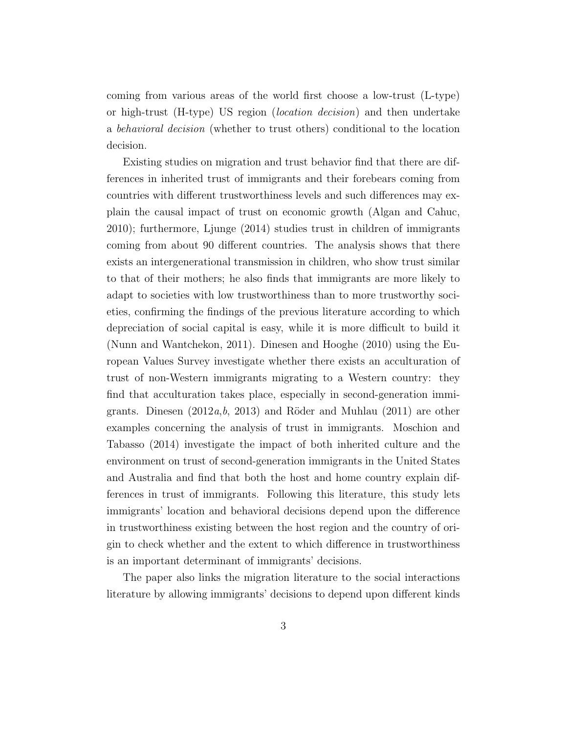coming from various areas of the world first choose a low-trust (L-type) or high-trust (H-type) US region (*location decision*) and then undertake a *behavioral decision* (whether to trust others) conditional to the location decision.

Existing studies on migration and trust behavior find that there are differences in inherited trust of immigrants and their forebears coming from countries with different trustworthiness levels and such differences may explain the causal impact of trust on economic growth (Algan and Cahuc, 2010); furthermore, Ljunge (2014) studies trust in children of immigrants coming from about 90 different countries. The analysis shows that there exists an intergenerational transmission in children, who show trust similar to that of their mothers; he also finds that immigrants are more likely to adapt to societies with low trustworthiness than to more trustworthy societies, confirming the findings of the previous literature according to which depreciation of social capital is easy, while it is more difficult to build it (Nunn and Wantchekon, 2011). Dinesen and Hooghe (2010) using the European Values Survey investigate whether there exists an acculturation of trust of non-Western immigrants migrating to a Western country: they find that acculturation takes place, especially in second-generation immigrants. Dinesen (2012*a*,*b*, 2013) and Röder and Muhlau (2011) are other examples concerning the analysis of trust in immigrants. Moschion and Tabasso (2014) investigate the impact of both inherited culture and the environment on trust of second-generation immigrants in the United States and Australia and find that both the host and home country explain differences in trust of immigrants. Following this literature, this study lets immigrants' location and behavioral decisions depend upon the difference in trustworthiness existing between the host region and the country of origin to check whether and the extent to which difference in trustworthiness is an important determinant of immigrants' decisions.

The paper also links the migration literature to the social interactions literature by allowing immigrants' decisions to depend upon different kinds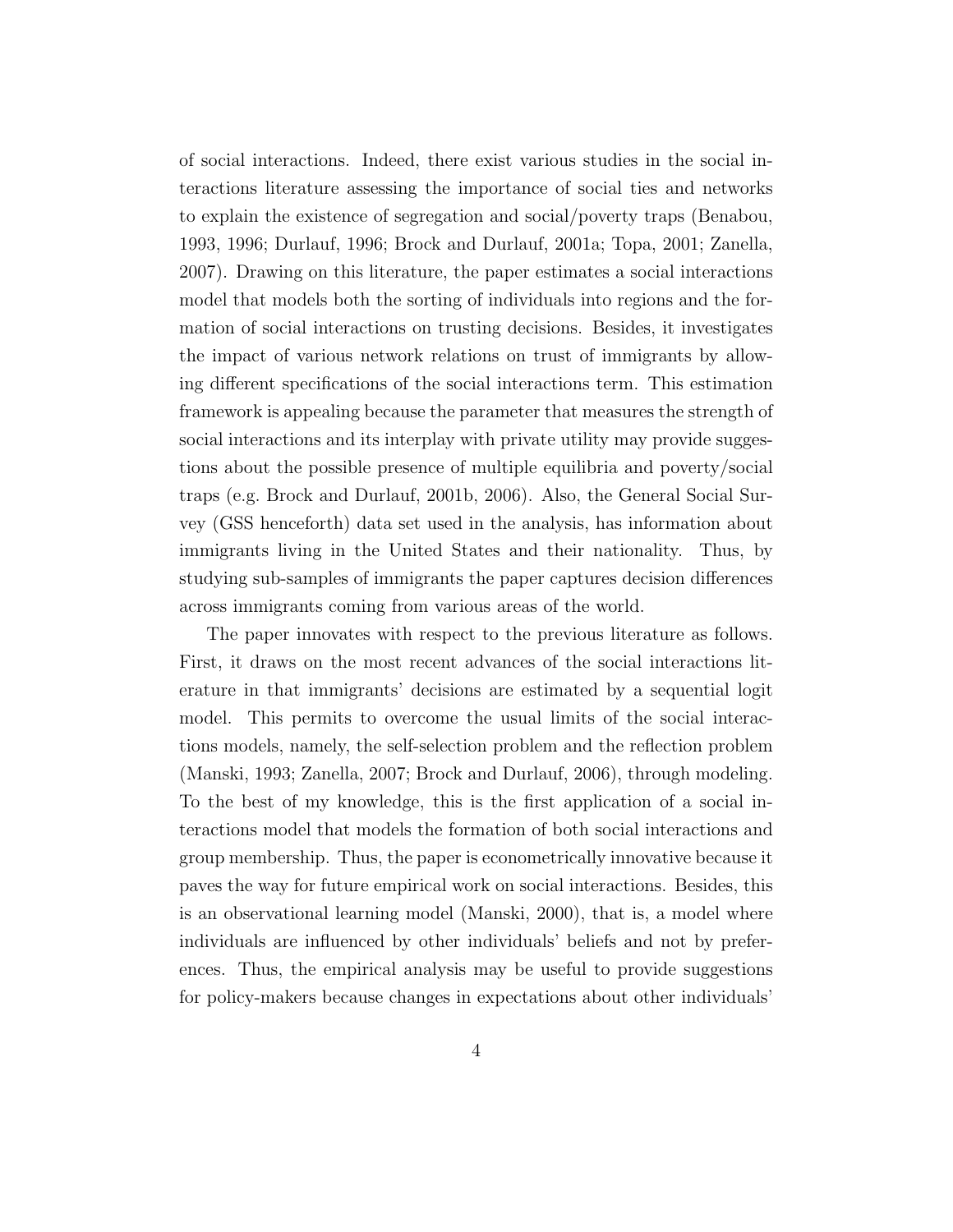of social interactions. Indeed, there exist various studies in the social interactions literature assessing the importance of social ties and networks to explain the existence of segregation and social/poverty traps (Benabou, 1993, 1996; Durlauf, 1996; Brock and Durlauf, 2001a; Topa, 2001; Zanella, 2007). Drawing on this literature, the paper estimates a social interactions model that models both the sorting of individuals into regions and the formation of social interactions on trusting decisions. Besides, it investigates the impact of various network relations on trust of immigrants by allowing different specifications of the social interactions term. This estimation framework is appealing because the parameter that measures the strength of social interactions and its interplay with private utility may provide suggestions about the possible presence of multiple equilibria and poverty/social traps (e.g. Brock and Durlauf, 2001b, 2006). Also, the General Social Survey (GSS henceforth) data set used in the analysis, has information about immigrants living in the United States and their nationality. Thus, by studying sub-samples of immigrants the paper captures decision differences across immigrants coming from various areas of the world.

The paper innovates with respect to the previous literature as follows. First, it draws on the most recent advances of the social interactions literature in that immigrants' decisions are estimated by a sequential logit model. This permits to overcome the usual limits of the social interactions models, namely, the self-selection problem and the reflection problem (Manski, 1993; Zanella, 2007; Brock and Durlauf, 2006), through modeling. To the best of my knowledge, this is the first application of a social interactions model that models the formation of both social interactions and group membership. Thus, the paper is econometrically innovative because it paves the way for future empirical work on social interactions. Besides, this is an observational learning model (Manski, 2000), that is, a model where individuals are influenced by other individuals' beliefs and not by preferences. Thus, the empirical analysis may be useful to provide suggestions for policy-makers because changes in expectations about other individuals'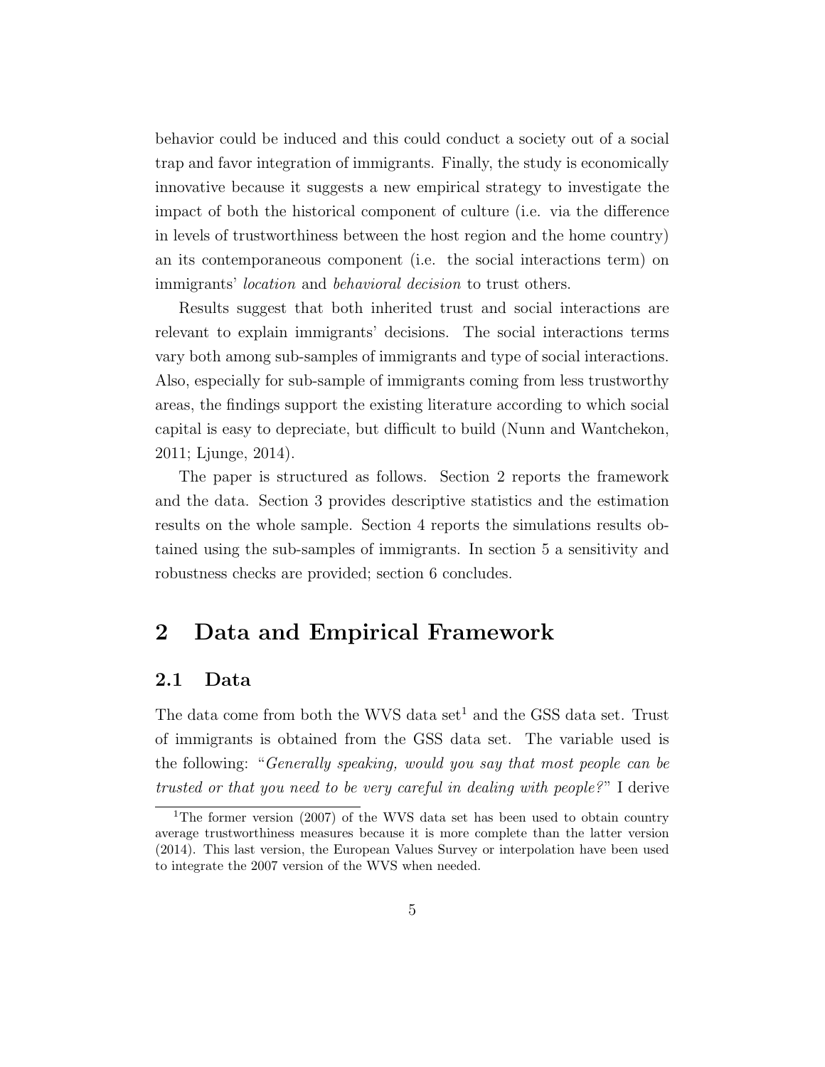behavior could be induced and this could conduct a society out of a social trap and favor integration of immigrants. Finally, the study is economically innovative because it suggests a new empirical strategy to investigate the impact of both the historical component of culture (i.e. via the difference in levels of trustworthiness between the host region and the home country) an its contemporaneous component (i.e. the social interactions term) on immigrants' *location* and *behavioral decision* to trust others.

Results suggest that both inherited trust and social interactions are relevant to explain immigrants' decisions. The social interactions terms vary both among sub-samples of immigrants and type of social interactions. Also, especially for sub-sample of immigrants coming from less trustworthy areas, the findings support the existing literature according to which social capital is easy to depreciate, but difficult to build (Nunn and Wantchekon, 2011; Ljunge, 2014).

The paper is structured as follows. Section 2 reports the framework and the data. Section 3 provides descriptive statistics and the estimation results on the whole sample. Section 4 reports the simulations results obtained using the sub-samples of immigrants. In section 5 a sensitivity and robustness checks are provided; section 6 concludes.

## 2 Data and Empirical Framework

### 2.1 Data

The data come from both the WVS data set[1] and the GSS data set. Trust of immigrants is obtained from the GSS data set. The variable used is the following: "*Generally speaking, would you say that most people can be trusted or that you need to be very careful in dealing with people?*" I derive

[1] The former version (2007) of the WVS data set has been used to obtain country average trustworthiness measures because it is more complete than the latter version (2014). This last version, the European Values Survey or interpolation have been used to integrate the 2007 version of the WVS when needed.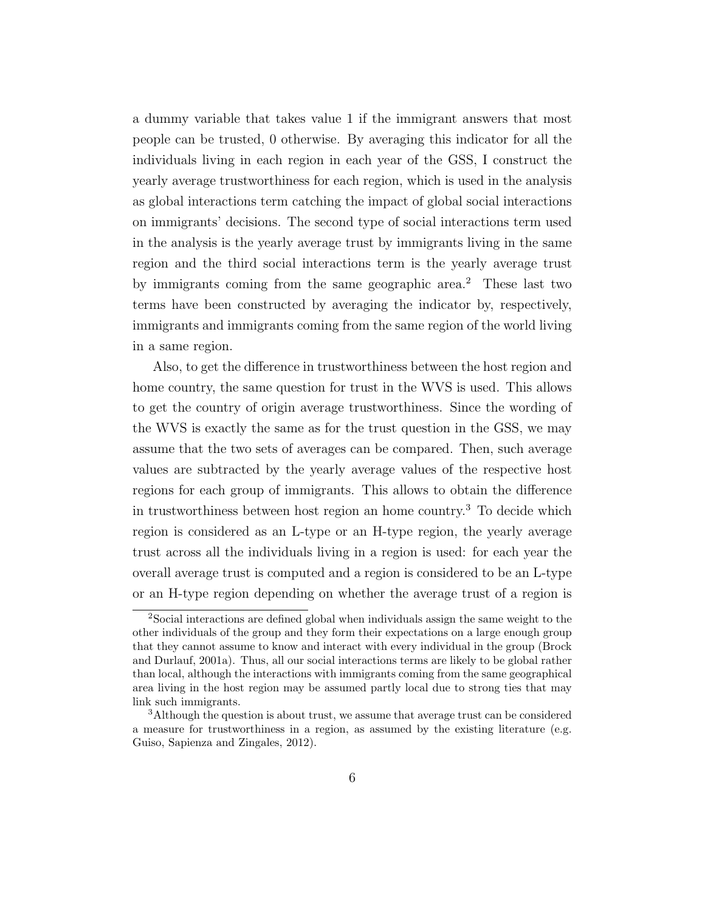a dummy variable that takes value 1 if the immigrant answers that most people can be trusted, 0 otherwise. By averaging this indicator for all the individuals living in each region in each year of the GSS, I construct the yearly average trustworthiness for each region, which is used in the analysis as global interactions term catching the impact of global social interactions on immigrants' decisions. The second type of social interactions term used in the analysis is the yearly average trust by immigrants living in the same region and the third social interactions term is the yearly average trust by immigrants coming from the same geographic area.[2] These last two terms have been constructed by averaging the indicator by, respectively, immigrants and immigrants coming from the same region of the world living in a same region.

Also, to get the difference in trustworthiness between the host region and home country, the same question for trust in the WVS is used. This allows to get the country of origin average trustworthiness. Since the wording of the WVS is exactly the same as for the trust question in the GSS, we may assume that the two sets of averages can be compared. Then, such average values are subtracted by the yearly average values of the respective host regions for each group of immigrants. This allows to obtain the difference in trustworthiness between host region an home country.[3] To decide which region is considered as an L-type or an H-type region, the yearly average trust across all the individuals living in a region is used: for each year the overall average trust is computed and a region is considered to be an L-type or an H-type region depending on whether the average trust of a region is

[2] Social interactions are defined global when individuals assign the same weight to the other individuals of the group and they form their expectations on a large enough group that they cannot assume to know and interact with every individual in the group (Brock and Durlauf, 2001a). Thus, all our social interactions terms are likely to be global rather than local, although the interactions with immigrants coming from the same geographical area living in the host region may be assumed partly local due to strong ties that may link such immigrants.

[3] Although the question is about trust, we assume that average trust can be considered a measure for trustworthiness in a region, as assumed by the existing literature (e.g. Guiso, Sapienza and Zingales, 2012).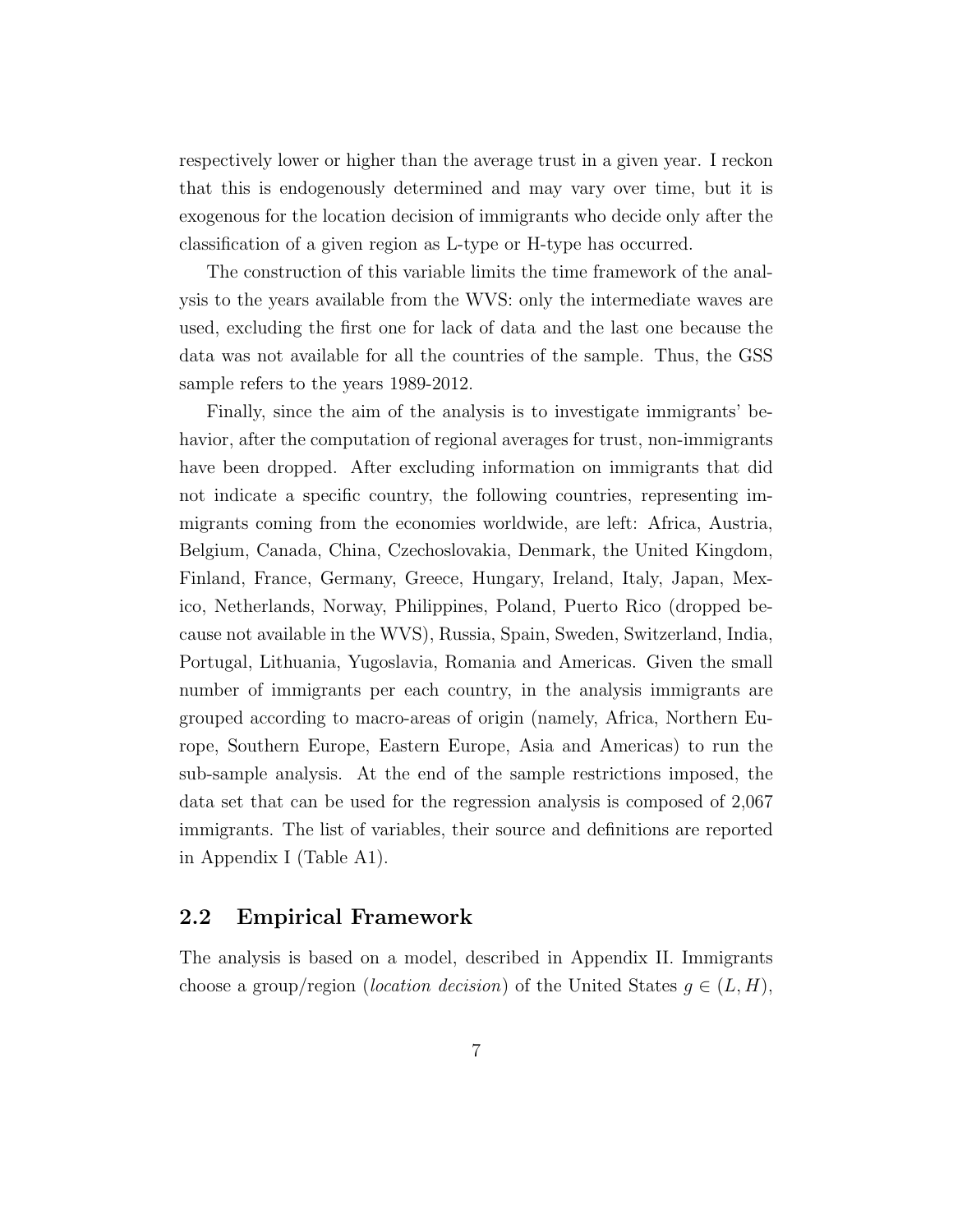respectively lower or higher than the average trust in a given year. I reckon that this is endogenously determined and may vary over time, but it is exogenous for the location decision of immigrants who decide only after the classification of a given region as L-type or H-type has occurred.

The construction of this variable limits the time framework of the analysis to the years available from the WVS: only the intermediate waves are used, excluding the first one for lack of data and the last one because the data was not available for all the countries of the sample. Thus, the GSS sample refers to the years 1989-2012.

Finally, since the aim of the analysis is to investigate immigrants' behavior, after the computation of regional averages for trust, non-immigrants have been dropped. After excluding information on immigrants that did not indicate a specific country, the following countries, representing immigrants coming from the economies worldwide, are left: Africa, Austria, Belgium, Canada, China, Czechoslovakia, Denmark, the United Kingdom, Finland, France, Germany, Greece, Hungary, Ireland, Italy, Japan, Mexico, Netherlands, Norway, Philippines, Poland, Puerto Rico (dropped because not available in the WVS), Russia, Spain, Sweden, Switzerland, India, Portugal, Lithuania, Yugoslavia, Romania and Americas. Given the small number of immigrants per each country, in the analysis immigrants are grouped according to macro-areas of origin (namely, Africa, Northern Europe, Southern Europe, Eastern Europe, Asia and Americas) to run the sub-sample analysis. At the end of the sample restrictions imposed, the data set that can be used for the regression analysis is composed of 2,067 immigrants. The list of variables, their source and definitions are reported in Appendix I (Table A1).

## 2.2 Empirical Framework

The analysis is based on a model, described in Appendix II. Immigrants choose a group/region (*location decision*) of the United States $g \in (L, H)$,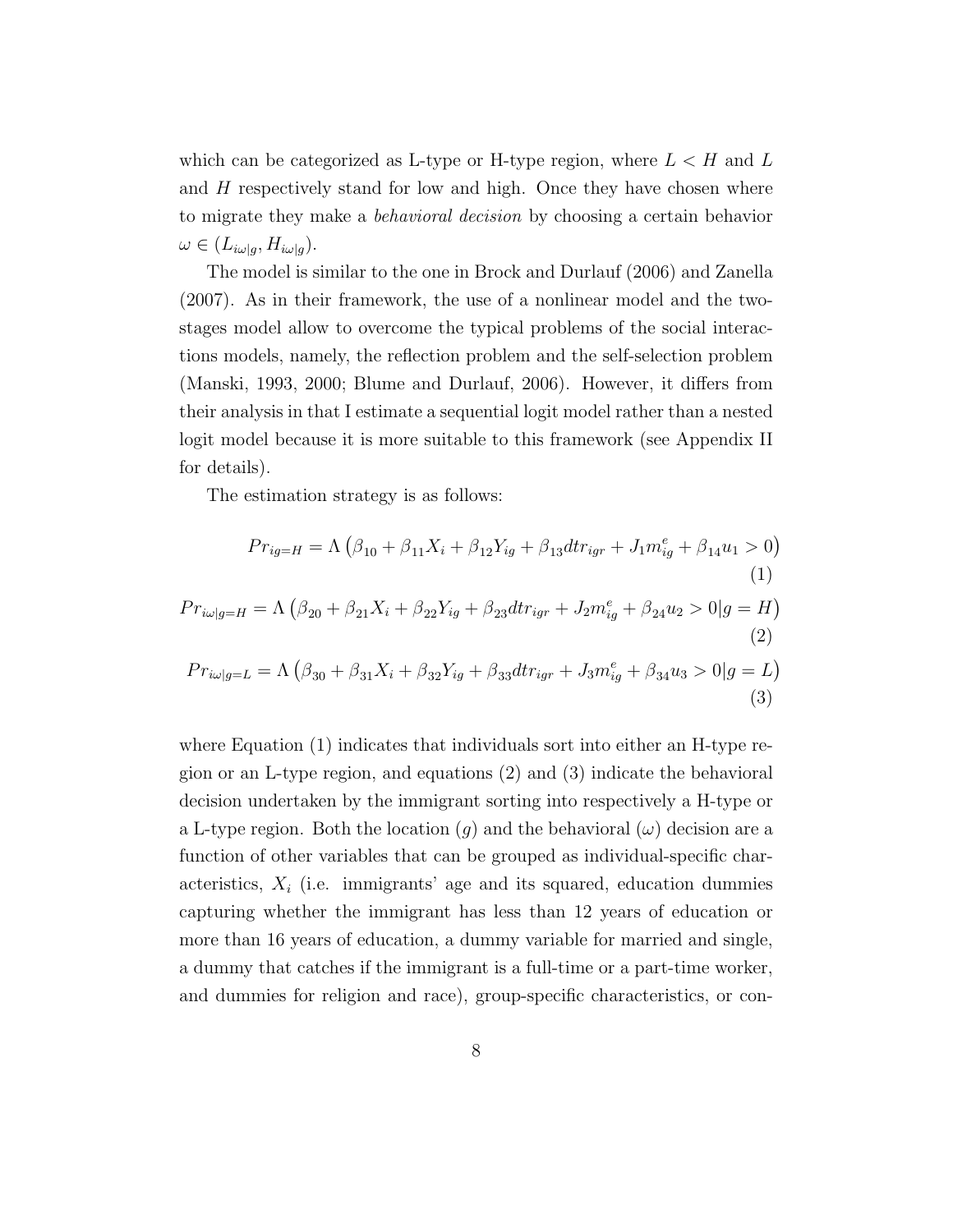which can be categorized as L-type or H-type region, where $L < H$ and $L$ and $H$ respectively stand for low and high. Once they have chosen where to migrate they make a *behavioral decision* by choosing a certain behavior $\omega \in (L_{i\omega|g}, H_{i\omega|g})$.

The model is similar to the one in Brock and Durlauf (2006) and Zanella (2007). As in their framework, the use of a nonlinear model and the two-stages model allow to overcome the typical problems of the social interactions models, namely, the reflection problem and the self-selection problem (Manski, 1993, 2000; Blume and Durlauf, 2006). However, it differs from their analysis in that I estimate a sequential logit model rather than a nested logit model because it is more suitable to this framework (see Appendix II for details).

The estimation strategy is as follows:

$$Pr_{ig=H} = \Lambda\left(\beta_{10} + \beta_{11}X_i + \beta_{12}Y_{ig} + \beta_{13}dtr_{igr} + J_1 m^e_{ig} + \beta_{14}u_1 > 0\right) \tag{1}$$

$$Pr_{i\omega|g=H} = \Lambda\left(\beta_{20} + \beta_{21}X_i + \beta_{22}Y_{ig} + \beta_{23}dtr_{igr} + J_2 m^e_{ig} + \beta_{24}u_2 > 0|g = H\right) \tag{2}$$

$$Pr_{i\omega|g=L} = \Lambda\left(\beta_{30} + \beta_{31}X_i + \beta_{32}Y_{ig} + \beta_{33}dtr_{igr} + J_3 m^e_{ig} + \beta_{34}u_3 > 0|g = L\right) \tag{3}$$

where Equation (1) indicates that individuals sort into either an H-type region or an L-type region, and equations (2) and (3) indicate the behavioral decision undertaken by the immigrant sorting into respectively a H-type or a L-type region. Both the location ($g$) and the behavioral ($\omega$) decision are a function of other variables that can be grouped as individual-specific characteristics, $X_i$ (i.e. immigrants' age and its squared, education dummies capturing whether the immigrant has less than 12 years of education or more than 16 years of education, a dummy variable for married and single, a dummy that catches if the immigrant is a full-time or a part-time worker, and dummies for religion and race), group-specific characteristics, or con-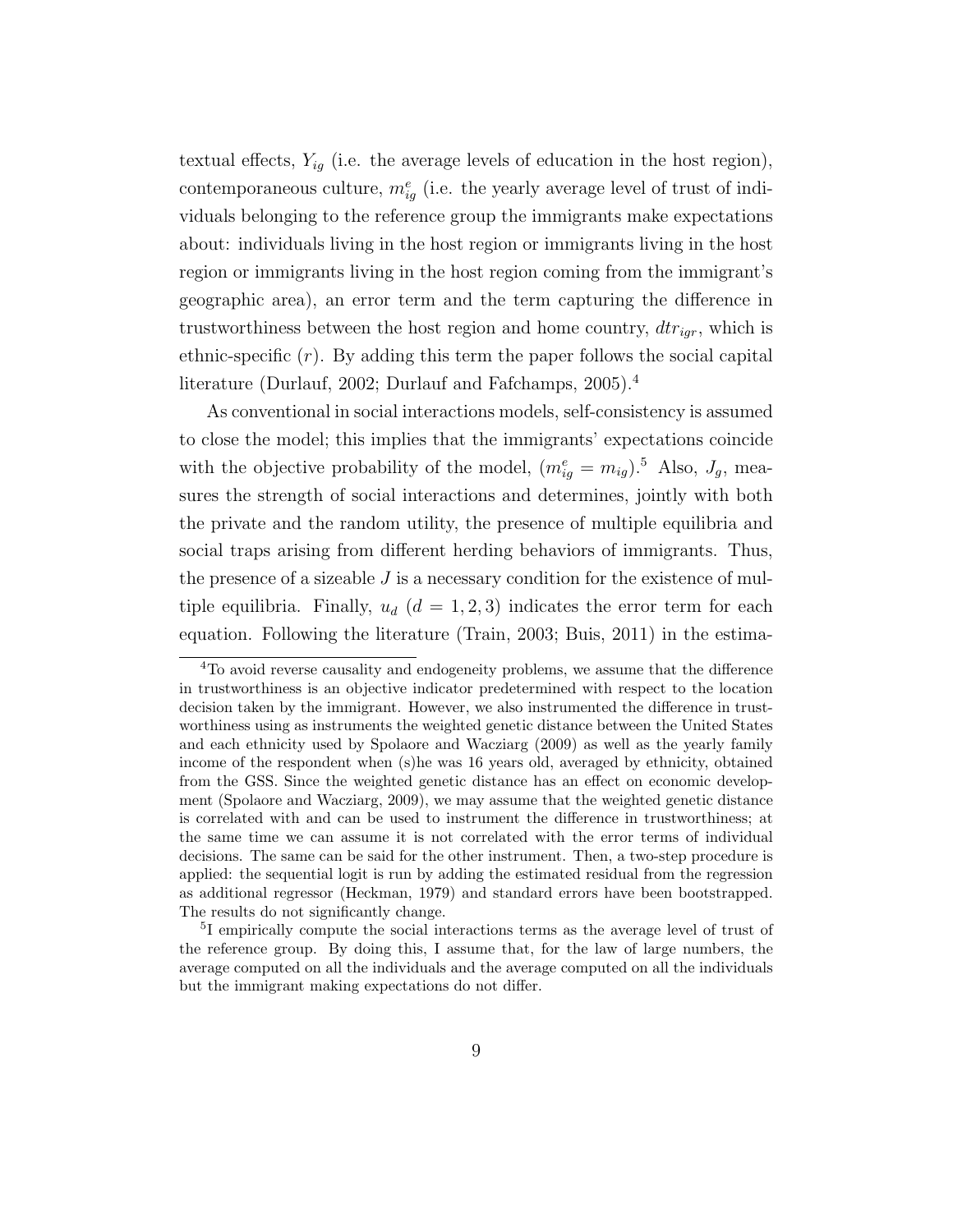textual effects, $Y_{ig}$ (i.e. the average levels of education in the host region), contemporaneous culture, $m^e_{ig}$ (i.e. the yearly average level of trust of individuals belonging to the reference group the immigrants make expectations about: individuals living in the host region or immigrants living in the host region or immigrants living in the host region coming from the immigrant's geographic area), an error term and the term capturing the difference in trustworthiness between the host region and home country, $dtr_{igr}$, which is ethnic-specific ($r$). By adding this term the paper follows the social capital literature (Durlauf, 2002; Durlauf and Fafchamps, 2005).[4]

As conventional in social interactions models, self-consistency is assumed to close the model; this implies that the immigrants' expectations coincide with the objective probability of the model, ($m^e_{ig} = m_{ig}$).[5] Also, $J_g$, measures the strength of social interactions and determines, jointly with both the private and the random utility, the presence of multiple equilibria and social traps arising from different herding behaviors of immigrants. Thus, the presence of a sizeable $J$ is a necessary condition for the existence of multiple equilibria. Finally, $u_d$ ($d = 1, 2, 3$) indicates the error term for each equation. Following the literature (Train, 2003; Buis, 2011) in the estima-

[4] To avoid reverse causality and endogeneity problems, we assume that the difference in trustworthiness is an objective indicator predetermined with respect to the location decision taken by the immigrant. However, we also instrumented the difference in trustworthiness using as instruments the weighted genetic distance between the United States and each ethnicity used by Spolaore and Wacziarg (2009) as well as the yearly family income of the respondent when (s)he was 16 years old, averaged by ethnicity, obtained from the GSS. Since the weighted genetic distance has an effect on economic development (Spolaore and Wacziarg, 2009), we may assume that the weighted genetic distance is correlated with and can be used to instrument the difference in trustworthiness; at the same time we can assume it is not correlated with the error terms of individual decisions. The same can be said for the other instrument. Then, a two-step procedure is applied: the sequential logit is run by adding the estimated residual from the regression as additional regressor (Heckman, 1979) and standard errors have been bootstrapped. The results do not significantly change.

[5] I empirically compute the social interactions terms as the average level of trust of the reference group. By doing this, I assume that, for the law of large numbers, the average computed on all the individuals and the average computed on all the individuals but the immigrant making expectations do not differ.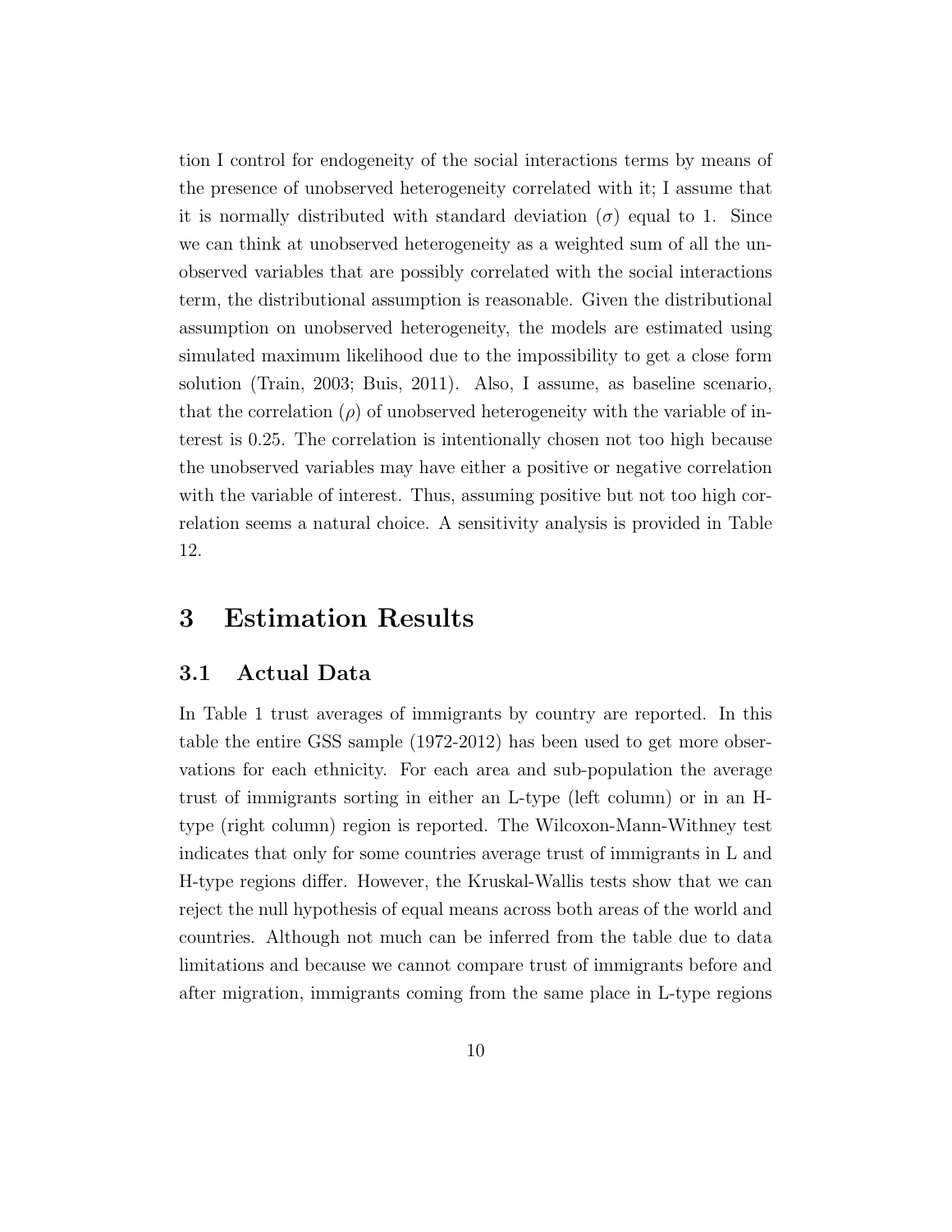tion I control for endogeneity of the social interactions terms by means of the presence of unobserved heterogeneity correlated with it; I assume that it is normally distributed with standard deviation ($\sigma$) equal to 1. Since we can think at unobserved heterogeneity as a weighted sum of all the unobserved variables that are possibly correlated with the social interactions term, the distributional assumption is reasonable. Given the distributional assumption on unobserved heterogeneity, the models are estimated using simulated maximum likelihood due to the impossibility to get a close form solution (Train, 2003; Buis, 2011). Also, I assume, as baseline scenario, that the correlation ($\rho$) of unobserved heterogeneity with the variable of interest is 0.25. The correlation is intentionally chosen not too high because the unobserved variables may have either a positive or negative correlation with the variable of interest. Thus, assuming positive but not too high correlation seems a natural choice. A sensitivity analysis is provided in Table 12.

# 3 Estimation Results

## 3.1 Actual Data

In Table 1 trust averages of immigrants by country are reported. In this table the entire GSS sample (1972-2012) has been used to get more observations for each ethnicity. For each area and sub-population the average trust of immigrants sorting in either an L-type (left column) or in an H-type (right column) region is reported. The Wilcoxon-Mann-Withney test indicates that only for some countries average trust of immigrants in L and H-type regions differ. However, the Kruskal-Wallis tests show that we can reject the null hypothesis of equal means across both areas of the world and countries. Although not much can be inferred from the table due to data limitations and because we cannot compare trust of immigrants before and after migration, immigrants coming from the same place in L-type regions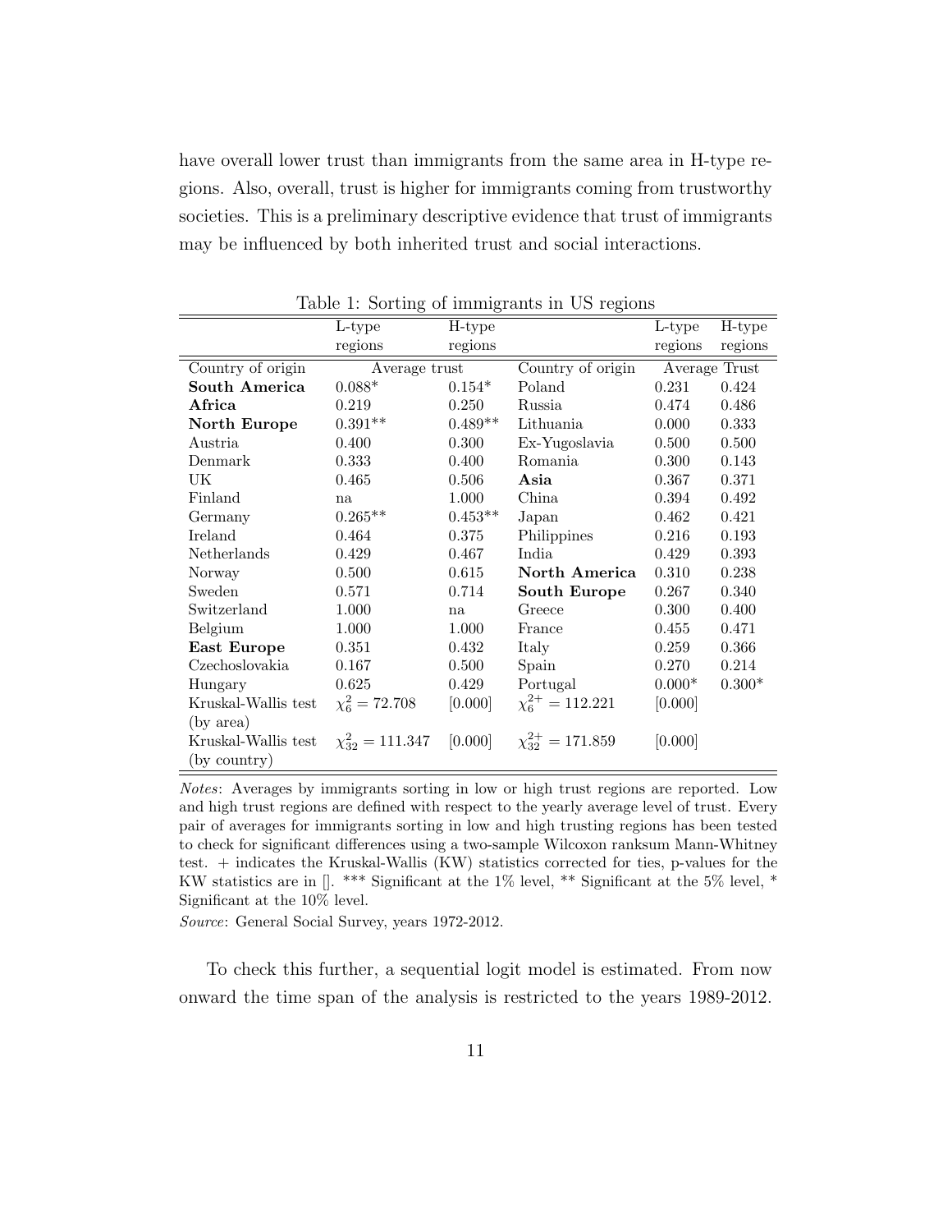have overall lower trust than immigrants from the same area in H-type regions. Also, overall, trust is higher for immigrants coming from trustworthy societies. This is a preliminary descriptive evidence that trust of immigrants may be influenced by both inherited trust and social interactions.

Table 1: Sorting of immigrants in US regions

| | L-type regions | H-type regions | | L-type regions | H-type regions |
|---|---|---|---|---|---|
| Country of origin | Average trust | | Country of origin | Average Trust | |
| **South America** | 0.088* | 0.154* | Poland | 0.231 | 0.424 |
| **Africa** | 0.219 | 0.250 | Russia | 0.474 | 0.486 |
| **North Europe** | 0.391** | 0.489** | Lithuania | 0.000 | 0.333 |
| Austria | 0.400 | 0.300 | Ex-Yugoslavia | 0.500 | 0.500 |
| Denmark | 0.333 | 0.400 | Romania | 0.300 | 0.143 |
| UK | 0.465 | 0.506 | **Asia** | 0.367 | 0.371 |
| Finland | na | 1.000 | China | 0.394 | 0.492 |
| Germany | 0.265** | 0.453** | Japan | 0.462 | 0.421 |
| Ireland | 0.464 | 0.375 | Philippines | 0.216 | 0.193 |
| Netherlands | 0.429 | 0.467 | India | 0.429 | 0.393 |
| Norway | 0.500 | 0.615 | **North America** | 0.310 | 0.238 |
| Sweden | 0.571 | 0.714 | **South Europe** | 0.267 | 0.340 |
| Switzerland | 1.000 | na | Greece | 0.300 | 0.400 |
| Belgium | 1.000 | 1.000 | France | 0.455 | 0.471 |
| **East Europe** | 0.351 | 0.432 | Italy | 0.259 | 0.366 |
| Czechoslovakia | 0.167 | 0.500 | Spain | 0.270 | 0.214 |
| Hungary | 0.625 | 0.429 | Portugal | 0.000* | 0.300* |
| Kruskal-Wallis test (by area) | $\chi^2_6 = 72.708$ | [0.000] | $\chi^{2+}_6 = 112.221$ | [0.000] | |
| Kruskal-Wallis test (by country) | $\chi^2_{32} = 111.347$ | [0.000] | $\chi^{2+}_{32} = 171.859$ | [0.000] | |

*Notes*: Averages by immigrants sorting in low or high trust regions are reported. Low and high trust regions are defined with respect to the yearly average level of trust. Every pair of averages for immigrants sorting in low and high trusting regions has been tested to check for significant differences using a two-sample Wilcoxon ranksum Mann-Whitney test. + indicates the Kruskal-Wallis (KW) statistics corrected for ties, p-values for the KW statistics are in []. *** Significant at the 1% level, ** Significant at the 5% level, * Significant at the 10% level.

*Source*: General Social Survey, years 1972-2012.

To check this further, a sequential logit model is estimated. From now onward the time span of the analysis is restricted to the years 1989-2012.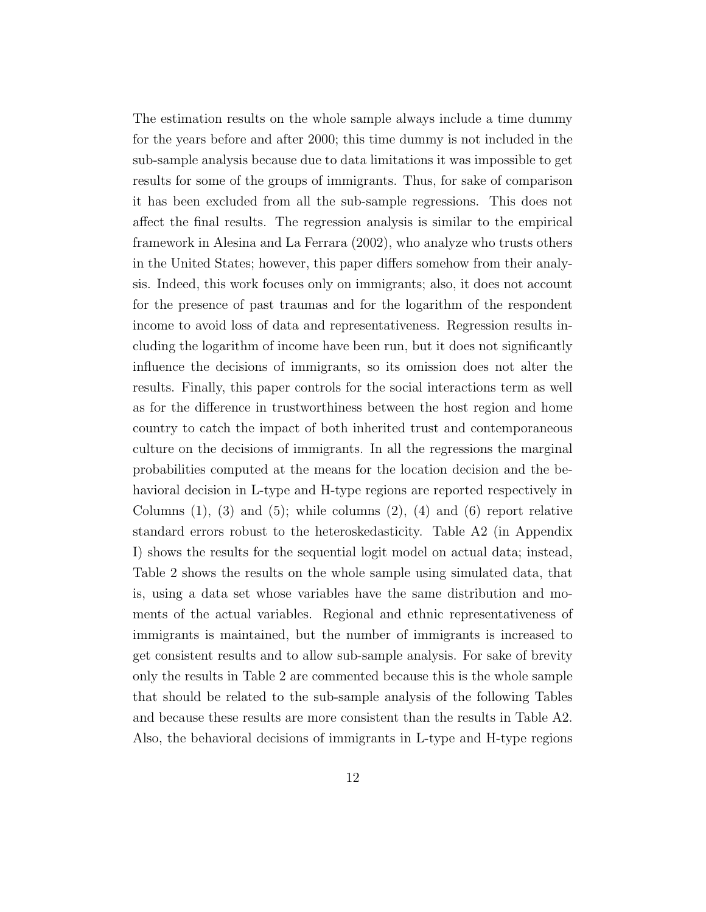The estimation results on the whole sample always include a time dummy for the years before and after 2000; this time dummy is not included in the sub-sample analysis because due to data limitations it was impossible to get results for some of the groups of immigrants. Thus, for sake of comparison it has been excluded from all the sub-sample regressions. This does not affect the final results. The regression analysis is similar to the empirical framework in Alesina and La Ferrara (2002), who analyze who trusts others in the United States; however, this paper differs somehow from their analysis. Indeed, this work focuses only on immigrants; also, it does not account for the presence of past traumas and for the logarithm of the respondent income to avoid loss of data and representativeness. Regression results including the logarithm of income have been run, but it does not significantly influence the decisions of immigrants, so its omission does not alter the results. Finally, this paper controls for the social interactions term as well as for the difference in trustworthiness between the host region and home country to catch the impact of both inherited trust and contemporaneous culture on the decisions of immigrants. In all the regressions the marginal probabilities computed at the means for the location decision and the behavioral decision in L-type and H-type regions are reported respectively in Columns (1), (3) and (5); while columns (2), (4) and (6) report relative standard errors robust to the heteroskedasticity. Table A2 (in Appendix I) shows the results for the sequential logit model on actual data; instead, Table 2 shows the results on the whole sample using simulated data, that is, using a data set whose variables have the same distribution and moments of the actual variables. Regional and ethnic representativeness of immigrants is maintained, but the number of immigrants is increased to get consistent results and to allow sub-sample analysis. For sake of brevity only the results in Table 2 are commented because this is the whole sample that should be related to the sub-sample analysis of the following Tables and because these results are more consistent than the results in Table A2. Also, the behavioral decisions of immigrants in L-type and H-type regions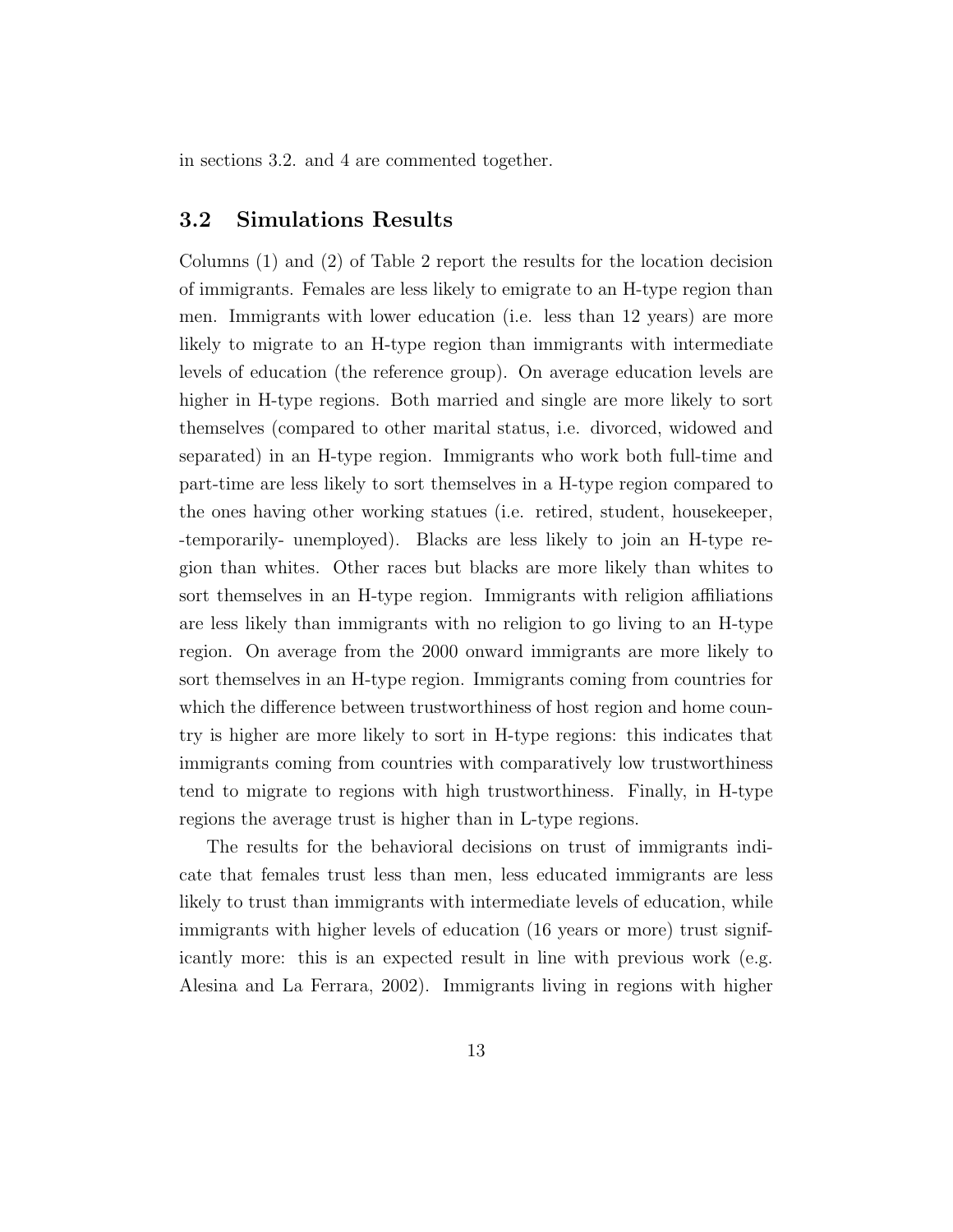in sections 3.2. and 4 are commented together.

## 3.2 Simulations Results

Columns (1) and (2) of Table 2 report the results for the location decision of immigrants. Females are less likely to emigrate to an H-type region than men. Immigrants with lower education (i.e. less than 12 years) are more likely to migrate to an H-type region than immigrants with intermediate levels of education (the reference group). On average education levels are higher in H-type regions. Both married and single are more likely to sort themselves (compared to other marital status, i.e. divorced, widowed and separated) in an H-type region. Immigrants who work both full-time and part-time are less likely to sort themselves in a H-type region compared to the ones having other working statues (i.e. retired, student, housekeeper, -temporarily- unemployed). Blacks are less likely to join an H-type region than whites. Other races but blacks are more likely than whites to sort themselves in an H-type region. Immigrants with religion affiliations are less likely than immigrants with no religion to go living to an H-type region. On average from the 2000 onward immigrants are more likely to sort themselves in an H-type region. Immigrants coming from countries for which the difference between trustworthiness of host region and home country is higher are more likely to sort in H-type regions: this indicates that immigrants coming from countries with comparatively low trustworthiness tend to migrate to regions with high trustworthiness. Finally, in H-type regions the average trust is higher than in L-type regions.

The results for the behavioral decisions on trust of immigrants indicate that females trust less than men, less educated immigrants are less likely to trust than immigrants with intermediate levels of education, while immigrants with higher levels of education (16 years or more) trust significantly more: this is an expected result in line with previous work (e.g. Alesina and La Ferrara, 2002). Immigrants living in regions with higher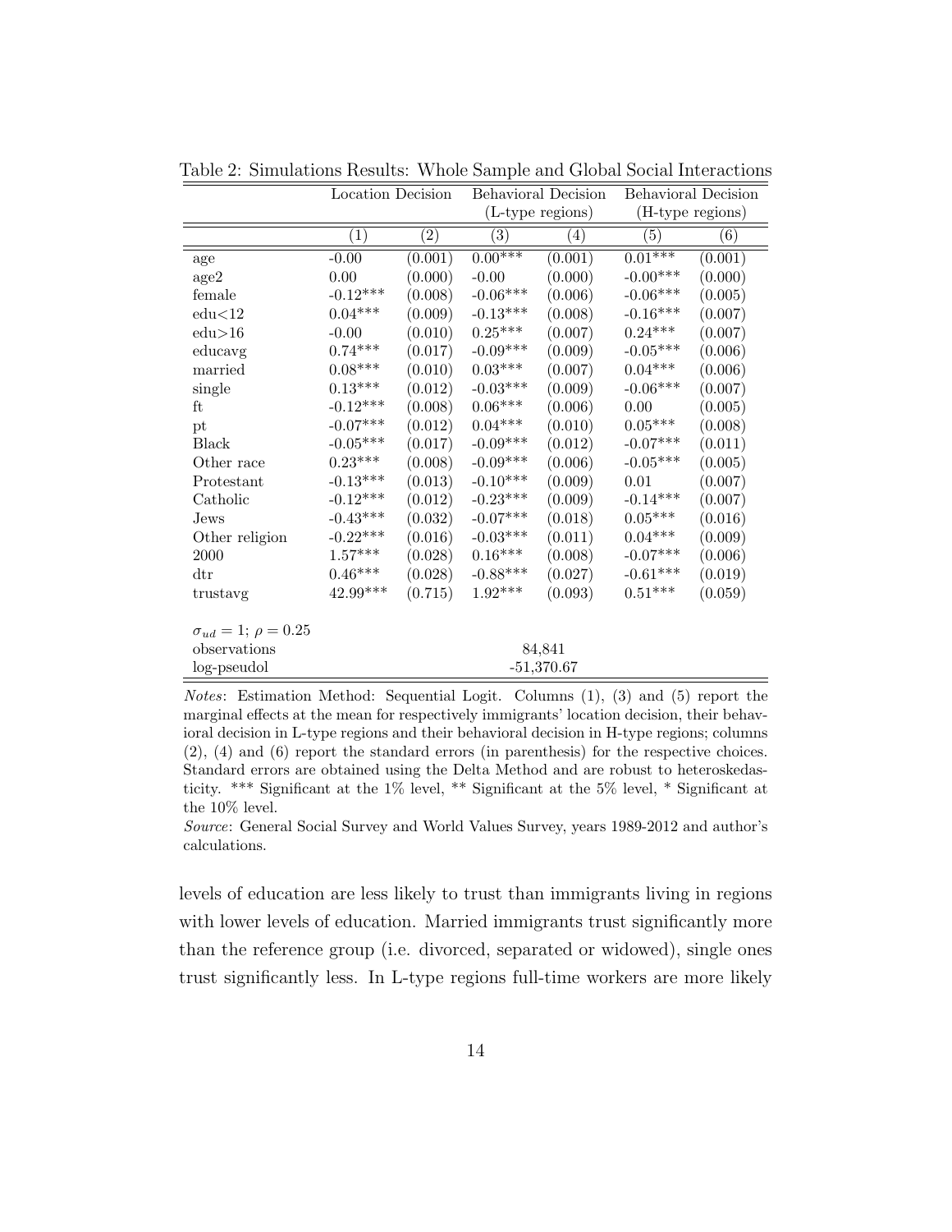Table 2: Simulations Results: Whole Sample and Global Social Interactions

| | Location Decision | | Behavioral Decision (L-type regions) | | Behavioral Decision (H-type regions) | |
|---|---|---|---|---|---|---|
| | (1) | (2) | (3) | (4) | (5) | (6) |
| age | -0.00 | (0.001) | 0.00*** | (0.001) | 0.01*** | (0.001) |
| age2 | 0.00 | (0.000) | -0.00 | (0.000) | -0.00*** | (0.000) |
| female | -0.12*** | (0.008) | -0.06*** | (0.006) | -0.06*** | (0.005) |
| edu<12 | 0.04*** | (0.009) | -0.13*** | (0.008) | -0.16*** | (0.007) |
| edu>16 | -0.00 | (0.010) | 0.25*** | (0.007) | 0.24*** | (0.007) |
| educavg | 0.74*** | (0.017) | -0.09*** | (0.009) | -0.05*** | (0.006) |
| married | 0.08*** | (0.010) | 0.03*** | (0.007) | 0.04*** | (0.006) |
| single | 0.13*** | (0.012) | -0.03*** | (0.009) | -0.06*** | (0.007) |
| ft | -0.12*** | (0.008) | 0.06*** | (0.006) | 0.00 | (0.005) |
| pt | -0.07*** | (0.012) | 0.04*** | (0.010) | 0.05*** | (0.008) |
| Black | -0.05*** | (0.017) | -0.09*** | (0.012) | -0.07*** | (0.011) |
| Other race | 0.23*** | (0.008) | -0.09*** | (0.006) | -0.05*** | (0.005) |
| Protestant | -0.13*** | (0.013) | -0.10*** | (0.009) | 0.01 | (0.007) |
| Catholic | -0.12*** | (0.012) | -0.23*** | (0.009) | -0.14*** | (0.007) |
| Jews | -0.43*** | (0.032) | -0.07*** | (0.018) | 0.05*** | (0.016) |
| Other religion | -0.22*** | (0.016) | -0.03*** | (0.011) | 0.04*** | (0.009) |
| 2000 | 1.57*** | (0.028) | 0.16*** | (0.008) | -0.07*** | (0.006) |
| dtr | 0.46*** | (0.028) | -0.88*** | (0.027) | -0.61*** | (0.019) |
| trustavg | 42.99*** | (0.715) | 1.92*** | (0.093) | 0.51*** | (0.059) |
| $\sigma_{ud} = 1$; $\rho = 0.25$ | | | | | | |
| observations | | | 84,841 | | | |
| log-pseudol | | | -51,370.67 | | | |

*Notes*: Estimation Method: Sequential Logit. Columns (1), (3) and (5) report the marginal effects at the mean for respectively immigrants' location decision, their behavioral decision in L-type regions and their behavioral decision in H-type regions; columns (2), (4) and (6) report the standard errors (in parenthesis) for the respective choices. Standard errors are obtained using the Delta Method and are robust to heteroskedasticity. *** Significant at the 1% level, ** Significant at the 5% level, * Significant at the 10% level.

*Source*: General Social Survey and World Values Survey, years 1989-2012 and author's calculations.

levels of education are less likely to trust than immigrants living in regions with lower levels of education. Married immigrants trust significantly more than the reference group (i.e. divorced, separated or widowed), single ones trust significantly less. In L-type regions full-time workers are more likely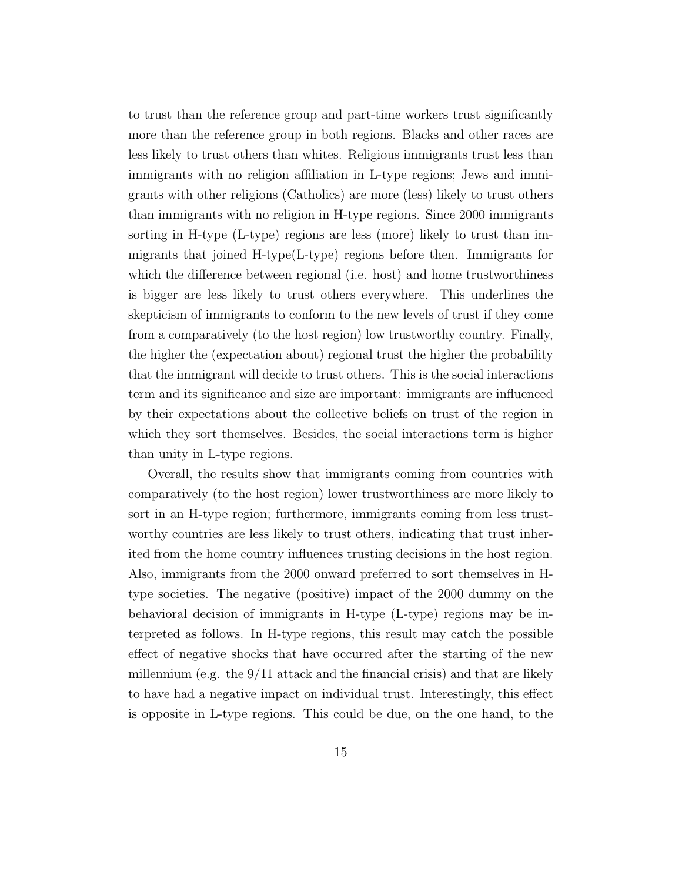to trust than the reference group and part-time workers trust significantly more than the reference group in both regions. Blacks and other races are less likely to trust others than whites. Religious immigrants trust less than immigrants with no religion affiliation in L-type regions; Jews and immigrants with other religions (Catholics) are more (less) likely to trust others than immigrants with no religion in H-type regions. Since 2000 immigrants sorting in H-type (L-type) regions are less (more) likely to trust than immigrants that joined H-type(L-type) regions before then. Immigrants for which the difference between regional (i.e. host) and home trustworthiness is bigger are less likely to trust others everywhere. This underlines the skepticism of immigrants to conform to the new levels of trust if they come from a comparatively (to the host region) low trustworthy country. Finally, the higher the (expectation about) regional trust the higher the probability that the immigrant will decide to trust others. This is the social interactions term and its significance and size are important: immigrants are influenced by their expectations about the collective beliefs on trust of the region in which they sort themselves. Besides, the social interactions term is higher than unity in L-type regions.

Overall, the results show that immigrants coming from countries with comparatively (to the host region) lower trustworthiness are more likely to sort in an H-type region; furthermore, immigrants coming from less trustworthy countries are less likely to trust others, indicating that trust inherited from the home country influences trusting decisions in the host region. Also, immigrants from the 2000 onward preferred to sort themselves in H-type societies. The negative (positive) impact of the 2000 dummy on the behavioral decision of immigrants in H-type (L-type) regions may be interpreted as follows. In H-type regions, this result may catch the possible effect of negative shocks that have occurred after the starting of the new millennium (e.g. the 9/11 attack and the financial crisis) and that are likely to have had a negative impact on individual trust. Interestingly, this effect is opposite in L-type regions. This could be due, on the one hand, to the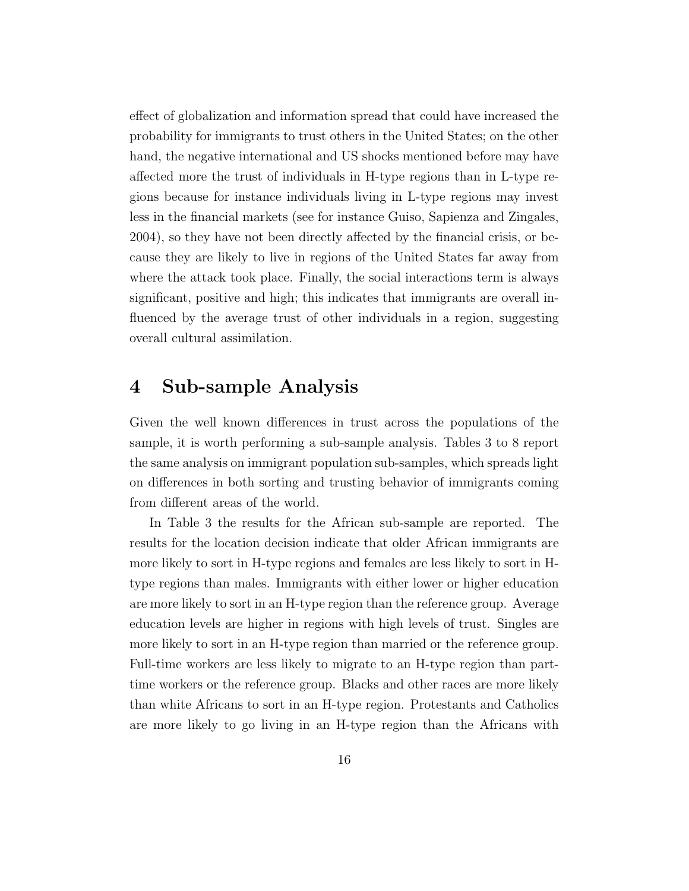effect of globalization and information spread that could have increased the probability for immigrants to trust others in the United States; on the other hand, the negative international and US shocks mentioned before may have affected more the trust of individuals in H-type regions than in L-type regions because for instance individuals living in L-type regions may invest less in the financial markets (see for instance Guiso, Sapienza and Zingales, 2004), so they have not been directly affected by the financial crisis, or because they are likely to live in regions of the United States far away from where the attack took place. Finally, the social interactions term is always significant, positive and high; this indicates that immigrants are overall influenced by the average trust of other individuals in a region, suggesting overall cultural assimilation.

# 4 Sub-sample Analysis

Given the well known differences in trust across the populations of the sample, it is worth performing a sub-sample analysis. Tables 3 to 8 report the same analysis on immigrant population sub-samples, which spreads light on differences in both sorting and trusting behavior of immigrants coming from different areas of the world.

In Table 3 the results for the African sub-sample are reported. The results for the location decision indicate that older African immigrants are more likely to sort in H-type regions and females are less likely to sort in H-type regions than males. Immigrants with either lower or higher education are more likely to sort in an H-type region than the reference group. Average education levels are higher in regions with high levels of trust. Singles are more likely to sort in an H-type region than married or the reference group. Full-time workers are less likely to migrate to an H-type region than part-time workers or the reference group. Blacks and other races are more likely than white Africans to sort in an H-type region. Protestants and Catholics are more likely to go living in an H-type region than the Africans with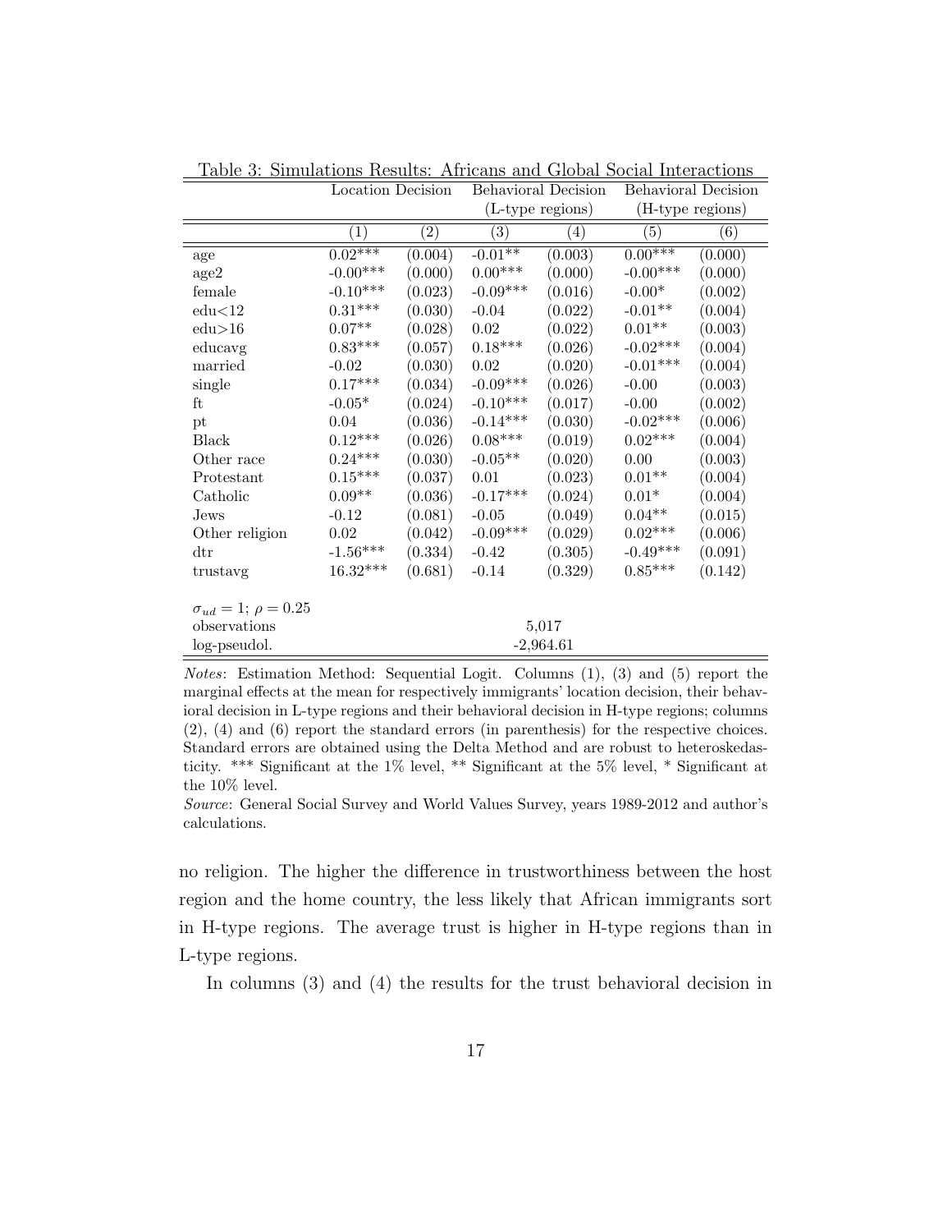Table 3: Simulations Results: Africans and Global Social Interactions

| | Location Decision | | Behavioral Decision (L-type regions) | | Behavioral Decision (H-type regions) | |
|---|---|---|---|---|---|---|
| | (1) | (2) | (3) | (4) | (5) | (6) |
| age | 0.02*** | (0.004) | -0.01** | (0.003) | 0.00*** | (0.000) |
| age2 | -0.00*** | (0.000) | 0.00*** | (0.000) | -0.00*** | (0.000) |
| female | -0.10*** | (0.023) | -0.09*** | (0.016) | -0.00* | (0.002) |
| edu<12 | 0.31*** | (0.030) | -0.04 | (0.022) | -0.01** | (0.004) |
| edu>16 | 0.07** | (0.028) | 0.02 | (0.022) | 0.01** | (0.003) |
| educavg | 0.83*** | (0.057) | 0.18*** | (0.026) | -0.02*** | (0.004) |
| married | -0.02 | (0.030) | 0.02 | (0.020) | -0.01*** | (0.004) |
| single | 0.17*** | (0.034) | -0.09*** | (0.026) | -0.00 | (0.003) |
| ft | -0.05* | (0.024) | -0.10*** | (0.017) | -0.00 | (0.002) |
| pt | 0.04 | (0.036) | -0.14*** | (0.030) | -0.02*** | (0.006) |
| Black | 0.12*** | (0.026) | 0.08*** | (0.019) | 0.02*** | (0.004) |
| Other race | 0.24*** | (0.030) | -0.05** | (0.020) | 0.00 | (0.003) |
| Protestant | 0.15*** | (0.037) | 0.01 | (0.023) | 0.01** | (0.004) |
| Catholic | 0.09** | (0.036) | -0.17*** | (0.024) | 0.01* | (0.004) |
| Jews | -0.12 | (0.081) | -0.05 | (0.049) | 0.04** | (0.015) |
| Other religion | 0.02 | (0.042) | -0.09*** | (0.029) | 0.02*** | (0.006) |
| dtr | -1.56*** | (0.334) | -0.42 | (0.305) | -0.49*** | (0.091) |
| trustavg | 16.32*** | (0.681) | -0.14 | (0.329) | 0.85*** | (0.142) |
| $\sigma_{ud} = 1$; $\rho = 0.25$ | | | | | | |
| observations | | | 5,017 | | | |
| log-pseudol. | | | -2,964.61 | | | |

*Notes*: Estimation Method: Sequential Logit. Columns (1), (3) and (5) report the marginal effects at the mean for respectively immigrants' location decision, their behavioral decision in L-type regions and their behavioral decision in H-type regions; columns (2), (4) and (6) report the standard errors (in parenthesis) for the respective choices. Standard errors are obtained using the Delta Method and are robust to heteroskedasticity. *** Significant at the 1% level, ** Significant at the 5% level, * Significant at the 10% level.

*Source*: General Social Survey and World Values Survey, years 1989-2012 and author's calculations.

no religion. The higher the difference in trustworthiness between the host region and the home country, the less likely that African immigrants sort in H-type regions. The average trust is higher in H-type regions than in L-type regions.

In columns (3) and (4) the results for the trust behavioral decision in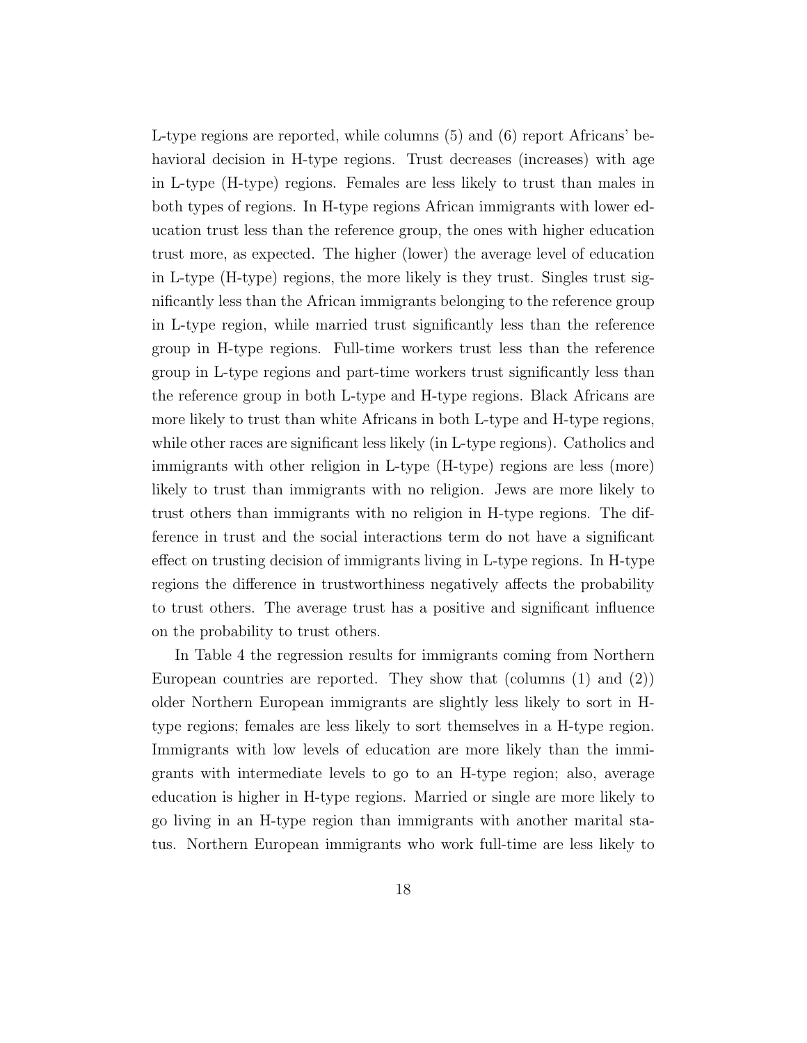L-type regions are reported, while columns (5) and (6) report Africans' behavioral decision in H-type regions. Trust decreases (increases) with age in L-type (H-type) regions. Females are less likely to trust than males in both types of regions. In H-type regions African immigrants with lower education trust less than the reference group, the ones with higher education trust more, as expected. The higher (lower) the average level of education in L-type (H-type) regions, the more likely is they trust. Singles trust significantly less than the African immigrants belonging to the reference group in L-type region, while married trust significantly less than the reference group in H-type regions. Full-time workers trust less than the reference group in L-type regions and part-time workers trust significantly less than the reference group in both L-type and H-type regions. Black Africans are more likely to trust than white Africans in both L-type and H-type regions, while other races are significant less likely (in L-type regions). Catholics and immigrants with other religion in L-type (H-type) regions are less (more) likely to trust than immigrants with no religion. Jews are more likely to trust others than immigrants with no religion in H-type regions. The difference in trust and the social interactions term do not have a significant effect on trusting decision of immigrants living in L-type regions. In H-type regions the difference in trustworthiness negatively affects the probability to trust others. The average trust has a positive and significant influence on the probability to trust others.

In Table 4 the regression results for immigrants coming from Northern European countries are reported. They show that (columns (1) and (2)) older Northern European immigrants are slightly less likely to sort in H-type regions; females are less likely to sort themselves in a H-type region. Immigrants with low levels of education are more likely than the immigrants with intermediate levels to go to an H-type region; also, average education is higher in H-type regions. Married or single are more likely to go living in an H-type region than immigrants with another marital status. Northern European immigrants who work full-time are less likely to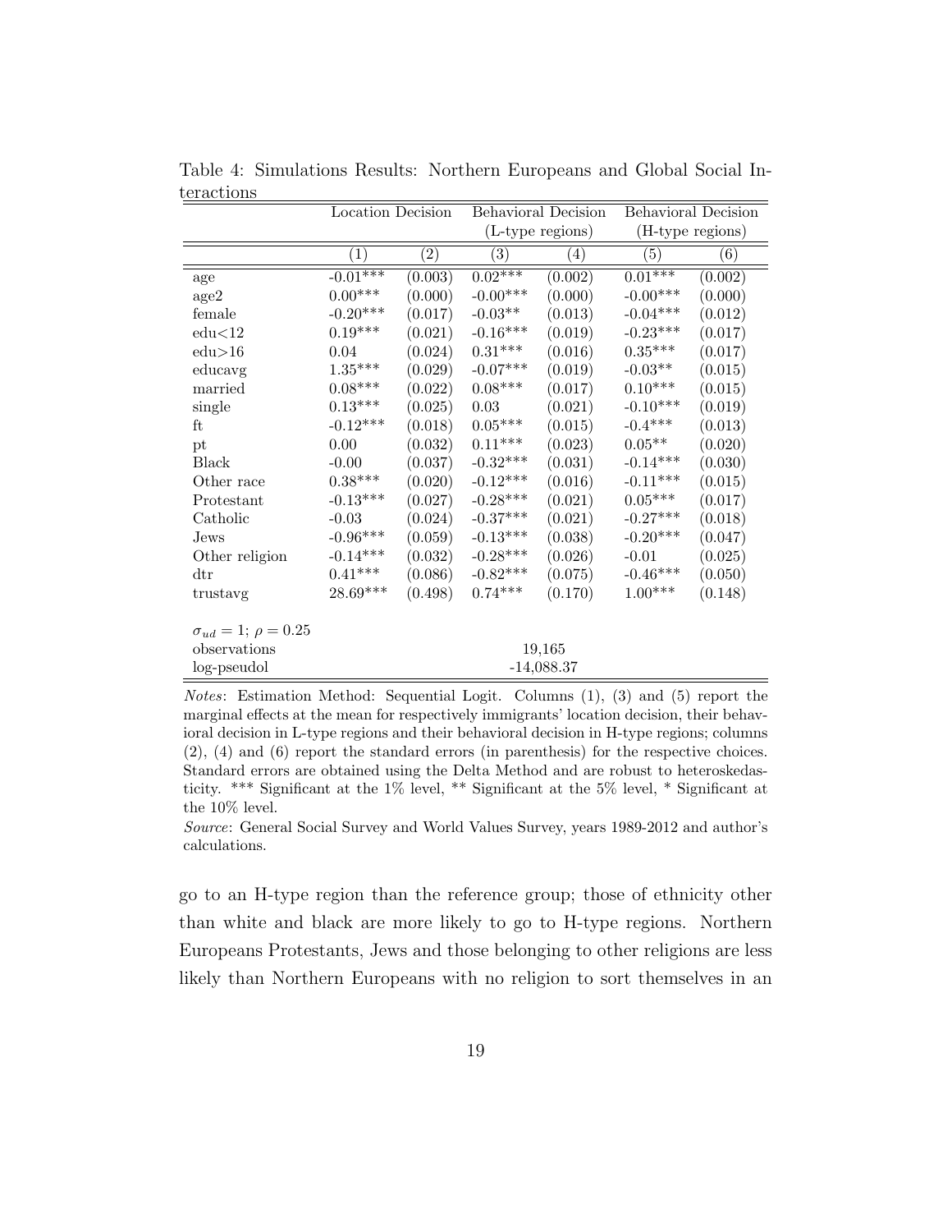Table 4: Simulations Results: Northern Europeans and Global Social Interactions

| | Location Decision | | Behavioral Decision (L-type regions) | | Behavioral Decision (H-type regions) | |
|---|---|---|---|---|---|---|
| | (1) | (2) | (3) | (4) | (5) | (6) |
| age | -0.01*** | (0.003) | 0.02*** | (0.002) | 0.01*** | (0.002) |
| age2 | 0.00*** | (0.000) | -0.00*** | (0.000) | -0.00*** | (0.000) |
| female | -0.20*** | (0.017) | -0.03** | (0.013) | -0.04*** | (0.012) |
| edu<12 | 0.19*** | (0.021) | -0.16*** | (0.019) | -0.23*** | (0.017) |
| edu>16 | 0.04 | (0.024) | 0.31*** | (0.016) | 0.35*** | (0.017) |
| educavg | 1.35*** | (0.029) | -0.07*** | (0.019) | -0.03** | (0.015) |
| married | 0.08*** | (0.022) | 0.08*** | (0.017) | 0.10*** | (0.015) |
| single | 0.13*** | (0.025) | 0.03 | (0.021) | -0.10*** | (0.019) |
| ft | -0.12*** | (0.018) | 0.05*** | (0.015) | -0.4*** | (0.013) |
| pt | 0.00 | (0.032) | 0.11*** | (0.023) | 0.05** | (0.020) |
| Black | -0.00 | (0.037) | -0.32*** | (0.031) | -0.14*** | (0.030) |
| Other race | 0.38*** | (0.020) | -0.12*** | (0.016) | -0.11*** | (0.015) |
| Protestant | -0.13*** | (0.027) | -0.28*** | (0.021) | 0.05*** | (0.017) |
| Catholic | -0.03 | (0.024) | -0.37*** | (0.021) | -0.27*** | (0.018) |
| Jews | -0.96*** | (0.059) | -0.13*** | (0.038) | -0.20*** | (0.047) |
| Other religion | -0.14*** | (0.032) | -0.28*** | (0.026) | -0.01 | (0.025) |
| dtr | 0.41*** | (0.086) | -0.82*** | (0.075) | -0.46*** | (0.050) |
| trustavg | 28.69*** | (0.498) | 0.74*** | (0.170) | 1.00*** | (0.148) |
| $\sigma_{ud} = 1$; $\rho = 0.25$ | | | | | | |
| observations | | | 19,165 | | | |
| log-pseudol | | | -14,088.37 | | | |

*Notes*: Estimation Method: Sequential Logit. Columns (1), (3) and (5) report the marginal effects at the mean for respectively immigrants' location decision, their behavioral decision in L-type regions and their behavioral decision in H-type regions; columns (2), (4) and (6) report the standard errors (in parenthesis) for the respective choices. Standard errors are obtained using the Delta Method and are robust to heteroskedasticity. *** Significant at the 1% level, ** Significant at the 5% level, * Significant at the 10% level.

*Source*: General Social Survey and World Values Survey, years 1989-2012 and author's calculations.

go to an H-type region than the reference group; those of ethnicity other than white and black are more likely to go to H-type regions. Northern Europeans Protestants, Jews and those belonging to other religions are less likely than Northern Europeans with no religion to sort themselves in an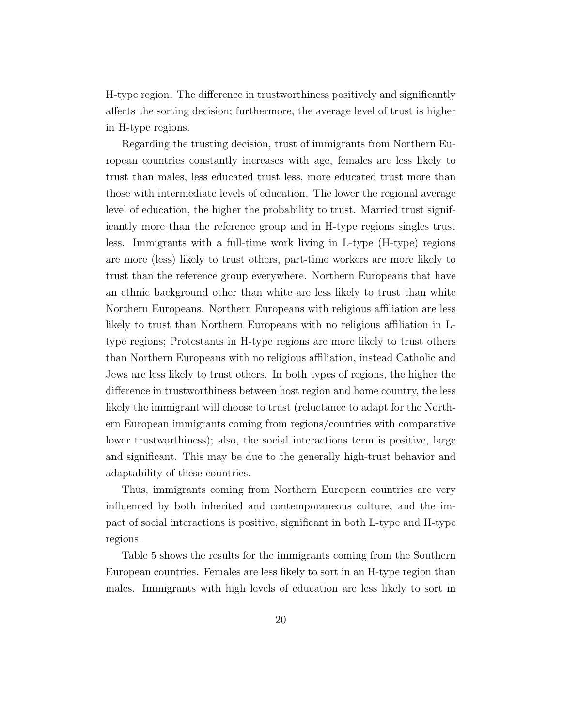H-type region. The difference in trustworthiness positively and significantly affects the sorting decision; furthermore, the average level of trust is higher in H-type regions.

Regarding the trusting decision, trust of immigrants from Northern European countries constantly increases with age, females are less likely to trust than males, less educated trust less, more educated trust more than those with intermediate levels of education. The lower the regional average level of education, the higher the probability to trust. Married trust significantly more than the reference group and in H-type regions singles trust less. Immigrants with a full-time work living in L-type (H-type) regions are more (less) likely to trust others, part-time workers are more likely to trust than the reference group everywhere. Northern Europeans that have an ethnic background other than white are less likely to trust than white Northern Europeans. Northern Europeans with religious affiliation are less likely to trust than Northern Europeans with no religious affiliation in L-type regions; Protestants in H-type regions are more likely to trust others than Northern Europeans with no religious affiliation, instead Catholic and Jews are less likely to trust others. In both types of regions, the higher the difference in trustworthiness between host region and home country, the less likely the immigrant will choose to trust (reluctance to adapt for the Northern European immigrants coming from regions/countries with comparative lower trustworthiness); also, the social interactions term is positive, large and significant. This may be due to the generally high-trust behavior and adaptability of these countries.

Thus, immigrants coming from Northern European countries are very influenced by both inherited and contemporaneous culture, and the impact of social interactions is positive, significant in both L-type and H-type regions.

Table 5 shows the results for the immigrants coming from the Southern European countries. Females are less likely to sort in an H-type region than males. Immigrants with high levels of education are less likely to sort in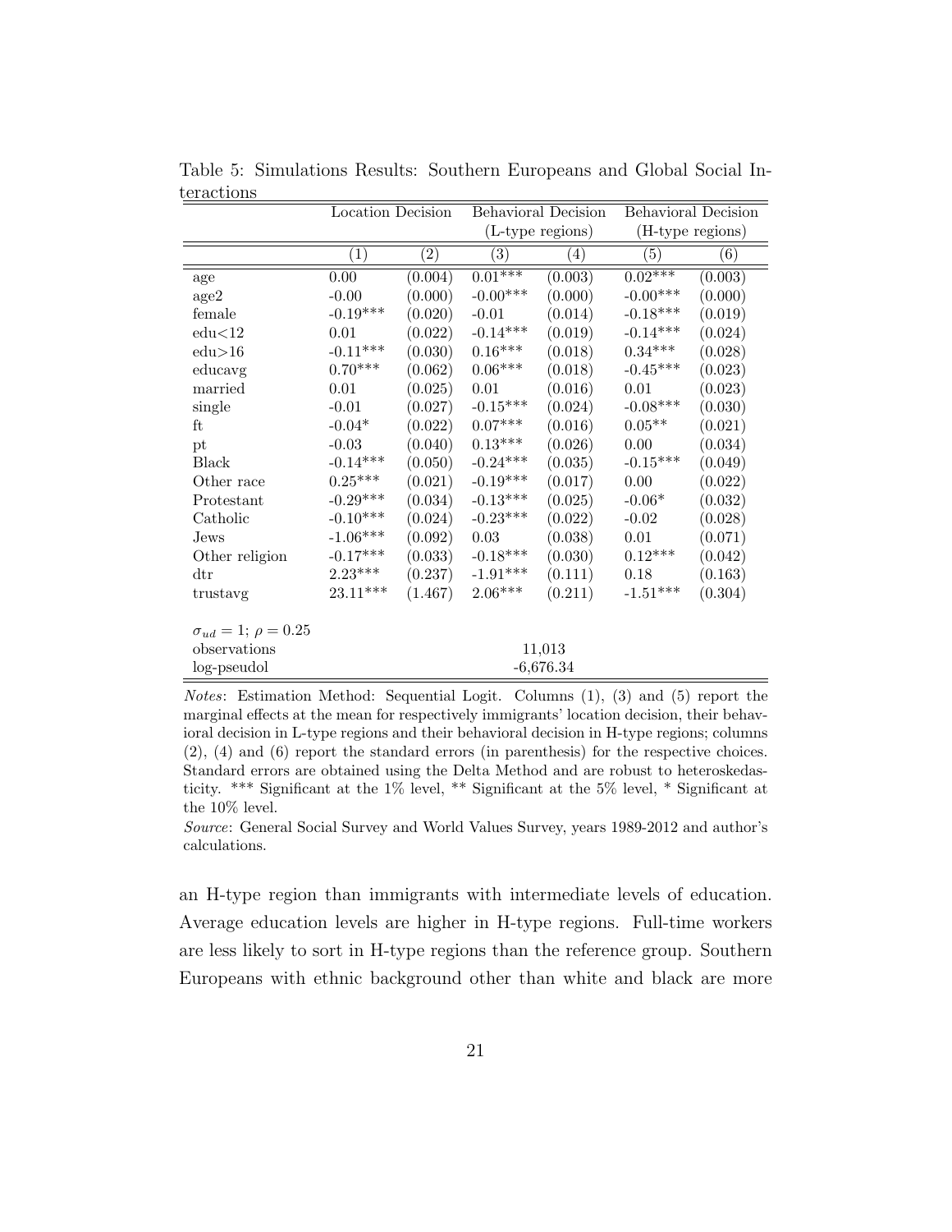Table 5: Simulations Results: Southern Europeans and Global Social Interactions

| | Location Decision | | Behavioral Decision (L-type regions) | | Behavioral Decision (H-type regions) | |
|---|---|---|---|---|---|---|
| | (1) | (2) | (3) | (4) | (5) | (6) |
| age | 0.00 | (0.004) | 0.01*** | (0.003) | 0.02*** | (0.003) |
| age2 | -0.00 | (0.000) | -0.00*** | (0.000) | -0.00*** | (0.000) |
| female | -0.19*** | (0.020) | -0.01 | (0.014) | -0.18*** | (0.019) |
| edu<12 | 0.01 | (0.022) | -0.14*** | (0.019) | -0.14*** | (0.024) |
| edu>16 | -0.11*** | (0.030) | 0.16*** | (0.018) | 0.34*** | (0.028) |
| educavg | 0.70*** | (0.062) | 0.06*** | (0.018) | -0.45*** | (0.023) |
| married | 0.01 | (0.025) | 0.01 | (0.016) | 0.01 | (0.023) |
| single | -0.01 | (0.027) | -0.15*** | (0.024) | -0.08*** | (0.030) |
| ft | -0.04* | (0.022) | 0.07*** | (0.016) | 0.05** | (0.021) |
| pt | -0.03 | (0.040) | 0.13*** | (0.026) | 0.00 | (0.034) |
| Black | -0.14*** | (0.050) | -0.24*** | (0.035) | -0.15*** | (0.049) |
| Other race | 0.25*** | (0.021) | -0.19*** | (0.017) | 0.00 | (0.022) |
| Protestant | -0.29*** | (0.034) | -0.13*** | (0.025) | -0.06* | (0.032) |
| Catholic | -0.10*** | (0.024) | -0.23*** | (0.022) | -0.02 | (0.028) |
| Jews | -1.06*** | (0.092) | 0.03 | (0.038) | 0.01 | (0.071) |
| Other religion | -0.17*** | (0.033) | -0.18*** | (0.030) | 0.12*** | (0.042) |
| dtr | 2.23*** | (0.237) | -1.91*** | (0.111) | 0.18 | (0.163) |
| trustavg | 23.11*** | (1.467) | 2.06*** | (0.211) | -1.51*** | (0.304) |
| $\sigma_{ud} = 1$; $\rho = 0.25$ | | | | | | |
| observations | | | 11,013 | | | |
| log-pseudol | | | -6,676.34 | | | |

*Notes*: Estimation Method: Sequential Logit. Columns (1), (3) and (5) report the marginal effects at the mean for respectively immigrants' location decision, their behavioral decision in L-type regions and their behavioral decision in H-type regions; columns (2), (4) and (6) report the standard errors (in parenthesis) for the respective choices. Standard errors are obtained using the Delta Method and are robust to heteroskedasticity. *** Significant at the 1% level, ** Significant at the 5% level, * Significant at the 10% level.

*Source*: General Social Survey and World Values Survey, years 1989-2012 and author's calculations.

an H-type region than immigrants with intermediate levels of education. Average education levels are higher in H-type regions. Full-time workers are less likely to sort in H-type regions than the reference group. Southern Europeans with ethnic background other than white and black are more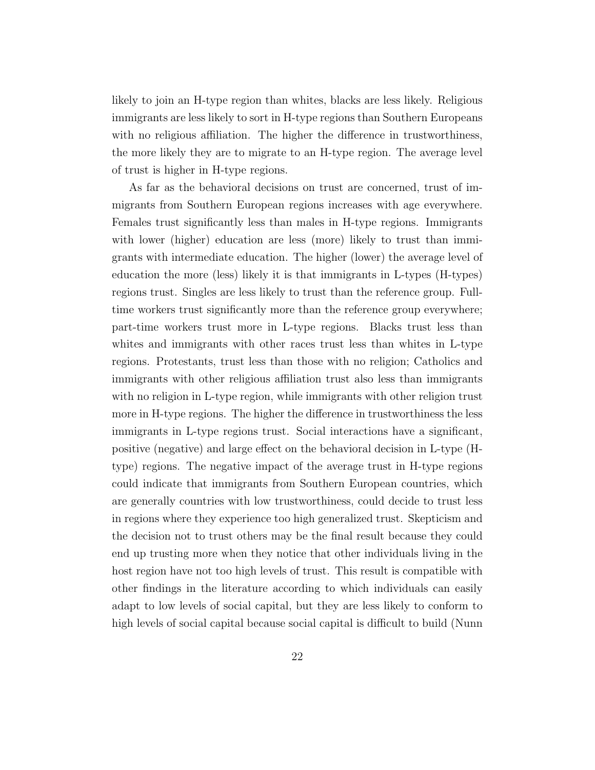likely to join an H-type region than whites, blacks are less likely. Religious immigrants are less likely to sort in H-type regions than Southern Europeans with no religious affiliation. The higher the difference in trustworthiness, the more likely they are to migrate to an H-type region. The average level of trust is higher in H-type regions.

As far as the behavioral decisions on trust are concerned, trust of immigrants from Southern European regions increases with age everywhere. Females trust significantly less than males in H-type regions. Immigrants with lower (higher) education are less (more) likely to trust than immigrants with intermediate education. The higher (lower) the average level of education the more (less) likely it is that immigrants in L-types (H-types) regions trust. Singles are less likely to trust than the reference group. Full-time workers trust significantly more than the reference group everywhere; part-time workers trust more in L-type regions. Blacks trust less than whites and immigrants with other races trust less than whites in L-type regions. Protestants, trust less than those with no religion; Catholics and immigrants with other religious affiliation trust also less than immigrants with no religion in L-type region, while immigrants with other religion trust more in H-type regions. The higher the difference in trustworthiness the less immigrants in L-type regions trust. Social interactions have a significant, positive (negative) and large effect on the behavioral decision in L-type (H-type) regions. The negative impact of the average trust in H-type regions could indicate that immigrants from Southern European countries, which are generally countries with low trustworthiness, could decide to trust less in regions where they experience too high generalized trust. Skepticism and the decision not to trust others may be the final result because they could end up trusting more when they notice that other individuals living in the host region have not too high levels of trust. This result is compatible with other findings in the literature according to which individuals can easily adapt to low levels of social capital, but they are less likely to conform to high levels of social capital because social capital is difficult to build (Nunn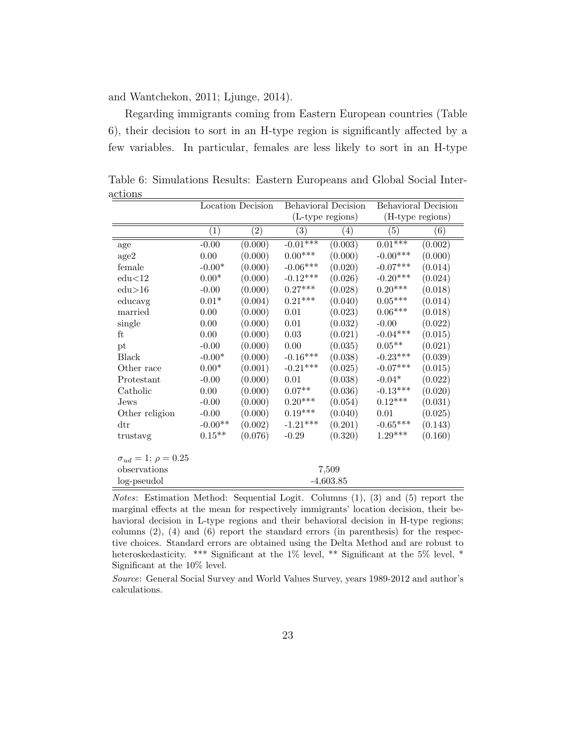and Wantchekon, 2011; Ljunge, 2014).

Regarding immigrants coming from Eastern European countries (Table 6), their decision to sort in an H-type region is significantly affected by a few variables. In particular, females are less likely to sort in an H-type

Table 6: Simulations Results: Eastern Europeans and Global Social Interactions

| | Location Decision | | Behavioral Decision (L-type regions) | | Behavioral Decision (H-type regions) | |
|---|---|---|---|---|---|---|
| | (1) | (2) | (3) | (4) | (5) | (6) |
| age | -0.00 | (0.000) | -0.01*** | (0.003) | 0.01*** | (0.002) |
| age2 | 0.00 | (0.000) | 0.00*** | (0.000) | -0.00*** | (0.000) |
| female | -0.00* | (0.000) | -0.06*** | (0.020) | -0.07*** | (0.014) |
| edu<12 | 0.00* | (0.000) | -0.12*** | (0.026) | -0.20*** | (0.024) |
| edu>16 | -0.00 | (0.000) | 0.27*** | (0.028) | 0.20*** | (0.018) |
| educavg | 0.01* | (0.004) | 0.21*** | (0.040) | 0.05*** | (0.014) |
| married | 0.00 | (0.000) | 0.01 | (0.023) | 0.06*** | (0.018) |
| single | 0.00 | (0.000) | 0.01 | (0.032) | -0.00 | (0.022) |
| ft | 0.00 | (0.000) | 0.03 | (0.021) | -0.04*** | (0.015) |
| pt | -0.00 | (0.000) | 0.00 | (0.035) | 0.05** | (0.021) |
| Black | -0.00* | (0.000) | -0.16*** | (0.038) | -0.23*** | (0.039) |
| Other race | 0.00* | (0.001) | -0.21*** | (0.025) | -0.07*** | (0.015) |
| Protestant | -0.00 | (0.000) | 0.01 | (0.038) | -0.04* | (0.022) |
| Catholic | 0.00 | (0.000) | 0.07** | (0.036) | -0.13*** | (0.020) |
| Jews | -0.00 | (0.000) | 0.20*** | (0.054) | 0.12*** | (0.031) |
| Other religion | -0.00 | (0.000) | 0.19*** | (0.040) | 0.01 | (0.025) |
| dtr | -0.00** | (0.002) | -1.21*** | (0.201) | -0.65*** | (0.143) |
| trustavg | 0.15** | (0.076) | -0.29 | (0.320) | 1.29*** | (0.160) |
| | | | | | | |
| $\sigma_{ud} = 1$; $\rho = 0.25$ | | | | | | |
| observations | | | 7,509 | | | |
| log-pseudol | | | -4,603.85 | | | |

*Notes*: Estimation Method: Sequential Logit. Columns (1), (3) and (5) report the marginal effects at the mean for respectively immigrants' location decision, their behavioral decision in L-type regions and their behavioral decision in H-type regions; columns (2), (4) and (6) report the standard errors (in parenthesis) for the respective choices. Standard errors are obtained using the Delta Method and are robust to heteroskedasticity. *** Significant at the 1% level, ** Significant at the 5% level, * Significant at the 10% level.

*Source*: General Social Survey and World Values Survey, years 1989-2012 and author's calculations.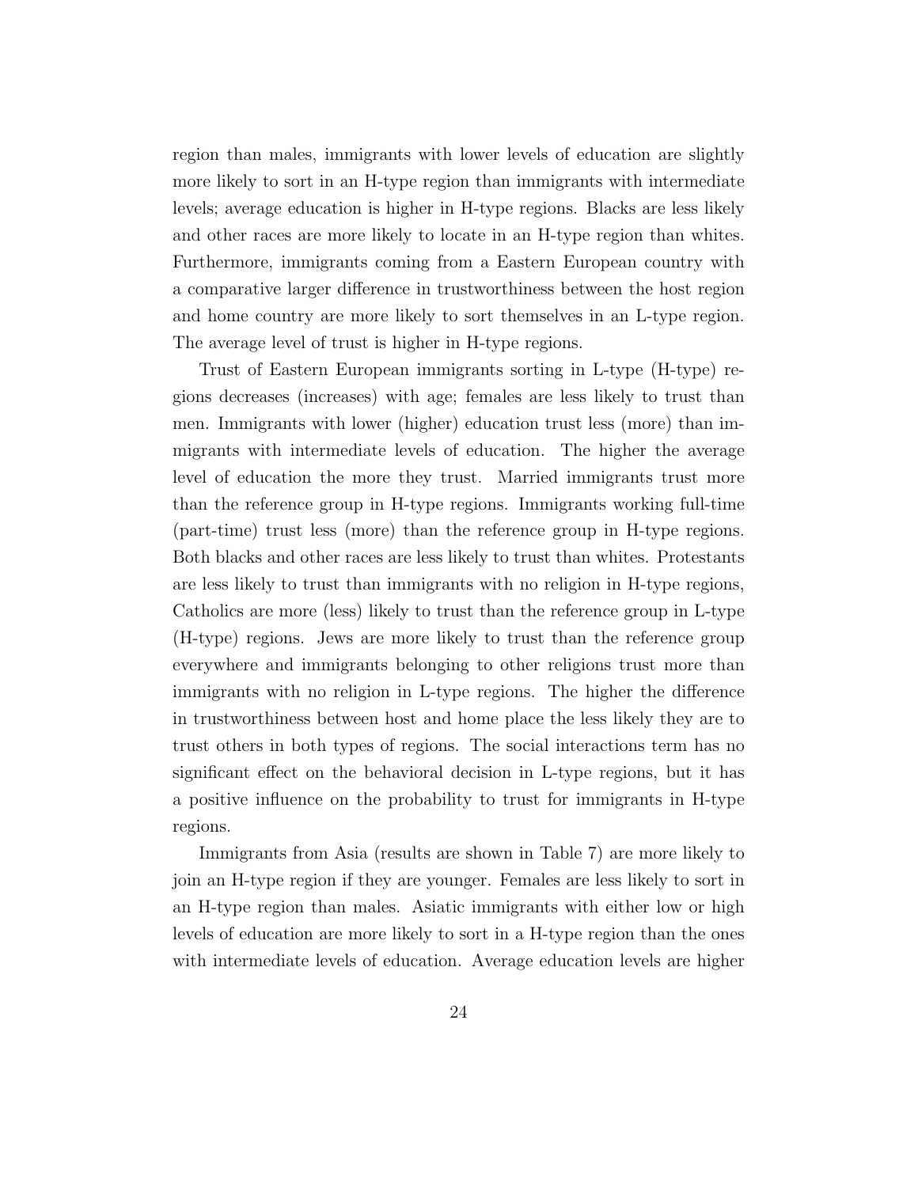region than males, immigrants with lower levels of education are slightly more likely to sort in an H-type region than immigrants with intermediate levels; average education is higher in H-type regions. Blacks are less likely and other races are more likely to locate in an H-type region than whites. Furthermore, immigrants coming from a Eastern European country with a comparative larger difference in trustworthiness between the host region and home country are more likely to sort themselves in an L-type region. The average level of trust is higher in H-type regions.

Trust of Eastern European immigrants sorting in L-type (H-type) regions decreases (increases) with age; females are less likely to trust than men. Immigrants with lower (higher) education trust less (more) than immigrants with intermediate levels of education. The higher the average level of education the more they trust. Married immigrants trust more than the reference group in H-type regions. Immigrants working full-time (part-time) trust less (more) than the reference group in H-type regions. Both blacks and other races are less likely to trust than whites. Protestants are less likely to trust than immigrants with no religion in H-type regions, Catholics are more (less) likely to trust than the reference group in L-type (H-type) regions. Jews are more likely to trust than the reference group everywhere and immigrants belonging to other religions trust more than immigrants with no religion in L-type regions. The higher the difference in trustworthiness between host and home place the less likely they are to trust others in both types of regions. The social interactions term has no significant effect on the behavioral decision in L-type regions, but it has a positive influence on the probability to trust for immigrants in H-type regions.

Immigrants from Asia (results are shown in Table 7) are more likely to join an H-type region if they are younger. Females are less likely to sort in an H-type region than males. Asiatic immigrants with either low or high levels of education are more likely to sort in a H-type region than the ones with intermediate levels of education. Average education levels are higher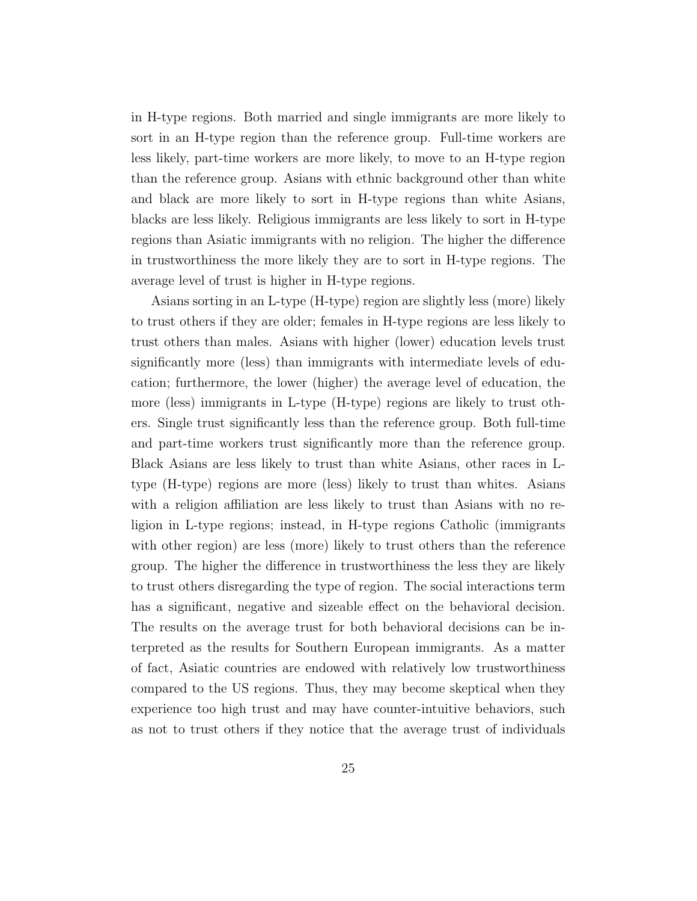in H-type regions. Both married and single immigrants are more likely to sort in an H-type region than the reference group. Full-time workers are less likely, part-time workers are more likely, to move to an H-type region than the reference group. Asians with ethnic background other than white and black are more likely to sort in H-type regions than white Asians, blacks are less likely. Religious immigrants are less likely to sort in H-type regions than Asiatic immigrants with no religion. The higher the difference in trustworthiness the more likely they are to sort in H-type regions. The average level of trust is higher in H-type regions.

Asians sorting in an L-type (H-type) region are slightly less (more) likely to trust others if they are older; females in H-type regions are less likely to trust others than males. Asians with higher (lower) education levels trust significantly more (less) than immigrants with intermediate levels of education; furthermore, the lower (higher) the average level of education, the more (less) immigrants in L-type (H-type) regions are likely to trust others. Single trust significantly less than the reference group. Both full-time and part-time workers trust significantly more than the reference group. Black Asians are less likely to trust than white Asians, other races in L-type (H-type) regions are more (less) likely to trust than whites. Asians with a religion affiliation are less likely to trust than Asians with no religion in L-type regions; instead, in H-type regions Catholic (immigrants with other region) are less (more) likely to trust others than the reference group. The higher the difference in trustworthiness the less they are likely to trust others disregarding the type of region. The social interactions term has a significant, negative and sizeable effect on the behavioral decision. The results on the average trust for both behavioral decisions can be interpreted as the results for Southern European immigrants. As a matter of fact, Asiatic countries are endowed with relatively low trustworthiness compared to the US regions. Thus, they may become skeptical when they experience too high trust and may have counter-intuitive behaviors, such as not to trust others if they notice that the average trust of individuals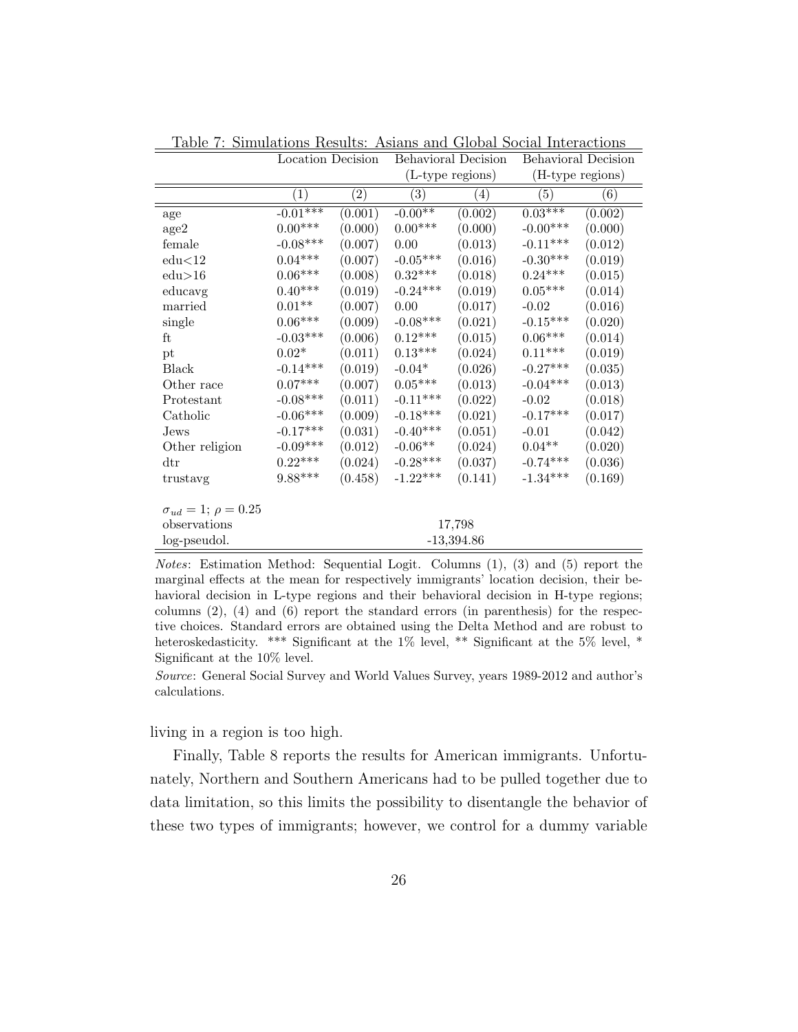Table 7: Simulations Results: Asians and Global Social Interactions

| | Location Decision | | Behavioral Decision (L-type regions) | | Behavioral Decision (H-type regions) | |
|---|---|---|---|---|---|---|
| | (1) | (2) | (3) | (4) | (5) | (6) |
| age | -0.01*** | (0.001) | -0.00** | (0.002) | 0.03*** | (0.002) |
| age2 | 0.00*** | (0.000) | 0.00*** | (0.000) | -0.00*** | (0.000) |
| female | -0.08*** | (0.007) | 0.00 | (0.013) | -0.11*** | (0.012) |
| edu<12 | 0.04*** | (0.007) | -0.05*** | (0.016) | -0.30*** | (0.019) |
| edu>16 | 0.06*** | (0.008) | 0.32*** | (0.018) | 0.24*** | (0.015) |
| educavg | 0.40*** | (0.019) | -0.24*** | (0.019) | 0.05*** | (0.014) |
| married | 0.01** | (0.007) | 0.00 | (0.017) | -0.02 | (0.016) |
| single | 0.06*** | (0.009) | -0.08*** | (0.021) | -0.15*** | (0.020) |
| ft | -0.03*** | (0.006) | 0.12*** | (0.015) | 0.06*** | (0.014) |
| pt | 0.02* | (0.011) | 0.13*** | (0.024) | 0.11*** | (0.019) |
| Black | -0.14*** | (0.019) | -0.04* | (0.026) | -0.27*** | (0.035) |
| Other race | 0.07*** | (0.007) | 0.05*** | (0.013) | -0.04*** | (0.013) |
| Protestant | -0.08*** | (0.011) | -0.11*** | (0.022) | -0.02 | (0.018) |
| Catholic | -0.06*** | (0.009) | -0.18*** | (0.021) | -0.17*** | (0.017) |
| Jews | -0.17*** | (0.031) | -0.40*** | (0.051) | -0.01 | (0.042) |
| Other religion | -0.09*** | (0.012) | -0.06** | (0.024) | 0.04** | (0.020) |
| dtr | 0.22*** | (0.024) | -0.28*** | (0.037) | -0.74*** | (0.036) |
| trustavg | 9.88*** | (0.458) | -1.22*** | (0.141) | -1.34*** | (0.169) |
| $\sigma_{ud} = 1$; $\rho = 0.25$ | | | | | | |
| observations | 17,798 | | | | | |
| log-pseudol. | -13,394.86 | | | | | |

*Notes*: Estimation Method: Sequential Logit. Columns (1), (3) and (5) report the marginal effects at the mean for respectively immigrants' location decision, their behavioral decision in L-type regions and their behavioral decision in H-type regions; columns (2), (4) and (6) report the standard errors (in parenthesis) for the respective choices. Standard errors are obtained using the Delta Method and are robust to heteroskedasticity. *** Significant at the 1% level, ** Significant at the 5% level, * Significant at the 10% level.

*Source*: General Social Survey and World Values Survey, years 1989-2012 and author's calculations.

living in a region is too high.

Finally, Table 8 reports the results for American immigrants. Unfortunately, Northern and Southern Americans had to be pulled together due to data limitation, so this limits the possibility to disentangle the behavior of these two types of immigrants; however, we control for a dummy variable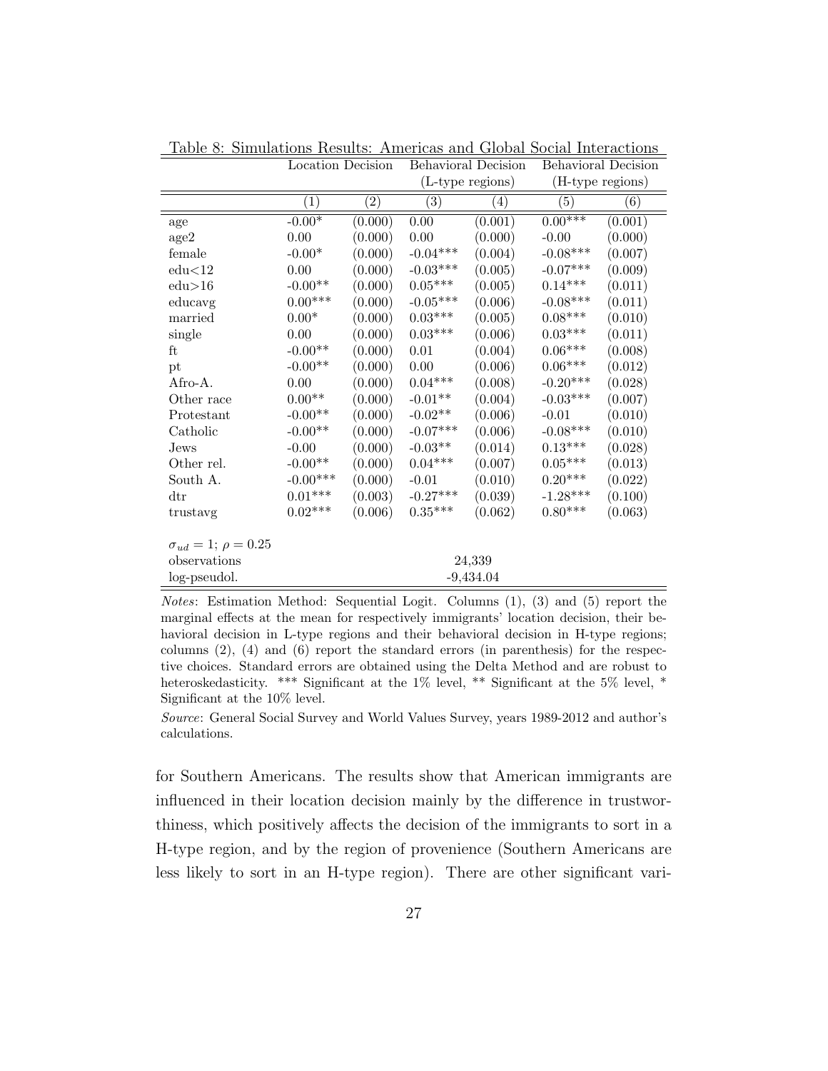Table 8: Simulations Results: Americas and Global Social Interactions

| | Location Decision | | Behavioral Decision (L-type regions) | | Behavioral Decision (H-type regions) | |
|---|---|---|---|---|---|---|
| | (1) | (2) | (3) | (4) | (5) | (6) |
| age | -0.00* | (0.000) | 0.00 | (0.001) | 0.00*** | (0.001) |
| age2 | 0.00 | (0.000) | 0.00 | (0.000) | -0.00 | (0.000) |
| female | -0.00* | (0.000) | -0.04*** | (0.004) | -0.08*** | (0.007) |
| edu<12 | 0.00 | (0.000) | -0.03*** | (0.005) | -0.07*** | (0.009) |
| edu>16 | -0.00** | (0.000) | 0.05*** | (0.005) | 0.14*** | (0.011) |
| educavg | 0.00*** | (0.000) | -0.05*** | (0.006) | -0.08*** | (0.011) |
| married | 0.00* | (0.000) | 0.03*** | (0.005) | 0.08*** | (0.010) |
| single | 0.00 | (0.000) | 0.03*** | (0.006) | 0.03*** | (0.011) |
| ft | -0.00** | (0.000) | 0.01 | (0.004) | 0.06*** | (0.008) |
| pt | -0.00** | (0.000) | 0.00 | (0.006) | 0.06*** | (0.012) |
| Afro-A. | 0.00 | (0.000) | 0.04*** | (0.008) | -0.20*** | (0.028) |
| Other race | 0.00** | (0.000) | -0.01** | (0.004) | -0.03*** | (0.007) |
| Protestant | -0.00** | (0.000) | -0.02** | (0.006) | -0.01 | (0.010) |
| Catholic | -0.00** | (0.000) | -0.07*** | (0.006) | -0.08*** | (0.010) |
| Jews | -0.00 | (0.000) | -0.03** | (0.014) | 0.13*** | (0.028) |
| Other rel. | -0.00** | (0.000) | 0.04*** | (0.007) | 0.05*** | (0.013) |
| South A. | -0.00*** | (0.000) | -0.01 | (0.010) | 0.20*** | (0.022) |
| dtr | 0.01*** | (0.003) | -0.27*** | (0.039) | -1.28*** | (0.100) |
| trustavg | 0.02*** | (0.006) | 0.35*** | (0.062) | 0.80*** | (0.063) |
| $\sigma_{ud} = 1$; $\rho = 0.25$ | | | | | | |
| observations | | | 24,339 | | | |
| log-pseudol. | | | -9,434.04 | | | |

*Notes*: Estimation Method: Sequential Logit. Columns (1), (3) and (5) report the marginal effects at the mean for respectively immigrants' location decision, their behavioral decision in L-type regions and their behavioral decision in H-type regions; columns (2), (4) and (6) report the standard errors (in parenthesis) for the respective choices. Standard errors are obtained using the Delta Method and are robust to heteroskedasticity. *** Significant at the 1% level, ** Significant at the 5% level, * Significant at the 10% level.

*Source*: General Social Survey and World Values Survey, years 1989-2012 and author's calculations.

for Southern Americans. The results show that American immigrants are influenced in their location decision mainly by the difference in trustworthiness, which positively affects the decision of the immigrants to sort in a H-type region, and by the region of provenience (Southern Americans are less likely to sort in an H-type region). There are other significant vari-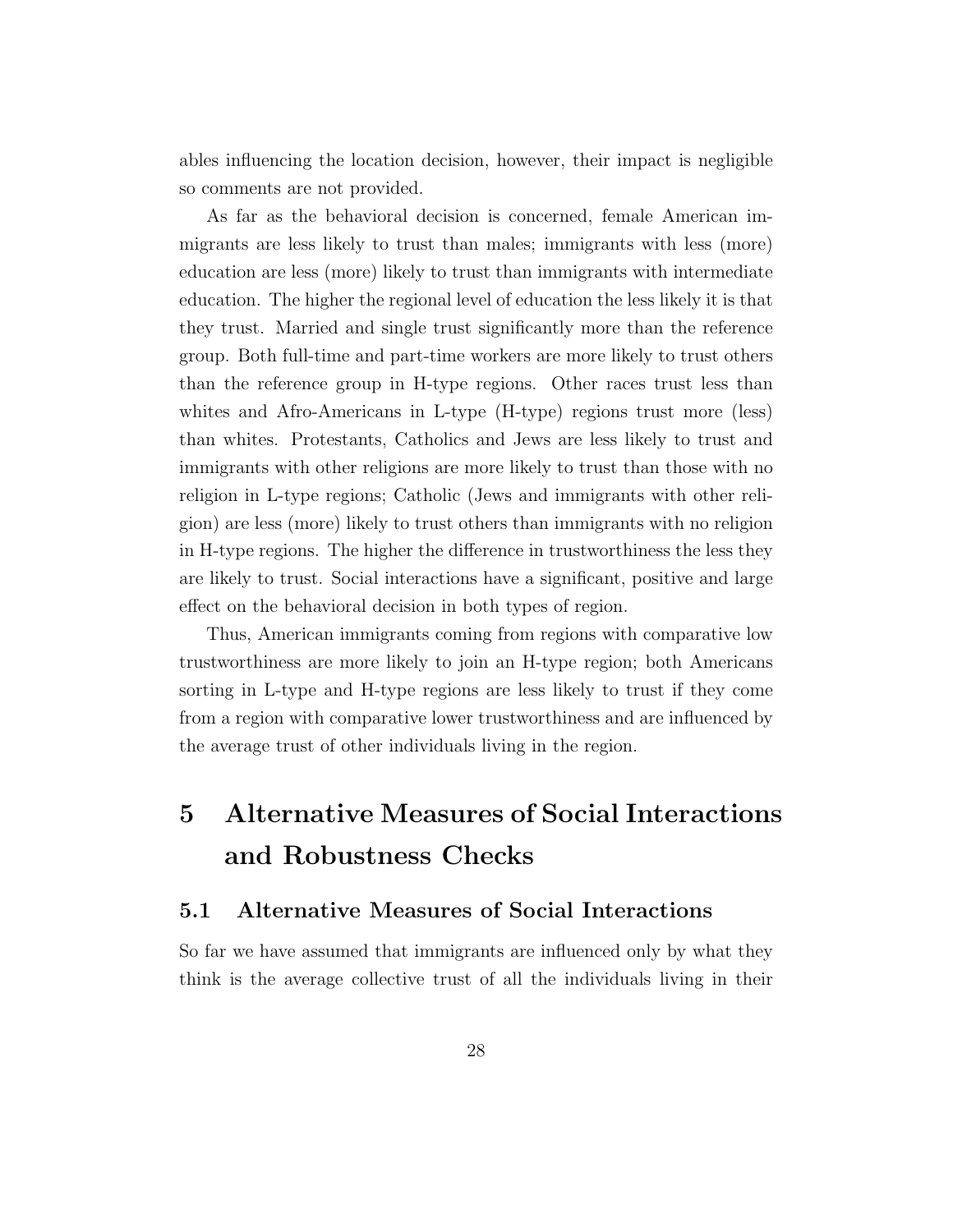ables influencing the location decision, however, their impact is negligible so comments are not provided.

As far as the behavioral decision is concerned, female American immigrants are less likely to trust than males; immigrants with less (more) education are less (more) likely to trust than immigrants with intermediate education. The higher the regional level of education the less likely it is that they trust. Married and single trust significantly more than the reference group. Both full-time and part-time workers are more likely to trust others than the reference group in H-type regions. Other races trust less than whites and Afro-Americans in L-type (H-type) regions trust more (less) than whites. Protestants, Catholics and Jews are less likely to trust and immigrants with other religions are more likely to trust than those with no religion in L-type regions; Catholic (Jews and immigrants with other religion) are less (more) likely to trust others than immigrants with no religion in H-type regions. The higher the difference in trustworthiness the less they are likely to trust. Social interactions have a significant, positive and large effect on the behavioral decision in both types of region.

Thus, American immigrants coming from regions with comparative low trustworthiness are more likely to join an H-type region; both Americans sorting in L-type and H-type regions are less likely to trust if they come from a region with comparative lower trustworthiness and are influenced by the average trust of other individuals living in the region.

# 5 Alternative Measures of Social Interactions and Robustness Checks

## 5.1 Alternative Measures of Social Interactions

So far we have assumed that immigrants are influenced only by what they think is the average collective trust of all the individuals living in their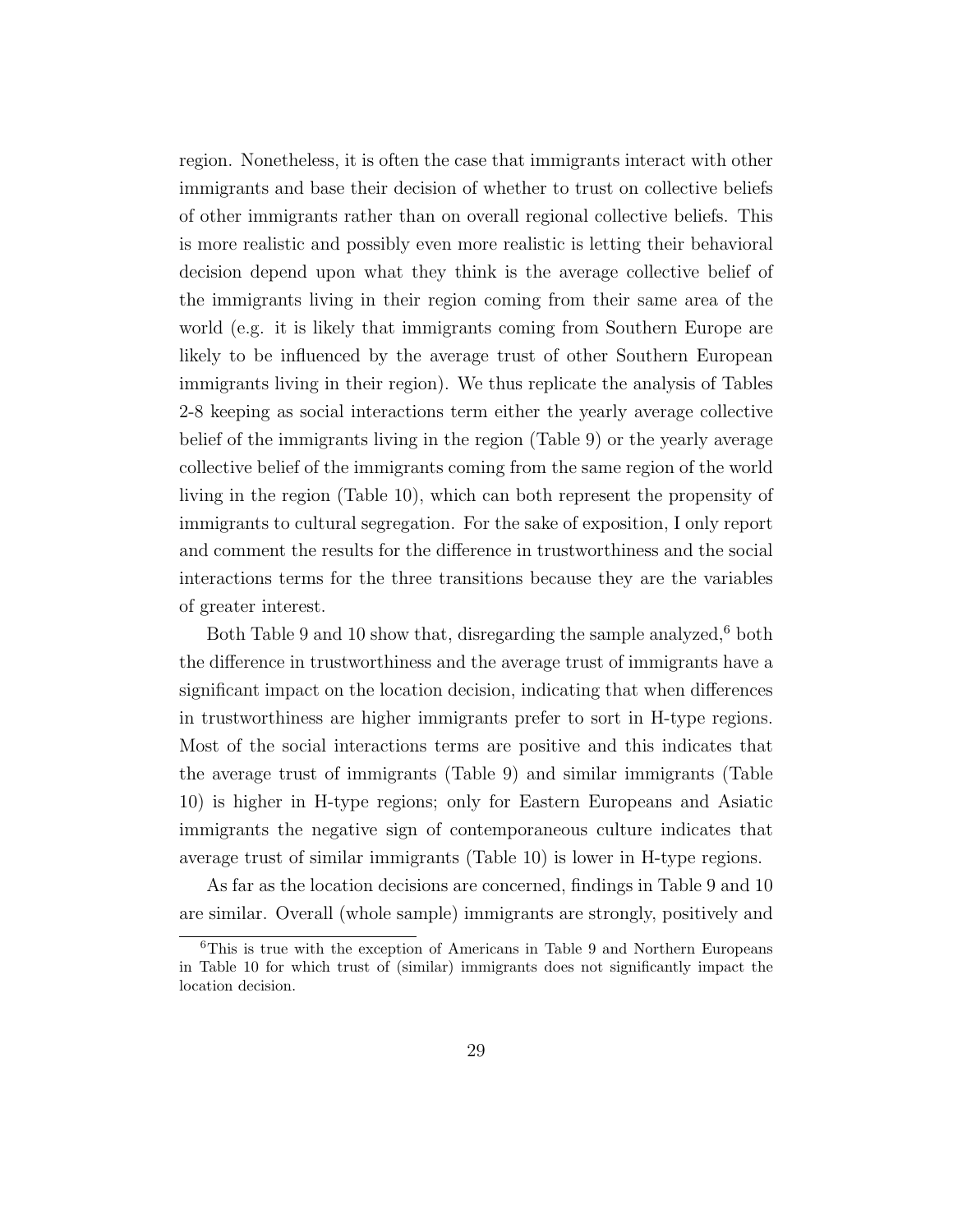region. Nonetheless, it is often the case that immigrants interact with other immigrants and base their decision of whether to trust on collective beliefs of other immigrants rather than on overall regional collective beliefs. This is more realistic and possibly even more realistic is letting their behavioral decision depend upon what they think is the average collective belief of the immigrants living in their region coming from their same area of the world (e.g. it is likely that immigrants coming from Southern Europe are likely to be influenced by the average trust of other Southern European immigrants living in their region). We thus replicate the analysis of Tables 2-8 keeping as social interactions term either the yearly average collective belief of the immigrants living in the region (Table 9) or the yearly average collective belief of the immigrants coming from the same region of the world living in the region (Table 10), which can both represent the propensity of immigrants to cultural segregation. For the sake of exposition, I only report and comment the results for the difference in trustworthiness and the social interactions terms for the three transitions because they are the variables of greater interest.

Both Table 9 and 10 show that, disregarding the sample analyzed,[6] both the difference in trustworthiness and the average trust of immigrants have a significant impact on the location decision, indicating that when differences in trustworthiness are higher immigrants prefer to sort in H-type regions. Most of the social interactions terms are positive and this indicates that the average trust of immigrants (Table 9) and similar immigrants (Table 10) is higher in H-type regions; only for Eastern Europeans and Asiatic immigrants the negative sign of contemporaneous culture indicates that average trust of similar immigrants (Table 10) is lower in H-type regions.

As far as the location decisions are concerned, findings in Table 9 and 10 are similar. Overall (whole sample) immigrants are strongly, positively and

[6] This is true with the exception of Americans in Table 9 and Northern Europeans in Table 10 for which trust of (similar) immigrants does not significantly impact the location decision.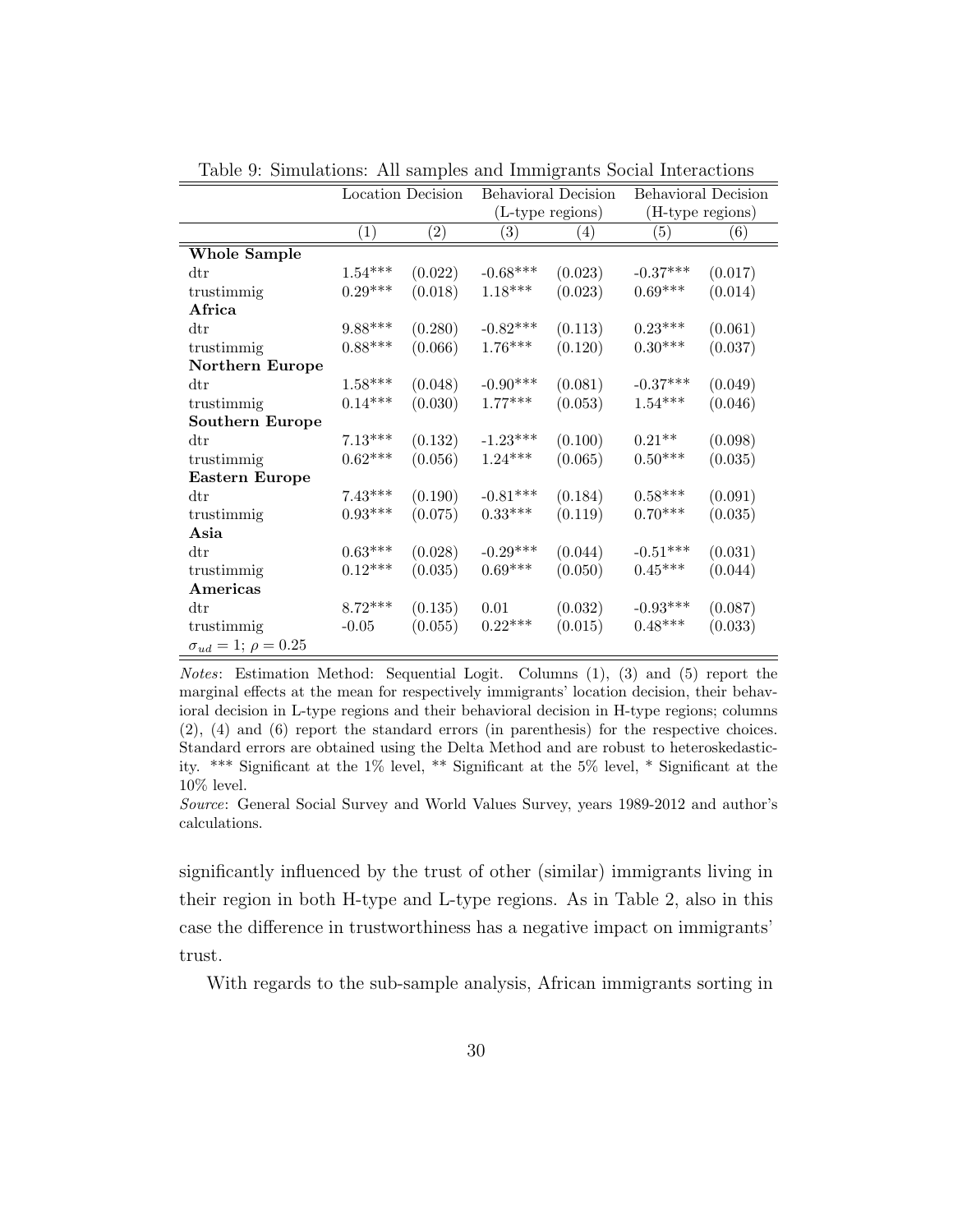Table 9: Simulations: All samples and Immigrants Social Interactions

| | Location Decision | | Behavioral Decision (L-type regions) | | Behavioral Decision (H-type regions) | |
|---|---|---|---|---|---|---|
| | (1) | (2) | (3) | (4) | (5) | (6) |
| **Whole Sample** | | | | | | |
| dtr | 1.54*** | (0.022) | -0.68*** | (0.023) | -0.37*** | (0.017) |
| trustimmig | 0.29*** | (0.018) | 1.18*** | (0.023) | 0.69*** | (0.014) |
| **Africa** | | | | | | |
| dtr | 9.88*** | (0.280) | -0.82*** | (0.113) | 0.23*** | (0.061) |
| trustimmig | 0.88*** | (0.066) | 1.76*** | (0.120) | 0.30*** | (0.037) |
| **Northern Europe** | | | | | | |
| dtr | 1.58*** | (0.048) | -0.90*** | (0.081) | -0.37*** | (0.049) |
| trustimmig | 0.14*** | (0.030) | 1.77*** | (0.053) | 1.54*** | (0.046) |
| **Southern Europe** | | | | | | |
| dtr | 7.13*** | (0.132) | -1.23*** | (0.100) | 0.21** | (0.098) |
| trustimmig | 0.62*** | (0.056) | 1.24*** | (0.065) | 0.50*** | (0.035) |
| **Eastern Europe** | | | | | | |
| dtr | 7.43*** | (0.190) | -0.81*** | (0.184) | 0.58*** | (0.091) |
| trustimmig | 0.93*** | (0.075) | 0.33*** | (0.119) | 0.70*** | (0.035) |
| **Asia** | | | | | | |
| dtr | 0.63*** | (0.028) | -0.29*** | (0.044) | -0.51*** | (0.031) |
| trustimmig | 0.12*** | (0.035) | 0.69*** | (0.050) | 0.45*** | (0.044) |
| **Americas** | | | | | | |
| dtr | 8.72*** | (0.135) | 0.01 | (0.032) | -0.93*** | (0.087) |
| trustimmig | -0.05 | (0.055) | 0.22*** | (0.015) | 0.48*** | (0.033) |
| $\sigma_{ud} = 1$; $\rho = 0.25$ | | | | | | |

*Notes*: Estimation Method: Sequential Logit. Columns (1), (3) and (5) report the marginal effects at the mean for respectively immigrants' location decision, their behavioral decision in L-type regions and their behavioral decision in H-type regions; columns (2), (4) and (6) report the standard errors (in parenthesis) for the respective choices. Standard errors are obtained using the Delta Method and are robust to heteroskedasticity. *** Significant at the 1% level, ** Significant at the 5% level, * Significant at the 10% level.

*Source*: General Social Survey and World Values Survey, years 1989-2012 and author's calculations.

significantly influenced by the trust of other (similar) immigrants living in their region in both H-type and L-type regions. As in Table 2, also in this case the difference in trustworthiness has a negative impact on immigrants' trust.

With regards to the sub-sample analysis, African immigrants sorting in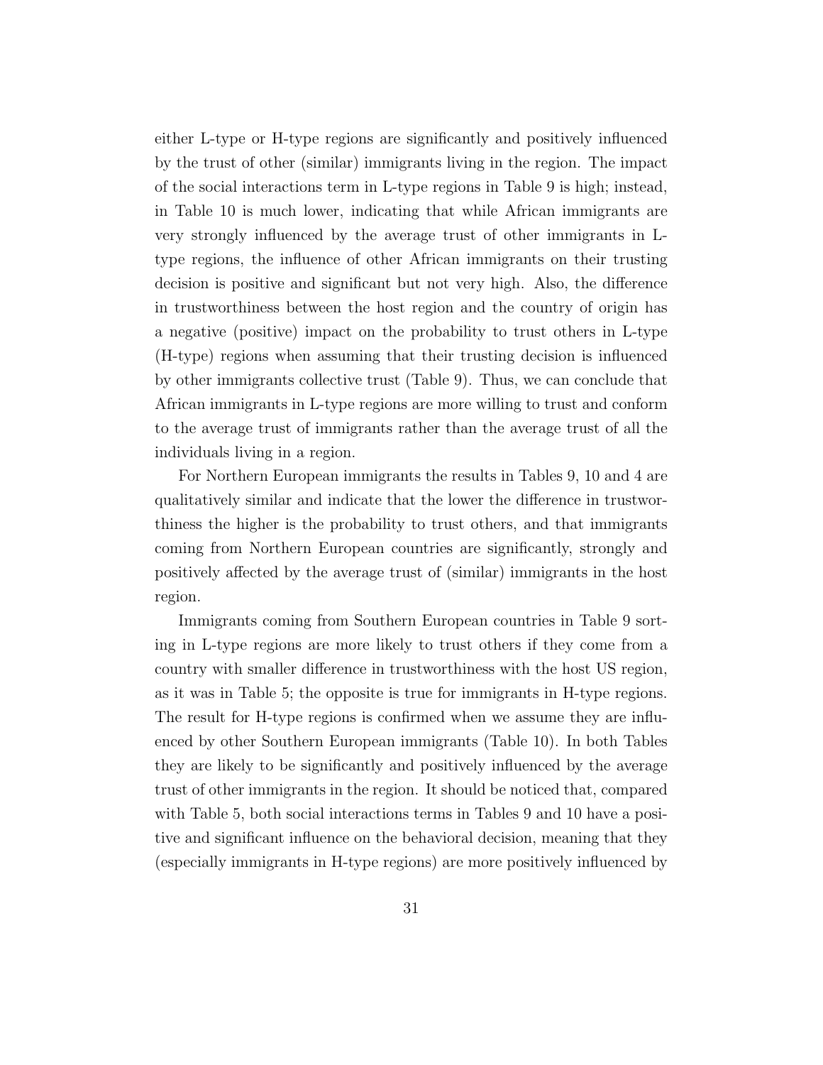either L-type or H-type regions are significantly and positively influenced by the trust of other (similar) immigrants living in the region. The impact of the social interactions term in L-type regions in Table 9 is high; instead, in Table 10 is much lower, indicating that while African immigrants are very strongly influenced by the average trust of other immigrants in L-type regions, the influence of other African immigrants on their trusting decision is positive and significant but not very high. Also, the difference in trustworthiness between the host region and the country of origin has a negative (positive) impact on the probability to trust others in L-type (H-type) regions when assuming that their trusting decision is influenced by other immigrants collective trust (Table 9). Thus, we can conclude that African immigrants in L-type regions are more willing to trust and conform to the average trust of immigrants rather than the average trust of all the individuals living in a region.

For Northern European immigrants the results in Tables 9, 10 and 4 are qualitatively similar and indicate that the lower the difference in trustworthiness the higher is the probability to trust others, and that immigrants coming from Northern European countries are significantly, strongly and positively affected by the average trust of (similar) immigrants in the host region.

Immigrants coming from Southern European countries in Table 9 sorting in L-type regions are more likely to trust others if they come from a country with smaller difference in trustworthiness with the host US region, as it was in Table 5; the opposite is true for immigrants in H-type regions. The result for H-type regions is confirmed when we assume they are influenced by other Southern European immigrants (Table 10). In both Tables they are likely to be significantly and positively influenced by the average trust of other immigrants in the region. It should be noticed that, compared with Table 5, both social interactions terms in Tables 9 and 10 have a positive and significant influence on the behavioral decision, meaning that they (especially immigrants in H-type regions) are more positively influenced by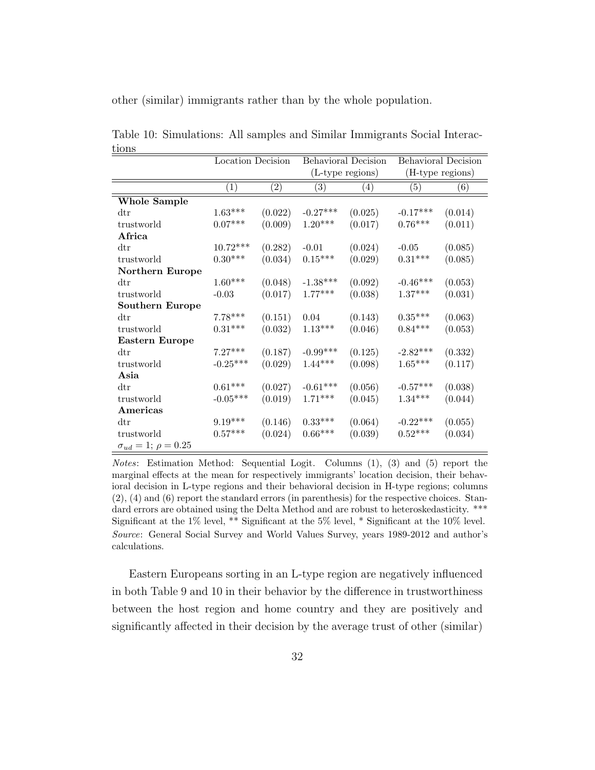other (similar) immigrants rather than by the whole population.

Table 10: Simulations: All samples and Similar Immigrants Social Interactions

| | Location Decision | | Behavioral Decision (L-type regions) | | Behavioral Decision (H-type regions) | |
|---|---|---|---|---|---|---|
| | (1) | (2) | (3) | (4) | (5) | (6) |
| **Whole Sample** | | | | | | |
| dtr | 1.63*** | (0.022) | -0.27*** | (0.025) | -0.17*** | (0.014) |
| trustworld | 0.07*** | (0.009) | 1.20*** | (0.017) | 0.76*** | (0.011) |
| **Africa** | | | | | | |
| dtr | 10.72*** | (0.282) | -0.01 | (0.024) | -0.05 | (0.085) |
| trustworld | 0.30*** | (0.034) | 0.15*** | (0.029) | 0.31*** | (0.085) |
| **Northern Europe** | | | | | | |
| dtr | 1.60*** | (0.048) | -1.38*** | (0.092) | -0.46*** | (0.053) |
| trustworld | -0.03 | (0.017) | 1.77*** | (0.038) | 1.37*** | (0.031) |
| **Southern Europe** | | | | | | |
| dtr | 7.78*** | (0.151) | 0.04 | (0.143) | 0.35*** | (0.063) |
| trustworld | 0.31*** | (0.032) | 1.13*** | (0.046) | 0.84*** | (0.053) |
| **Eastern Europe** | | | | | | |
| dtr | 7.27*** | (0.187) | -0.99*** | (0.125) | -2.82*** | (0.332) |
| trustworld | -0.25*** | (0.029) | 1.44*** | (0.098) | 1.65*** | (0.117) |
| **Asia** | | | | | | |
| dtr | 0.61*** | (0.027) | -0.61*** | (0.056) | -0.57*** | (0.038) |
| trustworld | -0.05*** | (0.019) | 1.71*** | (0.045) | 1.34*** | (0.044) |
| **Americas** | | | | | | |
| dtr | 9.19*** | (0.146) | 0.33*** | (0.064) | -0.22*** | (0.055) |
| trustworld | 0.57*** | (0.024) | 0.66*** | (0.039) | 0.52*** | (0.034) |
| $\sigma_{ud} = 1$; $\rho = 0.25$ | | | | | | |

*Notes*: Estimation Method: Sequential Logit. Columns (1), (3) and (5) report the marginal effects at the mean for respectively immigrants' location decision, their behavioral decision in L-type regions and their behavioral decision in H-type regions; columns (2), (4) and (6) report the standard errors (in parenthesis) for the respective choices. Standard errors are obtained using the Delta Method and are robust to heteroskedasticity. *** Significant at the 1% level, ** Significant at the 5% level, * Significant at the 10% level. *Source*: General Social Survey and World Values Survey, years 1989-2012 and author's calculations.

Eastern Europeans sorting in an L-type region are negatively influenced in both Table 9 and 10 in their behavior by the difference in trustworthiness between the host region and home country and they are positively and significantly affected in their decision by the average trust of other (similar)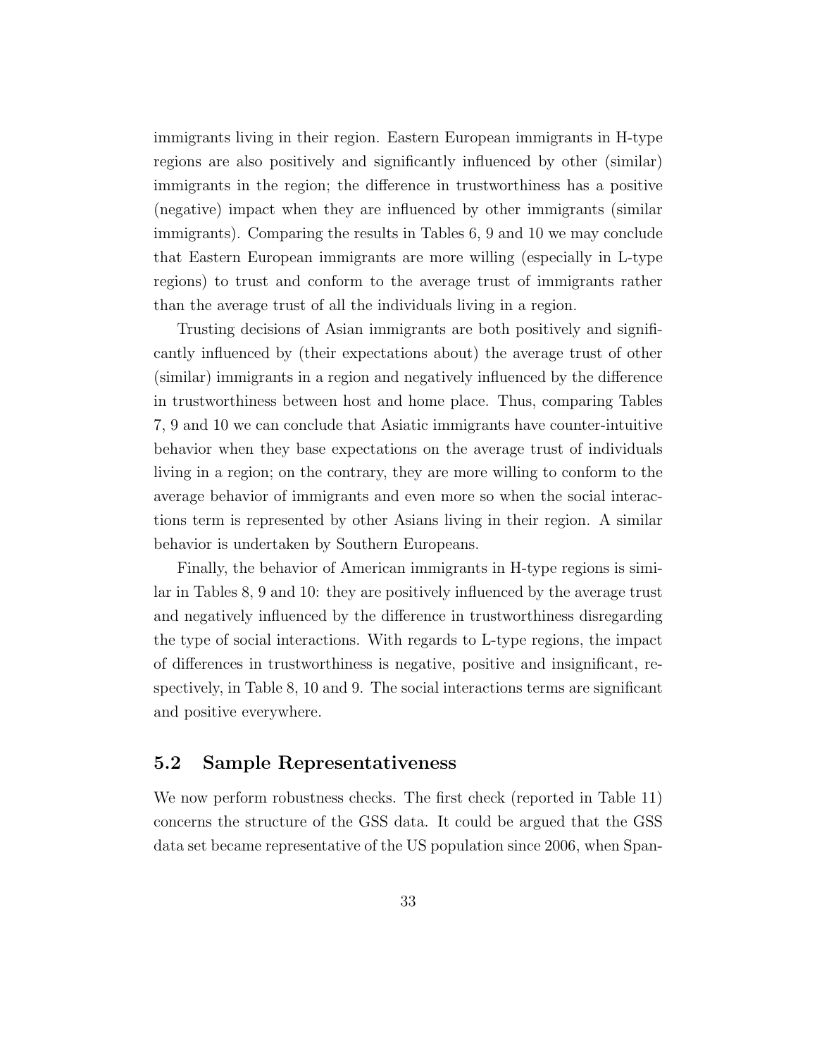immigrants living in their region. Eastern European immigrants in H-type regions are also positively and significantly influenced by other (similar) immigrants in the region; the difference in trustworthiness has a positive (negative) impact when they are influenced by other immigrants (similar immigrants). Comparing the results in Tables 6, 9 and 10 we may conclude that Eastern European immigrants are more willing (especially in L-type regions) to trust and conform to the average trust of immigrants rather than the average trust of all the individuals living in a region.

Trusting decisions of Asian immigrants are both positively and significantly influenced by (their expectations about) the average trust of other (similar) immigrants in a region and negatively influenced by the difference in trustworthiness between host and home place. Thus, comparing Tables 7, 9 and 10 we can conclude that Asiatic immigrants have counter-intuitive behavior when they base expectations on the average trust of individuals living in a region; on the contrary, they are more willing to conform to the average behavior of immigrants and even more so when the social interactions term is represented by other Asians living in their region. A similar behavior is undertaken by Southern Europeans.

Finally, the behavior of American immigrants in H-type regions is similar in Tables 8, 9 and 10: they are positively influenced by the average trust and negatively influenced by the difference in trustworthiness disregarding the type of social interactions. With regards to L-type regions, the impact of differences in trustworthiness is negative, positive and insignificant, respectively, in Table 8, 10 and 9. The social interactions terms are significant and positive everywhere.

## 5.2 Sample Representativeness

We now perform robustness checks. The first check (reported in Table 11) concerns the structure of the GSS data. It could be argued that the GSS data set became representative of the US population since 2006, when Span-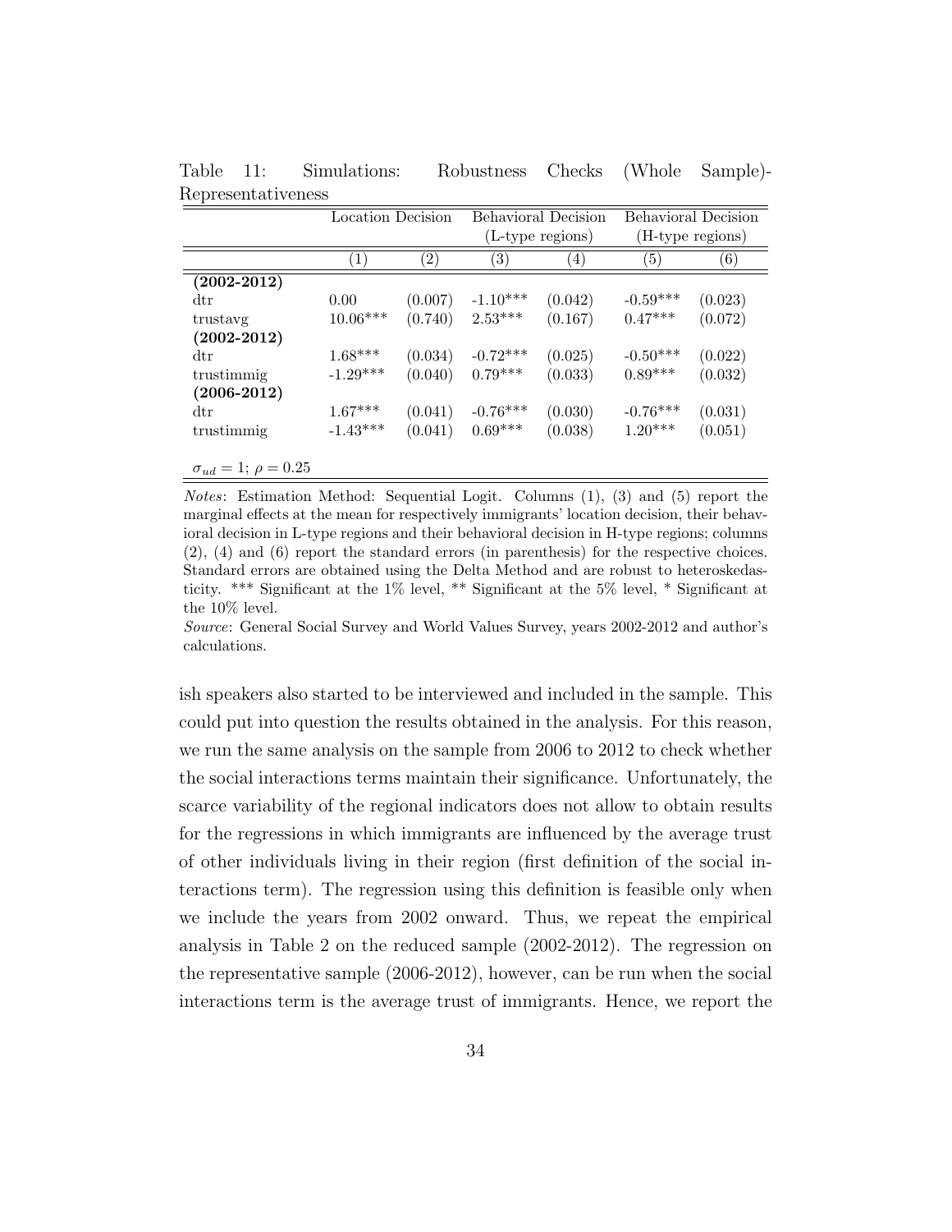Table 11: Simulations: Robustness Checks (Whole Sample)-Representativeness

| | Location Decision | | Behavioral Decision (L-type regions) | | Behavioral Decision (H-type regions) | |
|---|---|---|---|---|---|---|
| | (1) | (2) | (3) | (4) | (5) | (6) |
| **(2002-2012)** | | | | | | |
| dtr | 0.00 | (0.007) | -1.10*** | (0.042) | -0.59*** | (0.023) |
| trustavg | 10.06*** | (0.740) | 2.53*** | (0.167) | 0.47*** | (0.072) |
| **(2002-2012)** | | | | | | |
| dtr | 1.68*** | (0.034) | -0.72*** | (0.025) | -0.50*** | (0.022) |
| trustimmig | -1.29*** | (0.040) | 0.79*** | (0.033) | 0.89*** | (0.032) |
| **(2006-2012)** | | | | | | |
| dtr | 1.67*** | (0.041) | -0.76*** | (0.030) | -0.76*** | (0.031) |
| trustimmig | -1.43*** | (0.041) | 0.69*** | (0.038) | 1.20*** | (0.051) |
| $\sigma_{ud} = 1$; $\rho = 0.25$ | | | | | | |

*Notes*: Estimation Method: Sequential Logit. Columns (1), (3) and (5) report the marginal effects at the mean for respectively immigrants' location decision, their behavioral decision in L-type regions and their behavioral decision in H-type regions; columns (2), (4) and (6) report the standard errors (in parenthesis) for the respective choices. Standard errors are obtained using the Delta Method and are robust to heteroskedasticity. *** Significant at the 1% level, ** Significant at the 5% level, * Significant at the 10% level.

*Source*: General Social Survey and World Values Survey, years 2002-2012 and author's calculations.

ish speakers also started to be interviewed and included in the sample. This could put into question the results obtained in the analysis. For this reason, we run the same analysis on the sample from 2006 to 2012 to check whether the social interactions terms maintain their significance. Unfortunately, the scarce variability of the regional indicators does not allow to obtain results for the regressions in which immigrants are influenced by the average trust of other individuals living in their region (first definition of the social interactions term). The regression using this definition is feasible only when we include the years from 2002 onward. Thus, we repeat the empirical analysis in Table 2 on the reduced sample (2002-2012). The regression on the representative sample (2006-2012), however, can be run when the social interactions term is the average trust of immigrants. Hence, we report the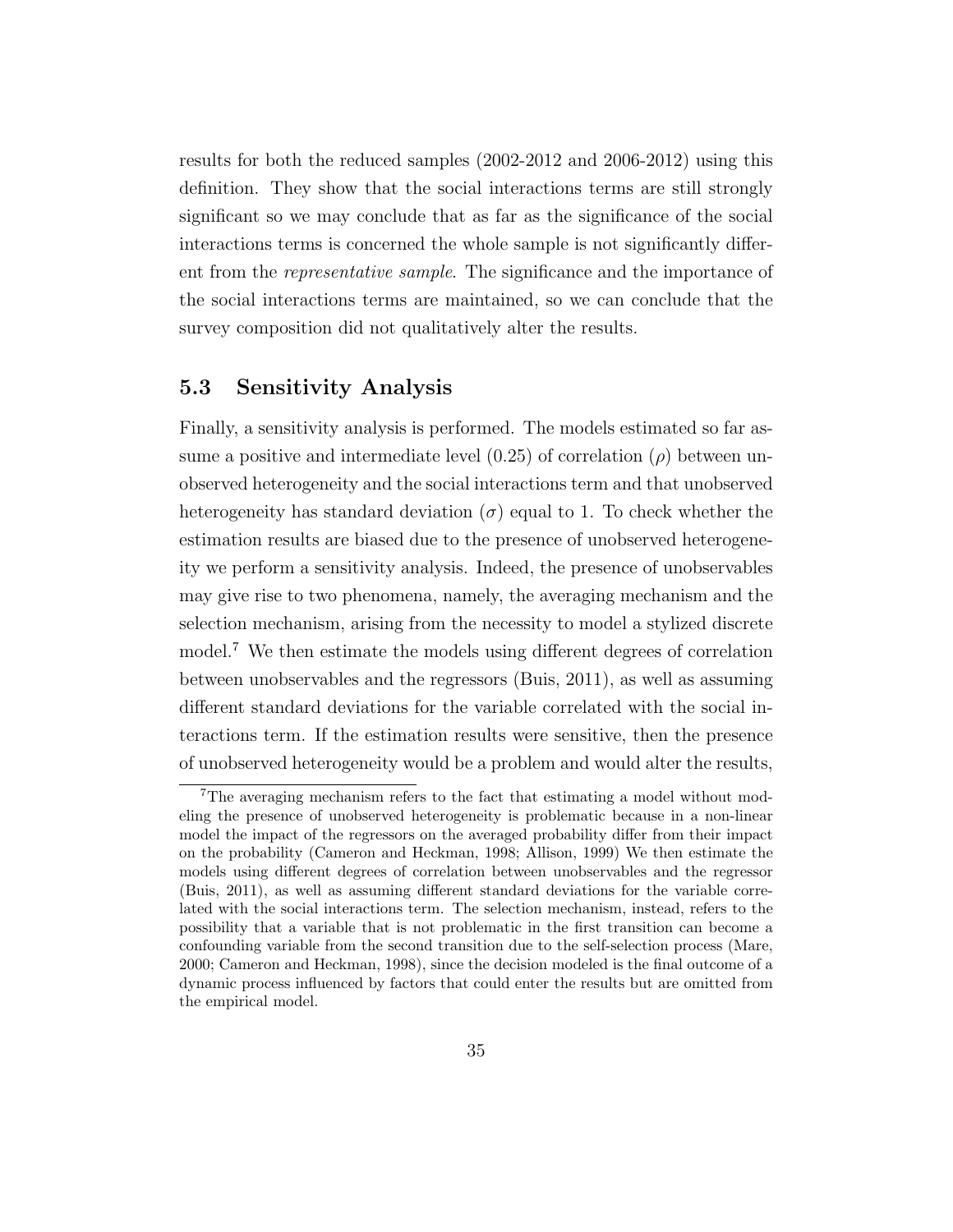results for both the reduced samples (2002-2012 and 2006-2012) using this definition. They show that the social interactions terms are still strongly significant so we may conclude that as far as the significance of the social interactions terms is concerned the whole sample is not significantly different from the *representative sample*. The significance and the importance of the social interactions terms are maintained, so we can conclude that the survey composition did not qualitatively alter the results.

## 5.3 Sensitivity Analysis

Finally, a sensitivity analysis is performed. The models estimated so far assume a positive and intermediate level (0.25) of correlation ($\rho$) between unobserved heterogeneity and the social interactions term and that unobserved heterogeneity has standard deviation ($\sigma$) equal to 1. To check whether the estimation results are biased due to the presence of unobserved heterogeneity we perform a sensitivity analysis. Indeed, the presence of unobservables may give rise to two phenomena, namely, the averaging mechanism and the selection mechanism, arising from the necessity to model a stylized discrete model.[7] We then estimate the models using different degrees of correlation between unobservables and the regressors (Buis, 2011), as well as assuming different standard deviations for the variable correlated with the social interactions term. If the estimation results were sensitive, then the presence of unobserved heterogeneity would be a problem and would alter the results,

[7] The averaging mechanism refers to the fact that estimating a model without modeling the presence of unobserved heterogeneity is problematic because in a non-linear model the impact of the regressors on the averaged probability differ from their impact on the probability (Cameron and Heckman, 1998; Allison, 1999) We then estimate the models using different degrees of correlation between unobservables and the regressor (Buis, 2011), as well as assuming different standard deviations for the variable correlated with the social interactions term. The selection mechanism, instead, refers to the possibility that a variable that is not problematic in the first transition can become a confounding variable from the second transition due to the self-selection process (Mare, 2000; Cameron and Heckman, 1998), since the decision modeled is the final outcome of a dynamic process influenced by factors that could enter the results but are omitted from the empirical model.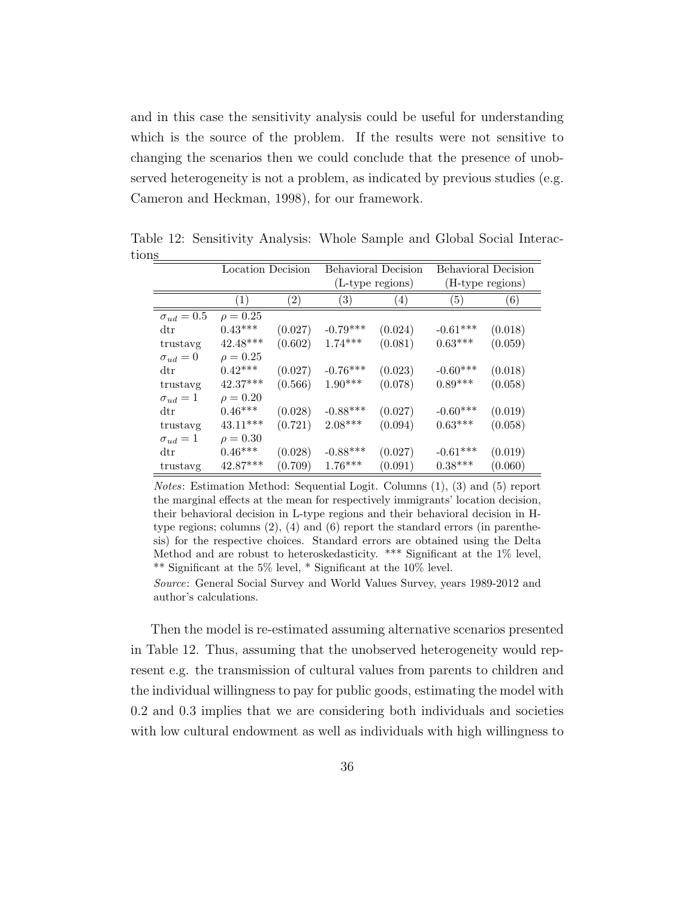and in this case the sensitivity analysis could be useful for understanding which is the source of the problem. If the results were not sensitive to changing the scenarios then we could conclude that the presence of unobserved heterogeneity is not a problem, as indicated by previous studies (e.g. Cameron and Heckman, 1998), for our framework.

Table 12: Sensitivity Analysis: Whole Sample and Global Social Interactions

| | Location Decision | | Behavioral Decision (L-type regions) | | Behavioral Decision (H-type regions) | |
|---|---|---|---|---|---|---|
| | (1) | (2) | (3) | (4) | (5) | (6) |
| $\sigma_{ud} = 0.5$ | $\rho = 0.25$ | | | | | |
| dtr | 0.43*** | (0.027) | -0.79*** | (0.024) | -0.61*** | (0.018) |
| trustavg | 42.48*** | (0.602) | 1.74*** | (0.081) | 0.63*** | (0.059) |
| $\sigma_{ud} = 0$ | $\rho = 0.25$ | | | | | |
| dtr | 0.42*** | (0.027) | -0.76*** | (0.023) | -0.60*** | (0.018) |
| trustavg | 42.37*** | (0.566) | 1.90*** | (0.078) | 0.89*** | (0.058) |
| $\sigma_{ud} = 1$ | $\rho = 0.20$ | | | | | |
| dtr | 0.46*** | (0.028) | -0.88*** | (0.027) | -0.60*** | (0.019) |
| trustavg | 43.11*** | (0.721) | 2.08*** | (0.094) | 0.63*** | (0.058) |
| $\sigma_{ud} = 1$ | $\rho = 0.30$ | | | | | |
| dtr | 0.46*** | (0.028) | -0.88*** | (0.027) | -0.61*** | (0.019) |
| trustavg | 42.87*** | (0.709) | 1.76*** | (0.091) | 0.38*** | (0.060) |

*Notes*: Estimation Method: Sequential Logit. Columns (1), (3) and (5) report the marginal effects at the mean for respectively immigrants' location decision, their behavioral decision in L-type regions and their behavioral decision in H-type regions; columns (2), (4) and (6) report the standard errors (in parenthesis) for the respective choices. Standard errors are obtained using the Delta Method and are robust to heteroskedasticity. *** Significant at the 1% level, ** Significant at the 5% level, * Significant at the 10% level.

*Source*: General Social Survey and World Values Survey, years 1989-2012 and author's calculations.

Then the model is re-estimated assuming alternative scenarios presented in Table 12. Thus, assuming that the unobserved heterogeneity would represent e.g. the transmission of cultural values from parents to children and the individual willingness to pay for public goods, estimating the model with 0.2 and 0.3 implies that we are considering both individuals and societies with low cultural endowment as well as individuals with high willingness to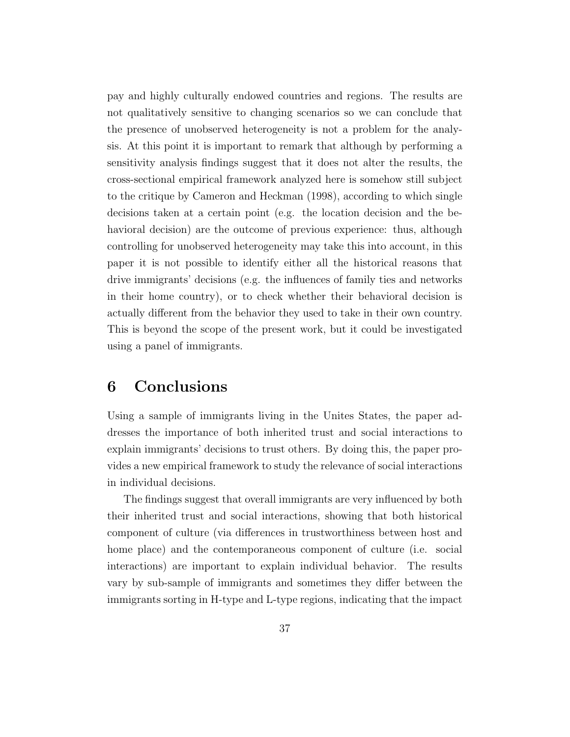pay and highly culturally endowed countries and regions. The results are not qualitatively sensitive to changing scenarios so we can conclude that the presence of unobserved heterogeneity is not a problem for the analysis. At this point it is important to remark that although by performing a sensitivity analysis findings suggest that it does not alter the results, the cross-sectional empirical framework analyzed here is somehow still subject to the critique by Cameron and Heckman (1998), according to which single decisions taken at a certain point (e.g. the location decision and the behavioral decision) are the outcome of previous experience: thus, although controlling for unobserved heterogeneity may take this into account, in this paper it is not possible to identify either all the historical reasons that drive immigrants' decisions (e.g. the influences of family ties and networks in their home country), or to check whether their behavioral decision is actually different from the behavior they used to take in their own country. This is beyond the scope of the present work, but it could be investigated using a panel of immigrants.

# 6 Conclusions

Using a sample of immigrants living in the Unites States, the paper addresses the importance of both inherited trust and social interactions to explain immigrants' decisions to trust others. By doing this, the paper provides a new empirical framework to study the relevance of social interactions in individual decisions.

The findings suggest that overall immigrants are very influenced by both their inherited trust and social interactions, showing that both historical component of culture (via differences in trustworthiness between host and home place) and the contemporaneous component of culture (i.e. social interactions) are important to explain individual behavior. The results vary by sub-sample of immigrants and sometimes they differ between the immigrants sorting in H-type and L-type regions, indicating that the impact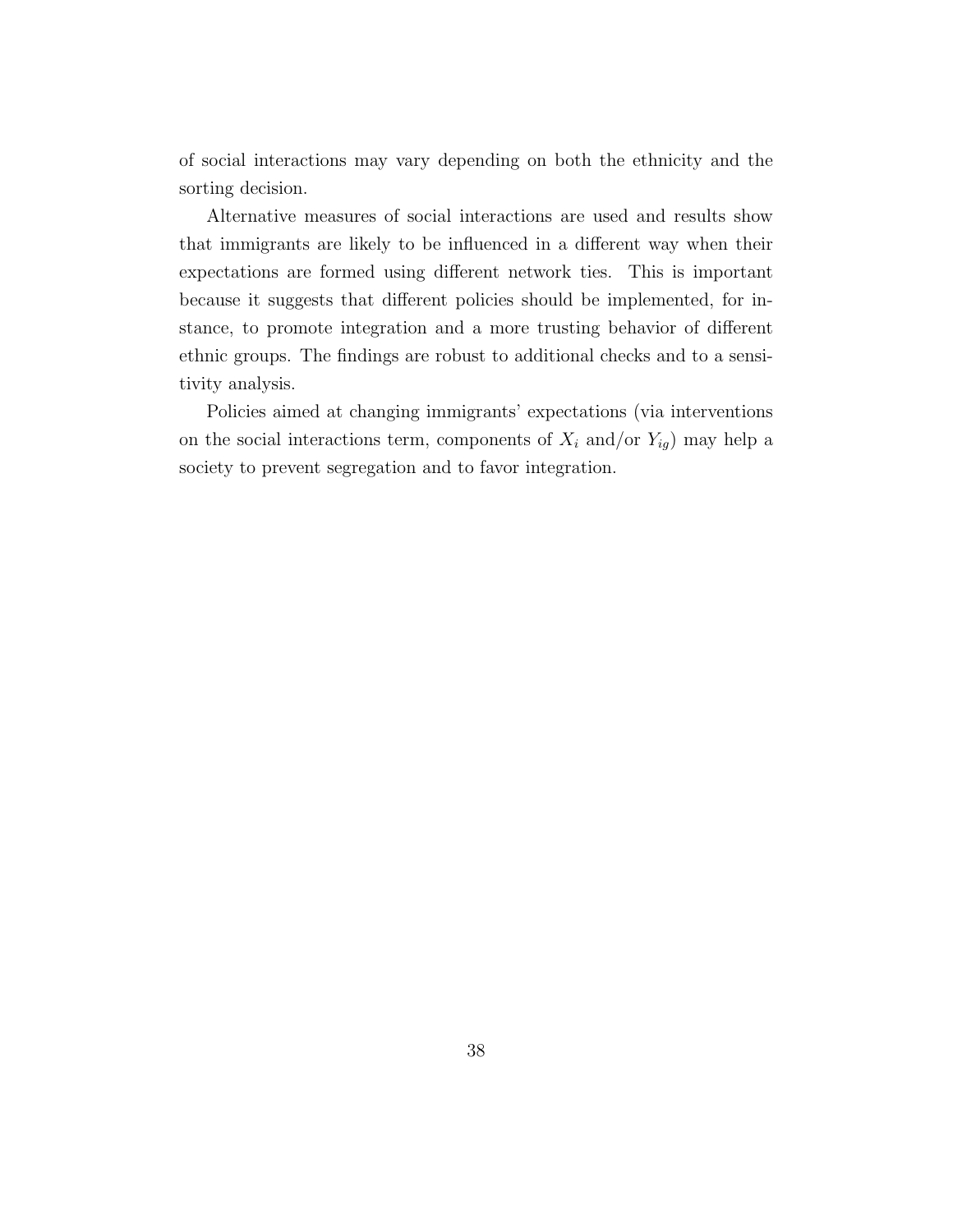of social interactions may vary depending on both the ethnicity and the sorting decision.

Alternative measures of social interactions are used and results show that immigrants are likely to be influenced in a different way when their expectations are formed using different network ties. This is important because it suggests that different policies should be implemented, for instance, to promote integration and a more trusting behavior of different ethnic groups. The findings are robust to additional checks and to a sensitivity analysis.

Policies aimed at changing immigrants' expectations (via interventions on the social interactions term, components of $X_i$ and/or $Y_{ig}$) may help a society to prevent segregation and to favor integration.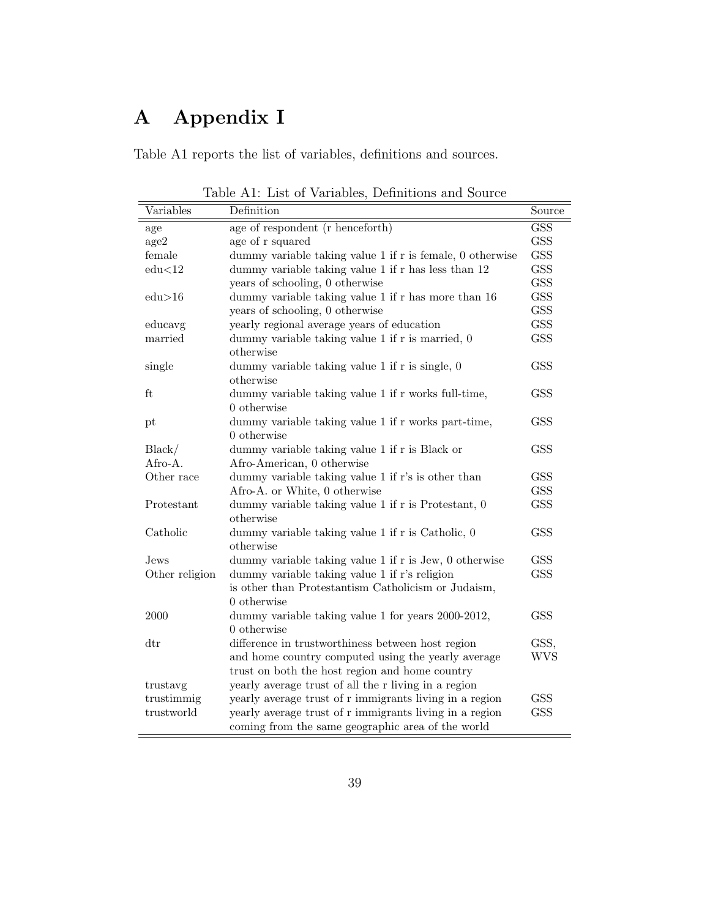# A Appendix I

Table A1 reports the list of variables, definitions and sources.

Table A1: List of Variables, Definitions and Source

| Variables | Definition | Source |
|---|---|---|
| age | age of respondent (r henceforth) | GSS |
| age2 | age of r squared | GSS |
| female | dummy variable taking value 1 if r is female, 0 otherwise | GSS |
| edu<12 | dummy variable taking value 1 if r has less than 12 years of schooling, 0 otherwise | GSS GSS |
| edu>16 | dummy variable taking value 1 if r has more than 16 years of schooling, 0 otherwise | GSS GSS |
| educavg | yearly regional average years of education | GSS |
| married | dummy variable taking value 1 if r is married, 0 otherwise | GSS |
| single | dummy variable taking value 1 if r is single, 0 otherwise | GSS |
| ft | dummy variable taking value 1 if r works full-time, 0 otherwise | GSS |
| pt | dummy variable taking value 1 if r works part-time, 0 otherwise | GSS |
| Black/ Afro-A. | dummy variable taking value 1 if r is Black or Afro-American, 0 otherwise | GSS |
| Other race | dummy variable taking value 1 if r's is other than Afro-A. or White, 0 otherwise | GSS GSS |
| Protestant | dummy variable taking value 1 if r is Protestant, 0 otherwise | GSS |
| Catholic | dummy variable taking value 1 if r is Catholic, 0 otherwise | GSS |
| Jews | dummy variable taking value 1 if r is Jew, 0 otherwise | GSS |
| Other religion | dummy variable taking value 1 if r's religion is other than Protestantism Catholicism or Judaism, 0 otherwise | GSS |
| 2000 | dummy variable taking value 1 for years 2000-2012, 0 otherwise | GSS |
| dtr | difference in trustworthiness between host region and home country computed using the yearly average trust on both the host region and home country | GSS, WVS |
| trustavg | yearly average trust of all the r living in a region | |
| trustimmig | yearly average trust of r immigrants living in a region | GSS |
| trustworld | yearly average trust of r immigrants living in a region coming from the same geographic area of the world | GSS |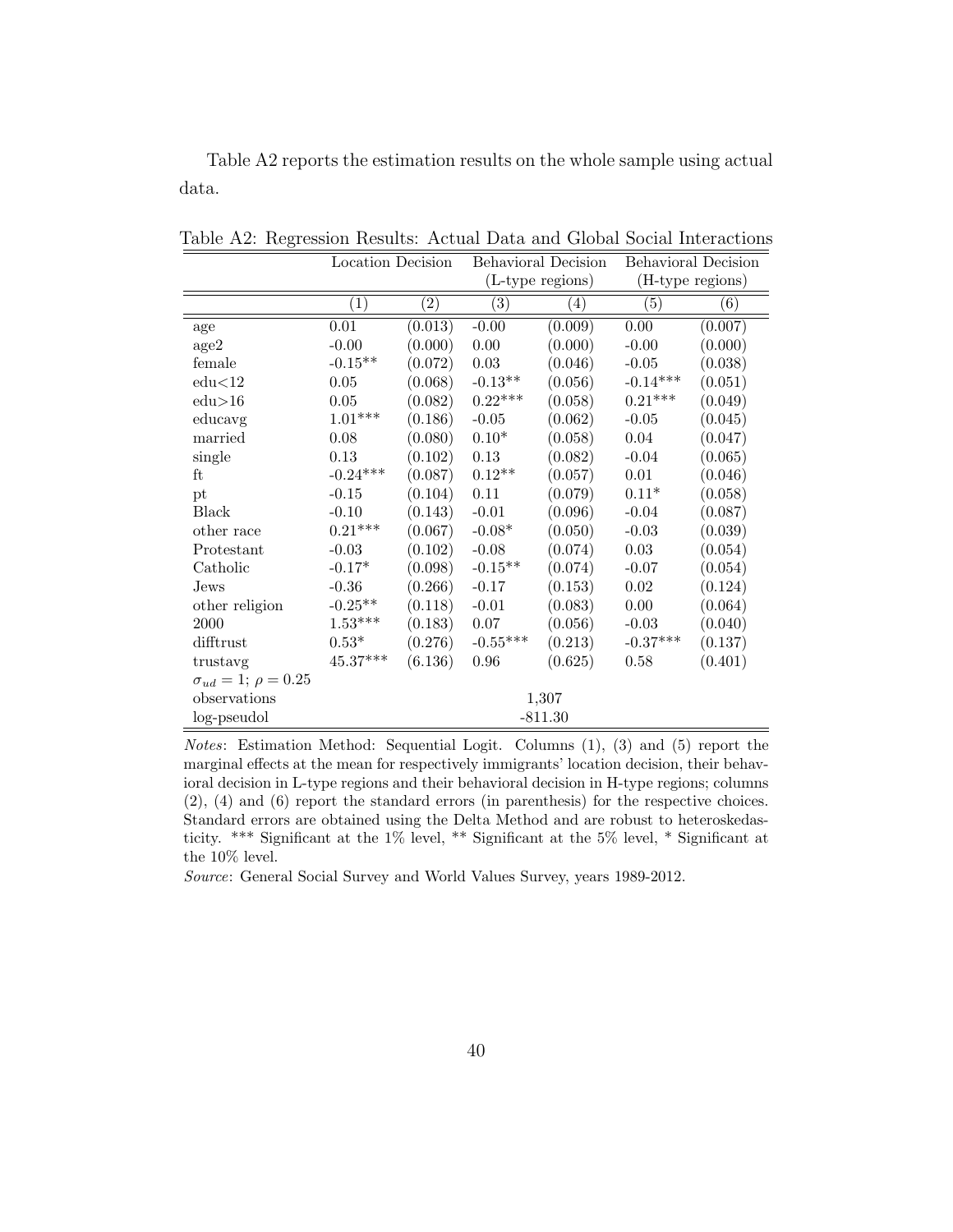Table A2 reports the estimation results on the whole sample using actual data.

Table A2: Regression Results: Actual Data and Global Social Interactions

| | Location Decision | | Behavioral Decision (L-type regions) | | Behavioral Decision (H-type regions) | |
|---|---|---|---|---|---|---|
| | (1) | (2) | (3) | (4) | (5) | (6) |
| age | 0.01 | (0.013) | -0.00 | (0.009) | 0.00 | (0.007) |
| age2 | -0.00 | (0.000) | 0.00 | (0.000) | -0.00 | (0.000) |
| female | -0.15** | (0.072) | 0.03 | (0.046) | -0.05 | (0.038) |
| edu<12 | 0.05 | (0.068) | -0.13** | (0.056) | -0.14*** | (0.051) |
| edu>16 | 0.05 | (0.082) | 0.22*** | (0.058) | 0.21*** | (0.049) |
| educavg | 1.01*** | (0.186) | -0.05 | (0.062) | -0.05 | (0.045) |
| married | 0.08 | (0.080) | 0.10* | (0.058) | 0.04 | (0.047) |
| single | 0.13 | (0.102) | 0.13 | (0.082) | -0.04 | (0.065) |
| ft | -0.24*** | (0.087) | 0.12** | (0.057) | 0.01 | (0.046) |
| pt | -0.15 | (0.104) | 0.11 | (0.079) | 0.11* | (0.058) |
| Black | -0.10 | (0.143) | -0.01 | (0.096) | -0.04 | (0.087) |
| other race | 0.21*** | (0.067) | -0.08* | (0.050) | -0.03 | (0.039) |
| Protestant | -0.03 | (0.102) | -0.08 | (0.074) | 0.03 | (0.054) |
| Catholic | -0.17* | (0.098) | -0.15** | (0.074) | -0.07 | (0.054) |
| Jews | -0.36 | (0.266) | -0.17 | (0.153) | 0.02 | (0.124) |
| other religion | -0.25** | (0.118) | -0.01 | (0.083) | 0.00 | (0.064) |
| 2000 | 1.53*** | (0.183) | 0.07 | (0.056) | -0.03 | (0.040) |
| difftrust | 0.53* | (0.276) | -0.55*** | (0.213) | -0.37*** | (0.137) |
| trustavg | 45.37*** | (6.136) | 0.96 | (0.625) | 0.58 | (0.401) |
| $\sigma_{ud} = 1$; $\rho = 0.25$ | | | | | | |
| observations | | | 1,307 | | | |
| log-pseudol | | | -811.30 | | | |

*Notes*: Estimation Method: Sequential Logit. Columns (1), (3) and (5) report the marginal effects at the mean for respectively immigrants' location decision, their behavioral decision in L-type regions and their behavioral decision in H-type regions; columns (2), (4) and (6) report the standard errors (in parenthesis) for the respective choices. Standard errors are obtained using the Delta Method and are robust to heteroskedasticity. *** Significant at the 1% level, ** Significant at the 5% level, * Significant at the 10% level.

*Source*: General Social Survey and World Values Survey, years 1989-2012.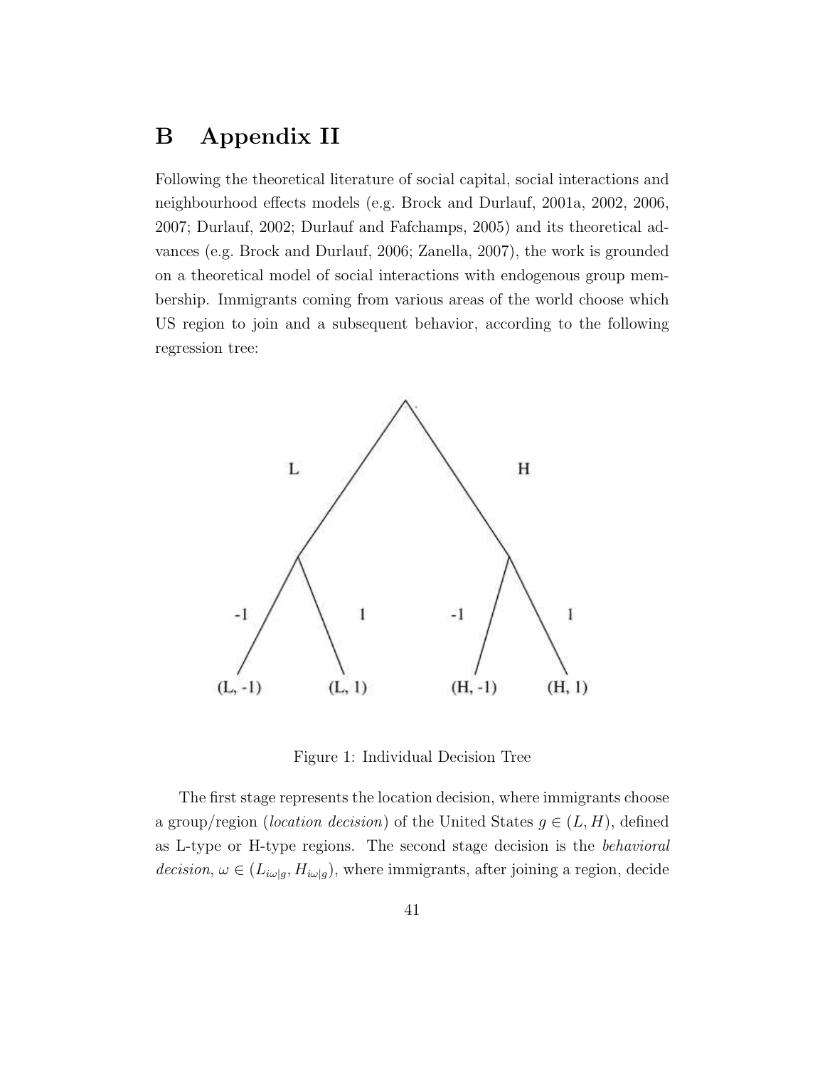# B Appendix II

Following the theoretical literature of social capital, social interactions and neighbourhood effects models (e.g. Brock and Durlauf, 2001a, 2002, 2006, 2007; Durlauf, 2002; Durlauf and Fafchamps, 2005) and its theoretical advances (e.g. Brock and Durlauf, 2006; Zanella, 2007), the work is grounded on a theoretical model of social interactions with endogenous group membership. Immigrants coming from various areas of the world choose which US region to join and a subsequent behavior, according to the following regression tree:

Figure 1: Individual Decision Tree

The first stage represents the location decision, where immigrants choose a group/region (*location decision*) of the United States $g \in (L, H)$, defined as L-type or H-type regions. The second stage decision is the *behavioral decision*, $\omega \in (L_{i\omega|g}, H_{i\omega|g})$, where immigrants, after joining a region, decide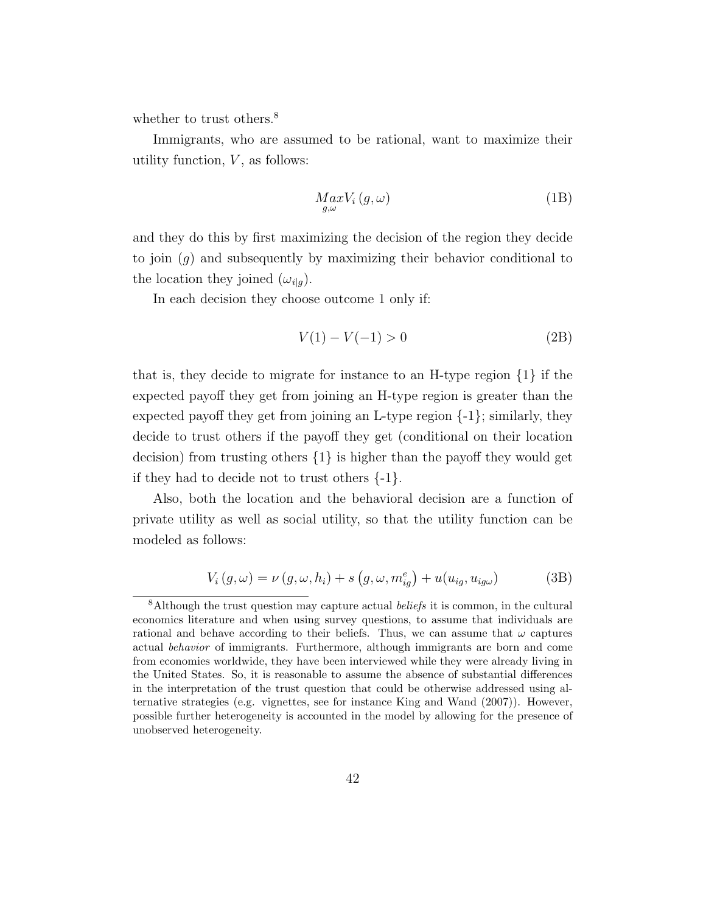whether to trust others.[8]

Immigrants, who are assumed to be rational, want to maximize their utility function, $V$, as follows:

$$\underset{g,\omega}{Max} V_i\left(g,\omega\right) \tag{1B}$$

and they do this by first maximizing the decision of the region they decide to join ($g$) and subsequently by maximizing their behavior conditional to the location they joined ($\omega_{i|g}$).

In each decision they choose outcome 1 only if:

$$V(1) - V(-1) > 0 \tag{2B}$$

that is, they decide to migrate for instance to an H-type region {1} if the expected payoff they get from joining an H-type region is greater than the expected payoff they get from joining an L-type region {-1}; similarly, they decide to trust others if the payoff they get (conditional on their location decision) from trusting others {1} is higher than the payoff they would get if they had to decide not to trust others {-1}.

Also, both the location and the behavioral decision are a function of private utility as well as social utility, so that the utility function can be modeled as follows:

$$V_i\left(g,\omega\right) = \nu\left(g,\omega,h_i\right) + s\left(g,\omega,m^e_{ig}\right) + u(u_{ig},u_{ig\omega}) \tag{3B}$$

[8] Although the trust question may capture actual *beliefs* it is common, in the cultural economics literature and when using survey questions, to assume that individuals are rational and behave according to their beliefs. Thus, we can assume that $\omega$ captures actual *behavior* of immigrants. Furthermore, although immigrants are born and come from economies worldwide, they have been interviewed while they were already living in the United States. So, it is reasonable to assume the absence of substantial differences in the interpretation of the trust question that could be otherwise addressed using alternative strategies (e.g. vignettes, see for instance King and Wand (2007)). However, possible further heterogeneity is accounted in the model by allowing for the presence of unobserved heterogeneity.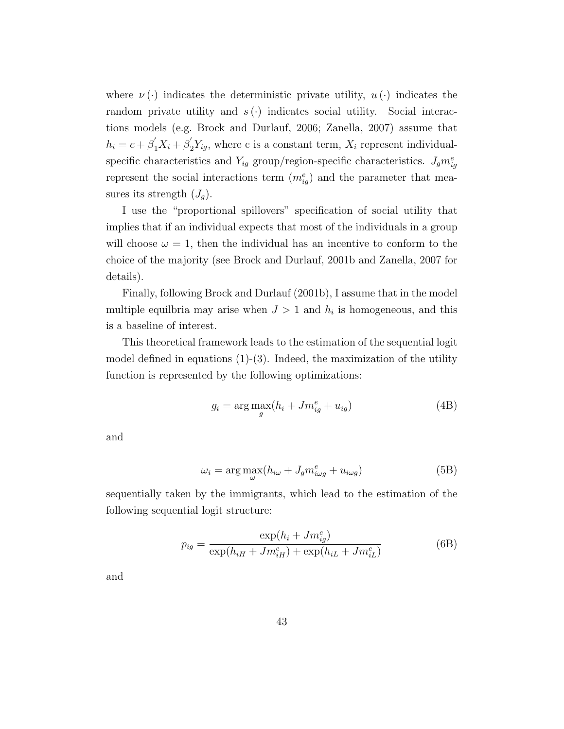where $\nu(\cdot)$ indicates the deterministic private utility, $u(\cdot)$ indicates the random private utility and $s(\cdot)$ indicates social utility. Social interactions models (e.g. Brock and Durlauf, 2006; Zanella, 2007) assume that $h_i = c + \beta_1^{'} X_i + \beta_2^{'} Y_{ig}$, where c is a constant term, $X_i$ represent individual-specific characteristics and $Y_{ig}$ group/region-specific characteristics. $J_g m_{ig}^e$ represent the social interactions term ($m_{ig}^e$) and the parameter that measures its strength ($J_g$).

I use the "proportional spillovers" specification of social utility that implies that if an individual expects that most of the individuals in a group will choose $\omega = 1$, then the individual has an incentive to conform to the choice of the majority (see Brock and Durlauf, 2001b and Zanella, 2007 for details).

Finally, following Brock and Durlauf (2001b), I assume that in the model multiple equilbria may arise when $J > 1$ and $h_i$ is homogeneous, and this is a baseline of interest.

This theoretical framework leads to the estimation of the sequential logit model defined in equations (1)-(3). Indeed, the maximization of the utility function is represented by the following optimizations:

$$g_i = \arg\max_g (h_i + J m_{ig}^e + u_{ig}) \tag{4B}$$

and

$$\omega_i = \arg\max_\omega (h_{i\omega} + J_g m_{i\omega g}^e + u_{i\omega g}) \tag{5B}$$

sequentially taken by the immigrants, which lead to the estimation of the following sequential logit structure:

$$p_{ig} = \frac{\exp(h_i + J m_{ig}^e)}{\exp(h_{iH} + J m_{iH}^e) + \exp(h_{iL} + J m_{iL}^e)} \tag{6B}$$

and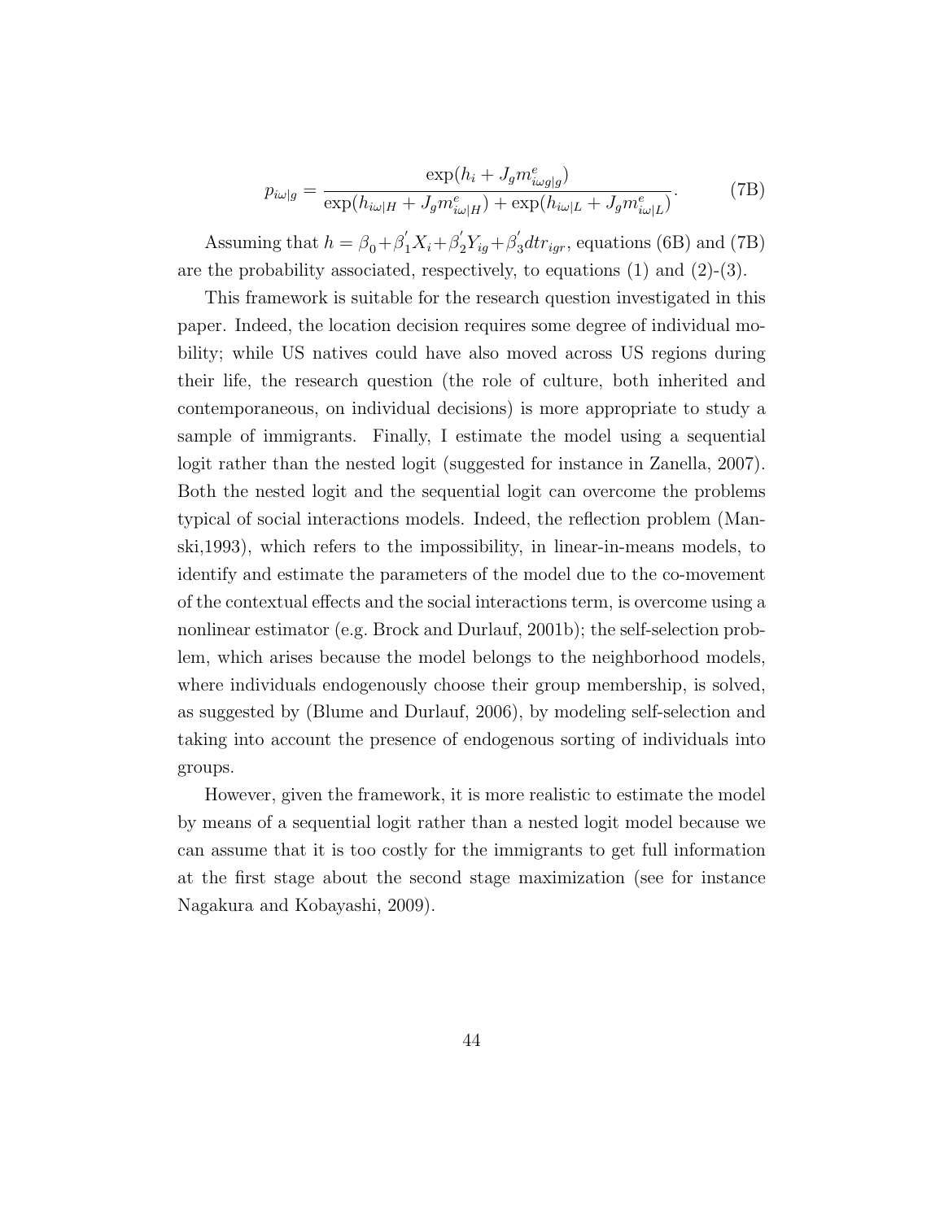$$p_{i\omega|g} = \frac{\exp(h_i + J_g m^e_{i\omega g|g})}{\exp(h_{i\omega|H} + J_g m^e_{i\omega|H}) + \exp(h_{i\omega|L} + J_g m^e_{i\omega|L})}. \tag{7B}$$

Assuming that $h = \beta_0 + \beta_1^{'} X_i + \beta_2^{'} Y_{ig} + \beta_3^{'} dtr_{igr}$, equations (6B) and (7B) are the probability associated, respectively, to equations (1) and (2)-(3).

This framework is suitable for the research question investigated in this paper. Indeed, the location decision requires some degree of individual mobility; while US natives could have also moved across US regions during their life, the research question (the role of culture, both inherited and contemporaneous, on individual decisions) is more appropriate to study a sample of immigrants. Finally, I estimate the model using a sequential logit rather than the nested logit (suggested for instance in Zanella, 2007). Both the nested logit and the sequential logit can overcome the problems typical of social interactions models. Indeed, the reflection problem (Manski,1993), which refers to the impossibility, in linear-in-means models, to identify and estimate the parameters of the model due to the co-movement of the contextual effects and the social interactions term, is overcome using a nonlinear estimator (e.g. Brock and Durlauf, 2001b); the self-selection problem, which arises because the model belongs to the neighborhood models, where individuals endogenously choose their group membership, is solved, as suggested by (Blume and Durlauf, 2006), by modeling self-selection and taking into account the presence of endogenous sorting of individuals into groups.

However, given the framework, it is more realistic to estimate the model by means of a sequential logit rather than a nested logit model because we can assume that it is too costly for the immigrants to get full information at the first stage about the second stage maximization (see for instance Nagakura and Kobayashi, 2009).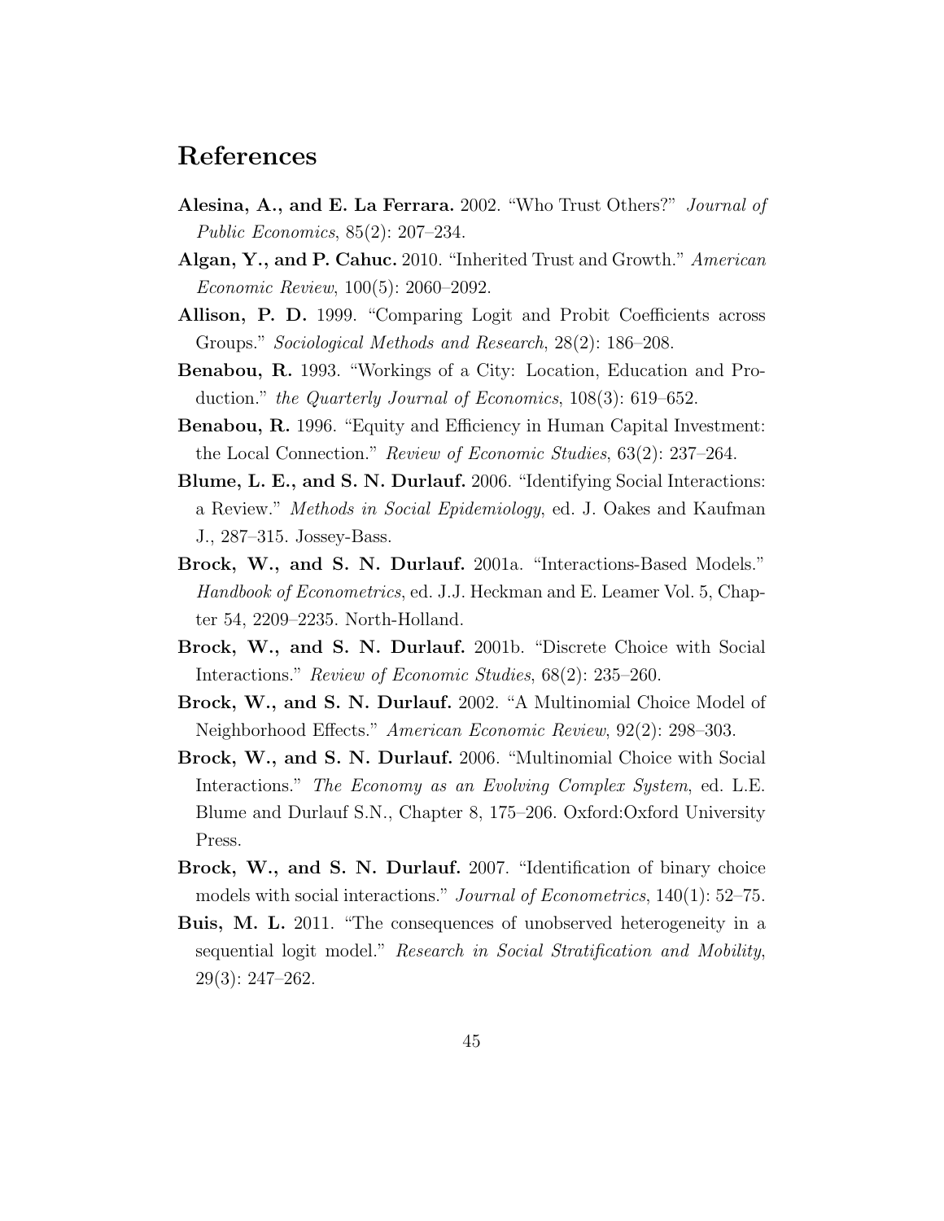## References

**Alesina, A., and E. La Ferrara.** 2002. "Who Trust Others?" *Journal of Public Economics*, 85(2): 207–234.

**Algan, Y., and P. Cahuc.** 2010. "Inherited Trust and Growth." *American Economic Review*, 100(5): 2060–2092.

**Allison, P. D.** 1999. "Comparing Logit and Probit Coefficients across Groups." *Sociological Methods and Research*, 28(2): 186–208.

**Benabou, R.** 1993. "Workings of a City: Location, Education and Production." *the Quarterly Journal of Economics*, 108(3): 619–652.

**Benabou, R.** 1996. "Equity and Efficiency in Human Capital Investment: the Local Connection." *Review of Economic Studies*, 63(2): 237–264.

**Blume, L. E., and S. N. Durlauf.** 2006. "Identifying Social Interactions: a Review." *Methods in Social Epidemiology*, ed. J. Oakes and Kaufman J., 287–315. Jossey-Bass.

**Brock, W., and S. N. Durlauf.** 2001a. "Interactions-Based Models." *Handbook of Econometrics*, ed. J.J. Heckman and E. Leamer Vol. 5, Chapter 54, 2209–2235. North-Holland.

**Brock, W., and S. N. Durlauf.** 2001b. "Discrete Choice with Social Interactions." *Review of Economic Studies*, 68(2): 235–260.

**Brock, W., and S. N. Durlauf.** 2002. "A Multinomial Choice Model of Neighborhood Effects." *American Economic Review*, 92(2): 298–303.

**Brock, W., and S. N. Durlauf.** 2006. "Multinomial Choice with Social Interactions." *The Economy as an Evolving Complex System*, ed. L.E. Blume and Durlauf S.N., Chapter 8, 175–206. Oxford:Oxford University Press.

**Brock, W., and S. N. Durlauf.** 2007. "Identification of binary choice models with social interactions." *Journal of Econometrics*, 140(1): 52–75.

**Buis, M. L.** 2011. "The consequences of unobserved heterogeneity in a sequential logit model." *Research in Social Stratification and Mobility*, 29(3): 247–262.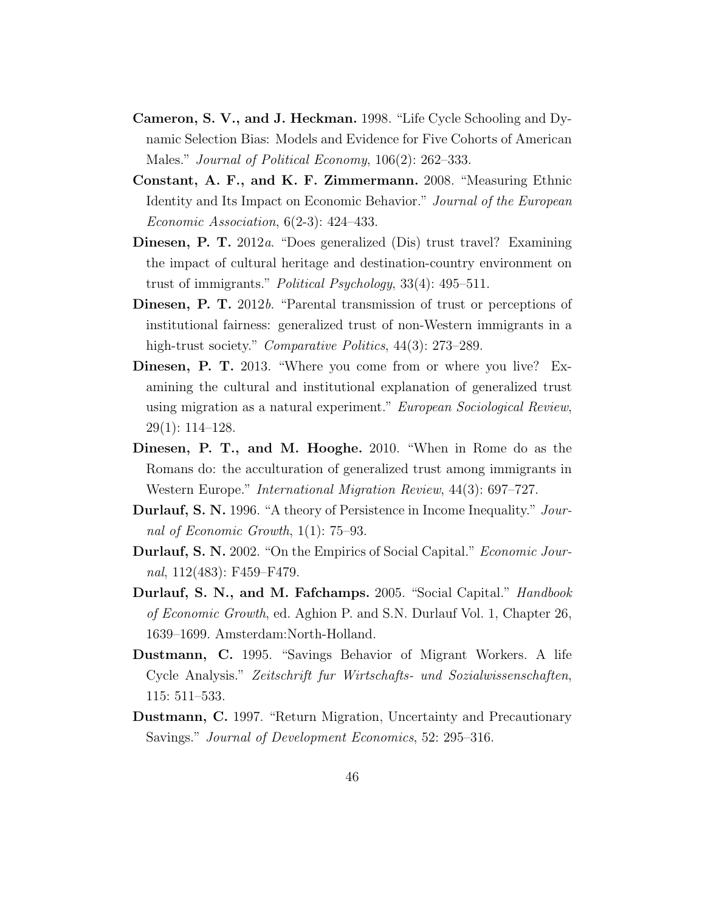**Cameron, S. V., and J. Heckman.** 1998. "Life Cycle Schooling and Dynamic Selection Bias: Models and Evidence for Five Cohorts of American Males." *Journal of Political Economy*, 106(2): 262–333.

**Constant, A. F., and K. F. Zimmermann.** 2008. "Measuring Ethnic Identity and Its Impact on Economic Behavior." *Journal of the European Economic Association*, 6(2-3): 424–433.

**Dinesen, P. T.** 2012*a*. "Does generalized (Dis) trust travel? Examining the impact of cultural heritage and destination-country environment on trust of immigrants." *Political Psychology*, 33(4): 495–511.

**Dinesen, P. T.** 2012*b*. "Parental transmission of trust or perceptions of institutional fairness: generalized trust of non-Western immigrants in a high-trust society." *Comparative Politics*, 44(3): 273–289.

**Dinesen, P. T.** 2013. "Where you come from or where you live? Examining the cultural and institutional explanation of generalized trust using migration as a natural experiment." *European Sociological Review*, 29(1): 114–128.

**Dinesen, P. T., and M. Hooghe.** 2010. "When in Rome do as the Romans do: the acculturation of generalized trust among immigrants in Western Europe." *International Migration Review*, 44(3): 697–727.

**Durlauf, S. N.** 1996. "A theory of Persistence in Income Inequality." *Journal of Economic Growth*, 1(1): 75–93.

**Durlauf, S. N.** 2002. "On the Empirics of Social Capital." *Economic Journal*, 112(483): F459–F479.

**Durlauf, S. N., and M. Fafchamps.** 2005. "Social Capital." *Handbook of Economic Growth*, ed. Aghion P. and S.N. Durlauf Vol. 1, Chapter 26, 1639–1699. Amsterdam:North-Holland.

**Dustmann, C.** 1995. "Savings Behavior of Migrant Workers. A life Cycle Analysis." *Zeitschrift fur Wirtschafts- und Sozialwissenschaften*, 115: 511–533.

**Dustmann, C.** 1997. "Return Migration, Uncertainty and Precautionary Savings." *Journal of Development Economics*, 52: 295–316.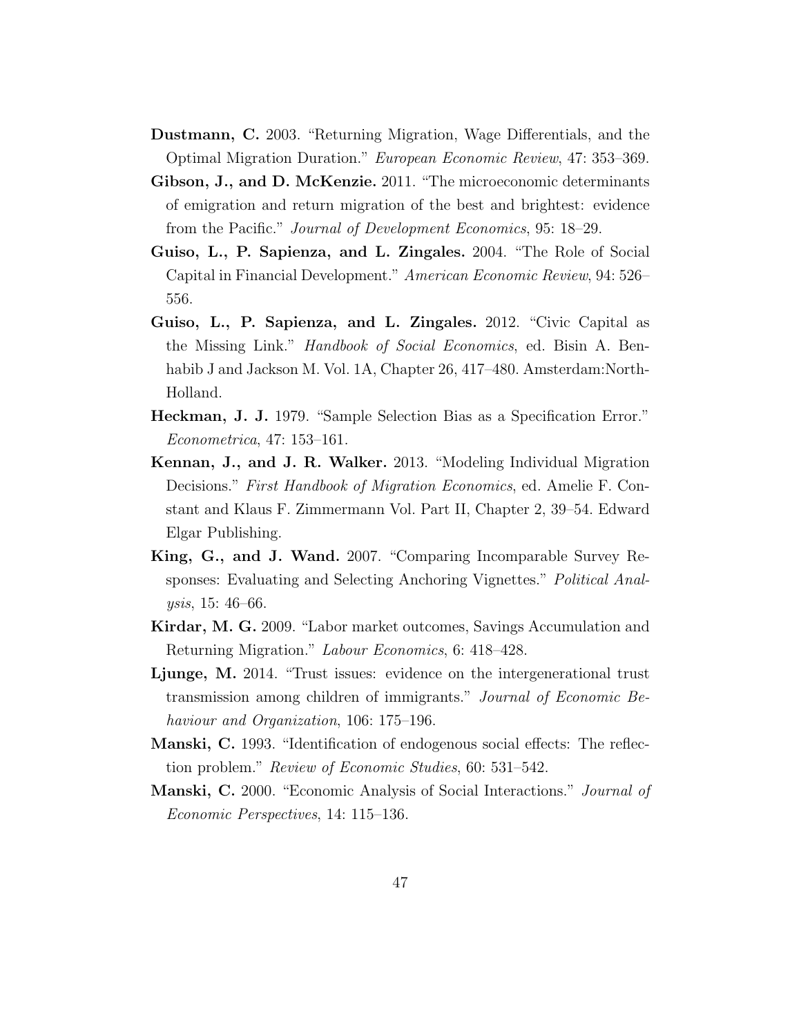**Dustmann, C.** 2003. "Returning Migration, Wage Differentials, and the Optimal Migration Duration." *European Economic Review*, 47: 353–369.

**Gibson, J., and D. McKenzie.** 2011. "The microeconomic determinants of emigration and return migration of the best and brightest: evidence from the Pacific." *Journal of Development Economics*, 95: 18–29.

**Guiso, L., P. Sapienza, and L. Zingales.** 2004. "The Role of Social Capital in Financial Development." *American Economic Review*, 94: 526–556.

**Guiso, L., P. Sapienza, and L. Zingales.** 2012. "Civic Capital as the Missing Link." *Handbook of Social Economics*, ed. Bisin A. Benhabib J and Jackson M. Vol. 1A, Chapter 26, 417–480. Amsterdam:North-Holland.

**Heckman, J. J.** 1979. "Sample Selection Bias as a Specification Error." *Econometrica*, 47: 153–161.

**Kennan, J., and J. R. Walker.** 2013. "Modeling Individual Migration Decisions." *First Handbook of Migration Economics*, ed. Amelie F. Constant and Klaus F. Zimmermann Vol. Part II, Chapter 2, 39–54. Edward Elgar Publishing.

**King, G., and J. Wand.** 2007. "Comparing Incomparable Survey Responses: Evaluating and Selecting Anchoring Vignettes." *Political Analysis*, 15: 46–66.

**Kirdar, M. G.** 2009. "Labor market outcomes, Savings Accumulation and Returning Migration." *Labour Economics*, 6: 418–428.

**Ljunge, M.** 2014. "Trust issues: evidence on the intergenerational trust transmission among children of immigrants." *Journal of Economic Behaviour and Organization*, 106: 175–196.

**Manski, C.** 1993. "Identification of endogenous social effects: The reflection problem." *Review of Economic Studies*, 60: 531–542.

**Manski, C.** 2000. "Economic Analysis of Social Interactions." *Journal of Economic Perspectives*, 14: 115–136.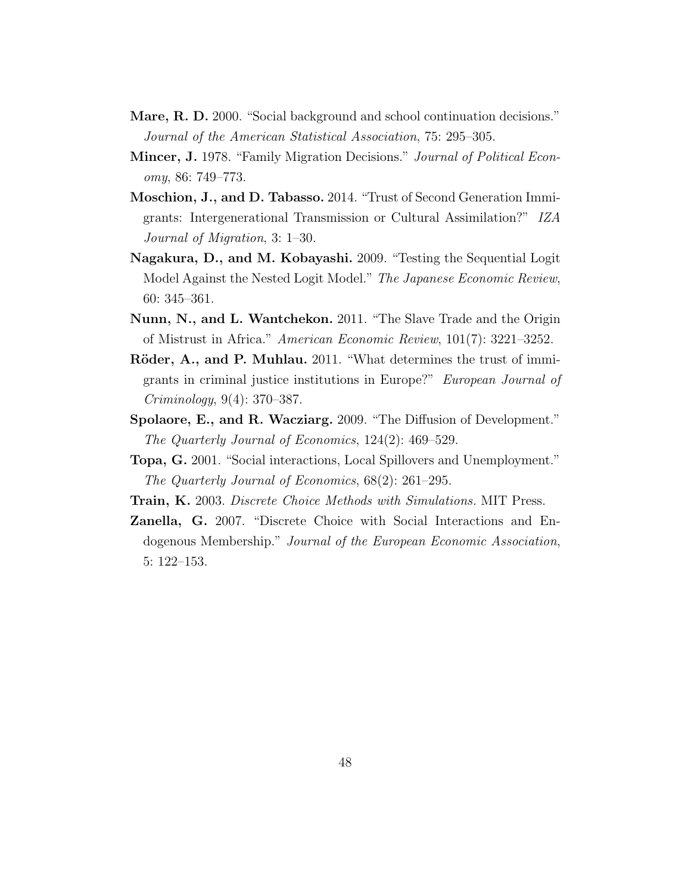**Mare, R. D.** 2000. "Social background and school continuation decisions." *Journal of the American Statistical Association*, 75: 295–305.

**Mincer, J.** 1978. "Family Migration Decisions." *Journal of Political Economy*, 86: 749–773.

**Moschion, J., and D. Tabasso.** 2014. "Trust of Second Generation Immigrants: Intergenerational Transmission or Cultural Assimilation?" *IZA Journal of Migration*, 3: 1–30.

**Nagakura, D., and M. Kobayashi.** 2009. "Testing the Sequential Logit Model Against the Nested Logit Model." *The Japanese Economic Review*, 60: 345–361.

**Nunn, N., and L. Wantchekon.** 2011. "The Slave Trade and the Origin of Mistrust in Africa." *American Economic Review*, 101(7): 3221–3252.

**Röder, A., and P. Muhlau.** 2011. "What determines the trust of immigrants in criminal justice institutions in Europe?" *European Journal of Criminology*, 9(4): 370–387.

**Spolaore, E., and R. Wacziarg.** 2009. "The Diffusion of Development." *The Quarterly Journal of Economics*, 124(2): 469–529.

**Topa, G.** 2001. "Social interactions, Local Spillovers and Unemployment." *The Quarterly Journal of Economics*, 68(2): 261–295.

**Train, K.** 2003. *Discrete Choice Methods with Simulations.* MIT Press.

**Zanella, G.** 2007. "Discrete Choice with Social Interactions and Endogenous Membership." *Journal of the European Economic Association*, 5: 122–153.